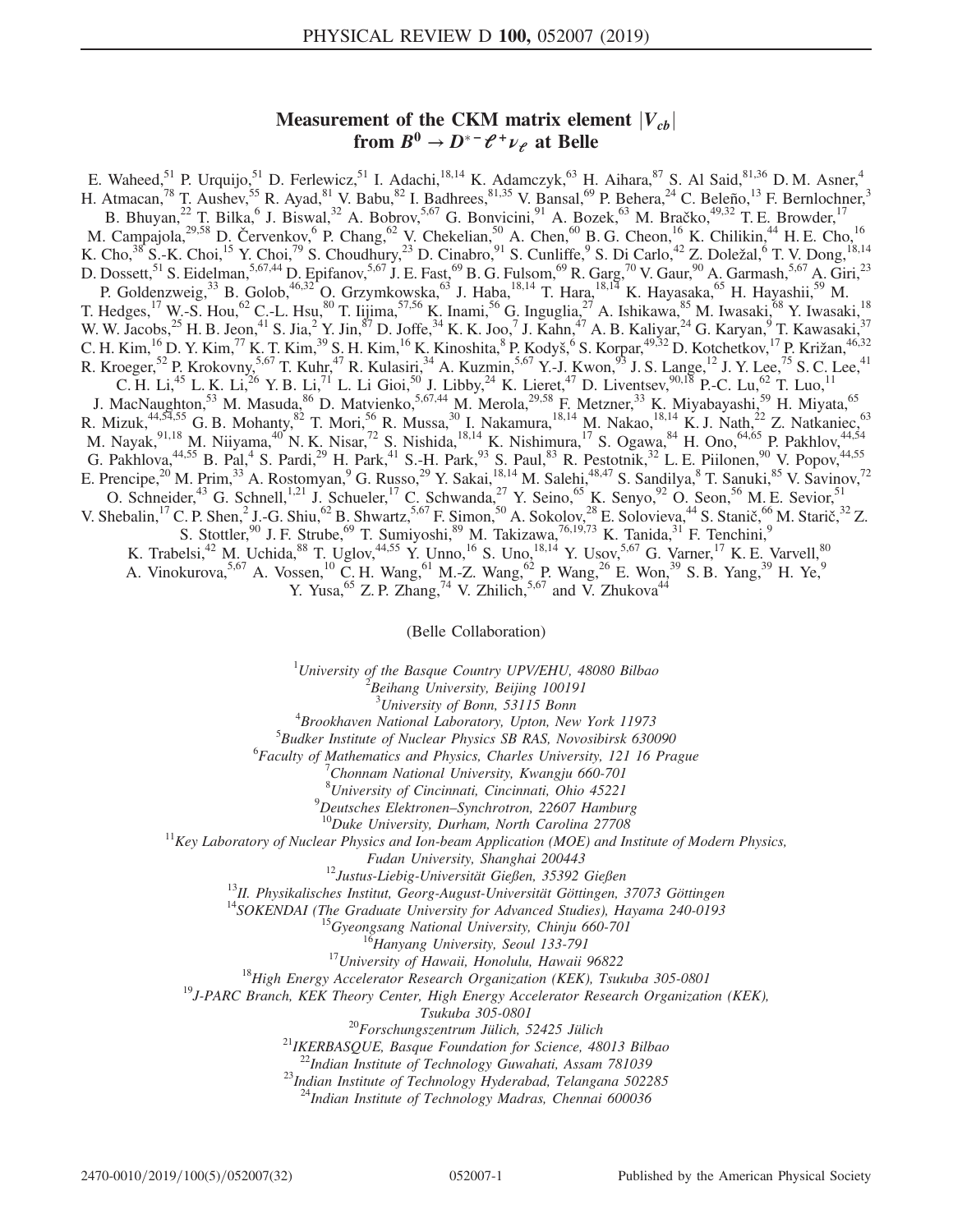# Measurement of the CKM matrix element $|V_{cb}|$ from $B^0 \to D^{*-}\ell^+\nu_\ell$ at Belle

E. Waheed,[51] P. Urquijo,[51] D. Ferlewicz,[51] I. Adachi,[18,14] K. Adamczyk,[63] H. Aihara,[87] S. Al Said,[81,36] D. M. Asner,[4] H. Atmacan,[78] T. Aushev,[55] R. Ayad,[81] V. Babu,[82] I. Badhrees,[81,35] V. Bansal,[69] P. Behera,[24] C. Beleño,[13] F. Bernlochner,[3] B. Bhuyan,[22] T. Bilka,[6] J. Biswal,[32] A. Bobrov,[5,67] G. Bonvicini,[91] A. Bozek,[63] M. Bračko,[49,32] T. E. Browder,[17] M. Campajola,[29,58] D. Červenkov,[6] P. Chang,[62] V. Chekelian,[50] A. Chen,[60] B. G. Cheon,[16] K. Chilikin,[44] H. E. Cho,[16] K. Cho,[38] S.-K. Choi,[15] Y. Choi,[79] S. Choudhury,[23] D. Cinabro,[91] S. Cunliffe,[9] S. Di Carlo,[42] Z. Doležal,[6] T. V. Dong,[18,14] D. Dossett,[51] S. Eidelman,[5,67,44] D. Epifanov,[5,67] J. E. Fast,[69] B. G. Fulsom,[69] R. Garg,[70] V. Gaur,[90] A. Garmash,[5,67] A. Giri,[23] P. Goldenzweig,[33] B. Golob,[46,32] O. Grzymkowska,[63] J. Haba,[18,14] T. Hara,[18,14] K. Hayasaka,[65] H. Hayashii,[59] M. T. Hedges,[17] W.-S. Hou,[62] C.-L. Hsu,[80] T. Iijima,[57,56] K. Inami,[56] G. Inguglia,[27] A. Ishikawa,[85] M. Iwasaki,[68] Y. Iwasaki,[18] W. W. Jacobs,[25] H. B. Jeon,[41] S. Jia,[2] Y. Jin,[87] D. Joffe,[34] K. K. Joo,[7] J. Kahn,[47] A. B. Kaliyar,[24] G. Karyan,[9] T. Kawasaki,[37] C. H. Kim,[16] D. Y. Kim,[77] K. T. Kim,[39] S. H. Kim,[16] K. Kinoshita,[8] P. Kodyš,[6] S. Korpar,[49,32] D. Kotchetkov,[17] P. Križan,[46,32] R. Kroeger,[52] P. Krokovny,[5,67] T. Kuhr,[47] R. Kulasiri,[34] A. Kuzmin,[5,67] Y.-J. Kwon,[93] J. S. Lange,[12] J. Y. Lee,[75] S. C. Lee,[41] C. H. Li,[45] L. K. Li,[26] Y. B. Li,[71] L. Li Gioi,[50] J. Libby,[24] K. Lieret,[47] D. Liventsev,[90,18] P.-C. Lu,[62] T. Luo,[11] J. MacNaughton,[53] M. Masuda,[86] D. Matvienko,[5,67,44] M. Merola,[29,58] F. Metzner,[33] K. Miyabayashi,[59] H. Miyata,[65] R. Mizuk,[44,54,55] G. B. Mohanty,[82] T. Mori,[56] R. Mussa,[30] I. Nakamura,[18,14] M. Nakao,[18,14] K. J. Nath,[22] Z. Natkaniec,[63] M. Nayak,[91,18] M. Niiyama,[40] N. K. Nisar,[72] S. Nishida,[18,14] K. Nishimura,[17] S. Ogawa,[84] H. Ono,[64,65] P. Pakhlov,[44,54] G. Pakhlova,[44,55] B. Pal,[4] S. Pardi,[29] H. Park,[41] S.-H. Park,[93] S. Paul,[83] R. Pestotnik,[32] L. E. Piilonen,[90] V. Popov,[44,55] E. Prencipe,[20] M. Prim,[33] A. Rostomyan,[9] G. Russo,[29] Y. Sakai,[18,14] M. Salehi,[48,47] S. Sandilya,[8] T. Sanuki,[85] V. Savinov,[72] O. Schneider,[43] G. Schnell,[1,21] J. Schueler,[17] C. Schwanda,[27] Y. Seino,[65] K. Senyo,[92] O. Seon,[56] M. E. Sevior,[51] V. Shebalin,[17] C. P. Shen,[2] J.-G. Shiu,[62] B. Shwartz,[5,67] F. Simon,[50] A. Sokolov,[28] E. Solovieva,[44] S. Stanič,[66] M. Starič,[32] Z. S. Stottler,[90] J. F. Strube,[69] T. Sumiyoshi,[89] M. Takizawa,[76,19,73] K. Tanida,[31] F. Tenchini,[9] K. Trabelsi,[42] M. Uchida,[88] T. Uglov,[44,55] Y. Unno,[16] S. Uno,[18,14] Y. Usov,[5,67] G. Varner,[17] K. E. Varvell,[80] A. Vinokurova,[5,67] A. Vossen,[10] C. H. Wang,[61] M.-Z. Wang,[62] P. Wang,[26] E. Won,[39] S. B. Yang,[39] H. Ye,[9] Y. Yusa,[65] Z. P. Zhang,[74] V. Zhilich,[5,67] and V. Zhukova[44]

(Belle Collaboration)

[1] *University of the Basque Country UPV/EHU, 48080 Bilbao*
[2] *Beihang University, Beijing 100191*
[3] *University of Bonn, 53115 Bonn*
[4] *Brookhaven National Laboratory, Upton, New York 11973*
[5] *Budker Institute of Nuclear Physics SB RAS, Novosibirsk 630090*
[6] *Faculty of Mathematics and Physics, Charles University, 121 16 Prague*
[7] *Chonnam National University, Kwangju 660-701*
[8] *University of Cincinnati, Cincinnati, Ohio 45221*
[9] *Deutsches Elektronen–Synchrotron, 22607 Hamburg*
[10] *Duke University, Durham, North Carolina 27708*
[11] *Key Laboratory of Nuclear Physics and Ion-beam Application (MOE) and Institute of Modern Physics, Fudan University, Shanghai 200443*
[12] *Justus-Liebig-Universität Gießen, 35392 Gießen*
[13] *II. Physikalisches Institut, Georg-August-Universität Göttingen, 37073 Göttingen*
[14] *SOKENDAI (The Graduate University for Advanced Studies), Hayama 240-0193*
[15] *Gyeongsang National University, Chinju 660-701*
[16] *Hanyang University, Seoul 133-791*
[17] *University of Hawaii, Honolulu, Hawaii 96822*
[18] *High Energy Accelerator Research Organization (KEK), Tsukuba 305-0801*
[19] *J-PARC Branch, KEK Theory Center, High Energy Accelerator Research Organization (KEK), Tsukuba 305-0801*
[20] *Forschungszentrum Jülich, 52425 Jülich*
[21] *IKERBASQUE, Basque Foundation for Science, 48013 Bilbao*
[22] *Indian Institute of Technology Guwahati, Assam 781039*
[23] *Indian Institute of Technology Hyderabad, Telangana 502285*
[24] *Indian Institute of Technology Madras, Chennai 600036*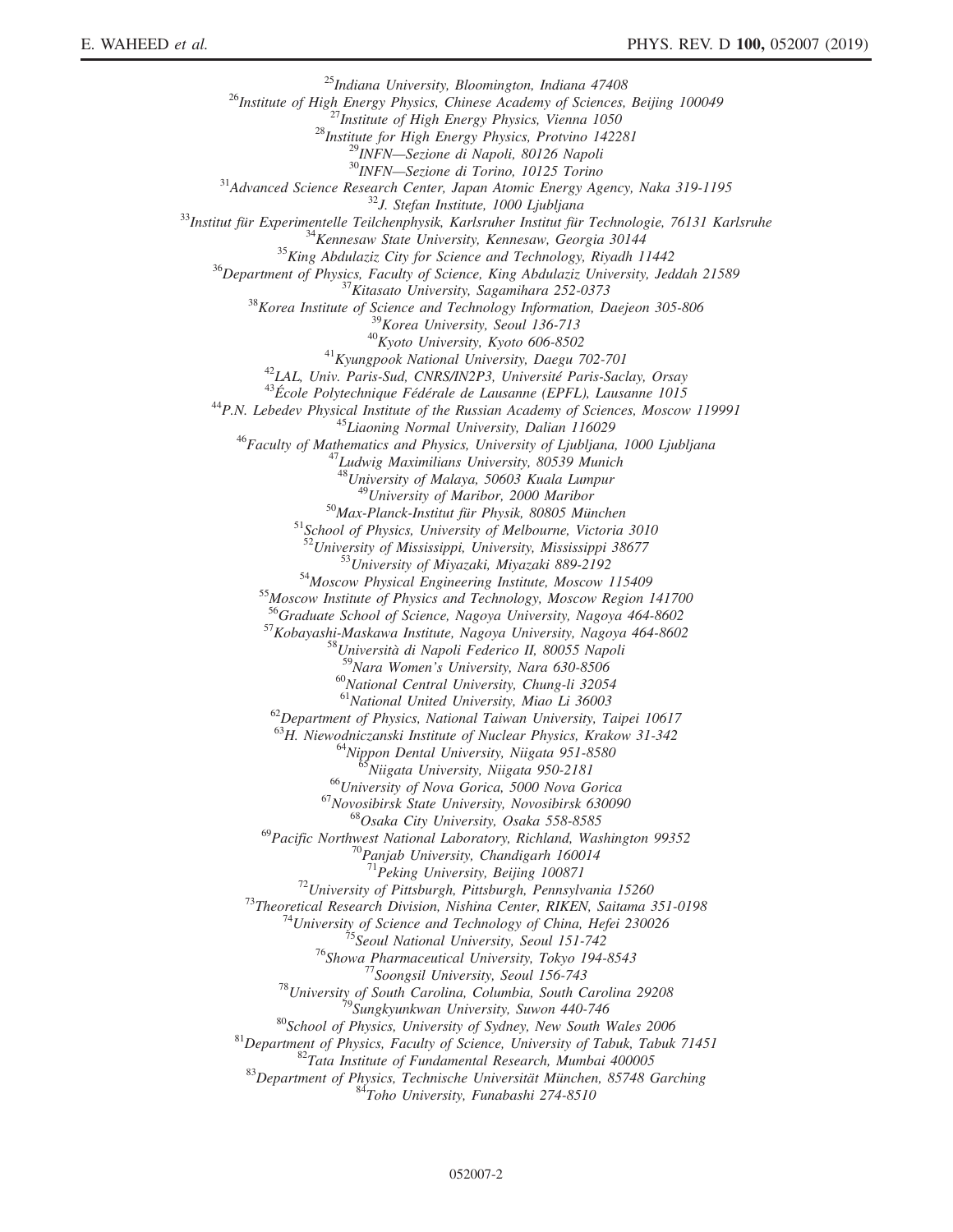[25]Indiana University, Bloomington, Indiana 47408
[26]Institute of High Energy Physics, Chinese Academy of Sciences, Beijing 100049
[27]Institute of High Energy Physics, Vienna 1050
[28]Institute for High Energy Physics, Protvino 142281
[29]INFN—Sezione di Napoli, 80126 Napoli
[30]INFN—Sezione di Torino, 10125 Torino
[31]Advanced Science Research Center, Japan Atomic Energy Agency, Naka 319-1195
[32]J. Stefan Institute, 1000 Ljubljana
[33]Institut für Experimentelle Teilchenphysik, Karlsruher Institut für Technologie, 76131 Karlsruhe
[34]Kennesaw State University, Kennesaw, Georgia 30144
[35]King Abdulaziz City for Science and Technology, Riyadh 11442
[36]Department of Physics, Faculty of Science, King Abdulaziz University, Jeddah 21589
[37]Kitasato University, Sagamihara 252-0373
[38]Korea Institute of Science and Technology Information, Daejeon 305-806
[39]Korea University, Seoul 136-713
[40]Kyoto University, Kyoto 606-8502
[41]Kyungpook National University, Daegu 702-701
[42]LAL, Univ. Paris-Sud, CNRS/IN2P3, Université Paris-Saclay, Orsay
[43]École Polytechnique Fédérale de Lausanne (EPFL), Lausanne 1015
[44]P.N. Lebedev Physical Institute of the Russian Academy of Sciences, Moscow 119991
[45]Liaoning Normal University, Dalian 116029
[46]Faculty of Mathematics and Physics, University of Ljubljana, 1000 Ljubljana
[47]Ludwig Maximilians University, 80539 Munich
[48]University of Malaya, 50603 Kuala Lumpur
[49]University of Maribor, 2000 Maribor
[50]Max-Planck-Institut für Physik, 80805 München
[51]School of Physics, University of Melbourne, Victoria 3010
[52]University of Mississippi, University, Mississippi 38677
[53]University of Miyazaki, Miyazaki 889-2192
[54]Moscow Physical Engineering Institute, Moscow 115409
[55]Moscow Institute of Physics and Technology, Moscow Region 141700
[56]Graduate School of Science, Nagoya University, Nagoya 464-8602
[57]Kobayashi-Maskawa Institute, Nagoya University, Nagoya 464-8602
[58]Università di Napoli Federico II, 80055 Napoli
[59]Nara Women's University, Nara 630-8506
[60]National Central University, Chung-li 32054
[61]National United University, Miao Li 36003
[62]Department of Physics, National Taiwan University, Taipei 10617
[63]H. Niewodniczanski Institute of Nuclear Physics, Krakow 31-342
[64]Nippon Dental University, Niigata 951-8580
[65]Niigata University, Niigata 950-2181
[66]University of Nova Gorica, 5000 Nova Gorica
[67]Novosibirsk State University, Novosibirsk 630090
[68]Osaka City University, Osaka 558-8585
[69]Pacific Northwest National Laboratory, Richland, Washington 99352
[70]Panjab University, Chandigarh 160014
[71]Peking University, Beijing 100871
[72]University of Pittsburgh, Pittsburgh, Pennsylvania 15260
[73]Theoretical Research Division, Nishina Center, RIKEN, Saitama 351-0198
[74]University of Science and Technology of China, Hefei 230026
[75]Seoul National University, Seoul 151-742
[76]Showa Pharmaceutical University, Tokyo 194-8543
[77]Soongsil University, Seoul 156-743
[78]University of South Carolina, Columbia, South Carolina 29208
[79]Sungkyunkwan University, Suwon 440-746
[80]School of Physics, University of Sydney, New South Wales 2006
[81]Department of Physics, Faculty of Science, University of Tabuk, Tabuk 71451
[82]Tata Institute of Fundamental Research, Mumbai 400005
[83]Department of Physics, Technische Universität München, 85748 Garching
[84]Toho University, Funabashi 274-8510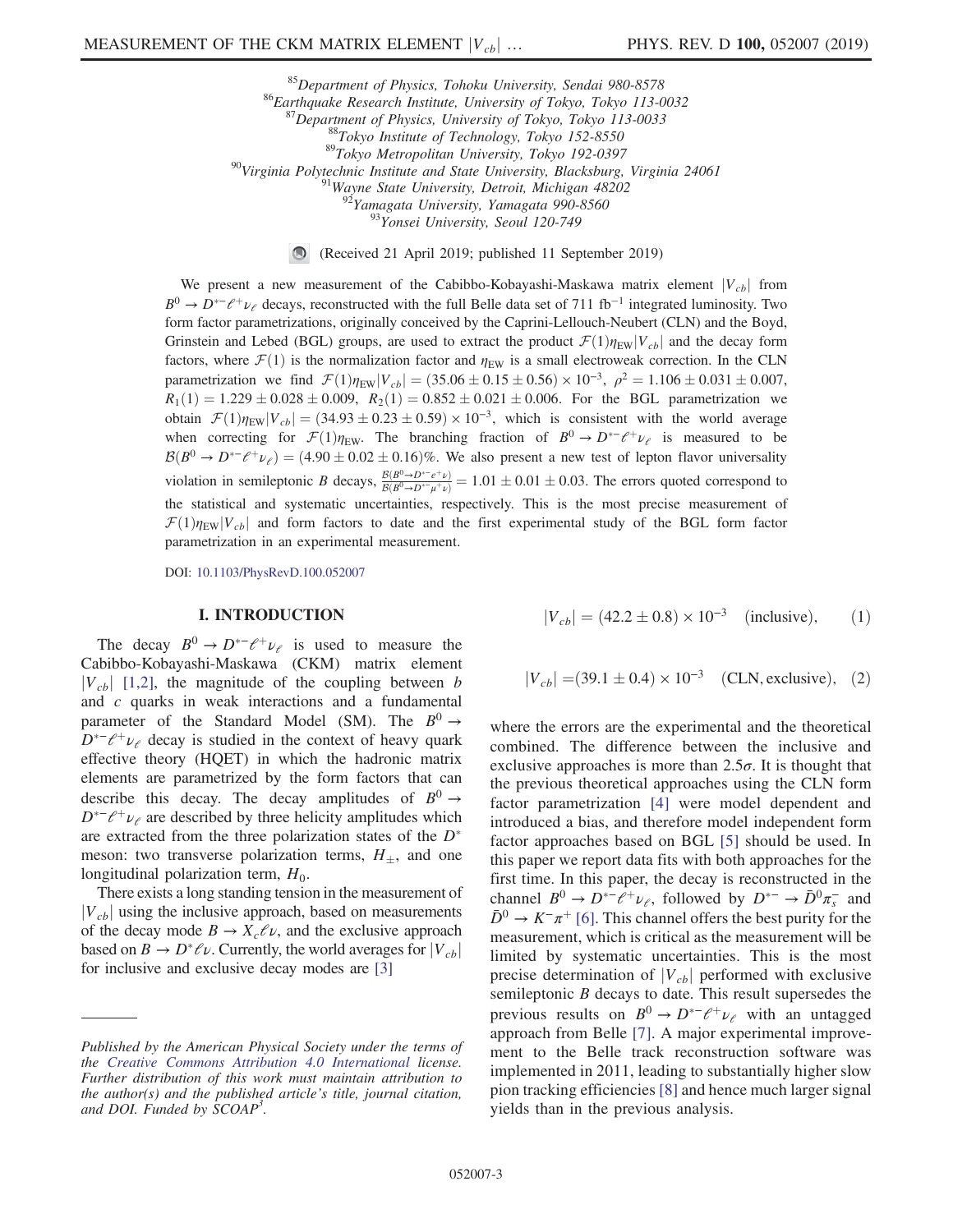[85]Department of Physics, Tohoku University, Sendai 980-8578
[86]Earthquake Research Institute, University of Tokyo, Tokyo 113-0032
[87]Department of Physics, University of Tokyo, Tokyo 113-0033
[88]Tokyo Institute of Technology, Tokyo 152-8550
[89]Tokyo Metropolitan University, Tokyo 192-0397
[90]Virginia Polytechnic Institute and State University, Blacksburg, Virginia 24061
[91]Wayne State University, Detroit, Michigan 48202
[92]Yamagata University, Yamagata 990-8560
[93]Yonsei University, Seoul 120-749

(Received 21 April 2019; published 11 September 2019)

We present a new measurement of the Cabibbo-Kobayashi-Maskawa matrix element $|V_{cb}|$ from $B^0 \to D^{*-}\ell^+\nu_\ell$ decays, reconstructed with the full Belle data set of 711 $\mathrm{fb}^{-1}$ integrated luminosity. Two form factor parametrizations, originally conceived by the Caprini-Lellouch-Neubert (CLN) and the Boyd, Grinstein and Lebed (BGL) groups, are used to extract the product $\mathcal{F}(1)\eta_{\mathrm{EW}}|V_{cb}|$ and the decay form factors, where $\mathcal{F}(1)$ is the normalization factor and $\eta_{\mathrm{EW}}$ is a small electroweak correction. In the CLN parametrization we find $\mathcal{F}(1)\eta_{\mathrm{EW}}|V_{cb}| = (35.06 \pm 0.15 \pm 0.56) \times 10^{-3}$, $\rho^2 = 1.106 \pm 0.031 \pm 0.007$, $R_1(1) = 1.229 \pm 0.028 \pm 0.009$, $R_2(1) = 0.852 \pm 0.021 \pm 0.006$. For the BGL parametrization we obtain $\mathcal{F}(1)\eta_{\mathrm{EW}}|V_{cb}| = (34.93 \pm 0.23 \pm 0.59) \times 10^{-3}$, which is consistent with the world average when correcting for $\mathcal{F}(1)\eta_{\mathrm{EW}}$. The branching fraction of $B^0 \to D^{*-}\ell^+\nu_\ell$ is measured to be $\mathcal{B}(B^0 \to D^{*-}\ell^+\nu_\ell) = (4.90 \pm 0.02 \pm 0.16)\%$. We also present a new test of lepton flavor universality violation in semileptonic $B$ decays, $\frac{\mathcal{B}(B^0 \to D^{*-}e^+\nu)}{\mathcal{B}(B^0 \to D^{*-}\mu^+\nu)} = 1.01 \pm 0.01 \pm 0.03$. The errors quoted correspond to the statistical and systematic uncertainties, respectively. This is the most precise measurement of $\mathcal{F}(1)\eta_{\mathrm{EW}}|V_{cb}|$ and form factors to date and the first experimental study of the BGL form factor parametrization in an experimental measurement.

DOI: 10.1103/PhysRevD.100.052007

## I. INTRODUCTION

The decay $B^0 \to D^{*-}\ell^+\nu_\ell$ is used to measure the Cabibbo-Kobayashi-Maskawa (CKM) matrix element $|V_{cb}|$ [1,2], the magnitude of the coupling between $b$ and $c$ quarks in weak interactions and a fundamental parameter of the Standard Model (SM). The $B^0 \to D^{*-}\ell^+\nu_\ell$ decay is studied in the context of heavy quark effective theory (HQET) in which the hadronic matrix elements are parametrized by the form factors that can describe this decay. The decay amplitudes of $B^0 \to D^{*-}\ell^+\nu_\ell$ are described by three helicity amplitudes which are extracted from the three polarization states of the $D^*$ meson: two transverse polarization terms, $H_\pm$, and one longitudinal polarization term, $H_0$.

There exists a long standing tension in the measurement of $|V_{cb}|$ using the inclusive approach, based on measurements of the decay mode $B \to X_c\ell\nu$, and the exclusive approach based on $B \to D^*\ell\nu$. Currently, the world averages for $|V_{cb}|$ for inclusive and exclusive decay modes are [3]

$$|V_{cb}| = (42.2 \pm 0.8) \times 10^{-3} \quad \text{(inclusive)}, \qquad (1)$$

$$|V_{cb}| = (39.1 \pm 0.4) \times 10^{-3} \quad \text{(CLN, exclusive)}, \qquad (2)$$

where the errors are the experimental and the theoretical combined. The difference between the inclusive and exclusive approaches is more than $2.5\sigma$. It is thought that the previous theoretical approaches using the CLN form factor parametrization [4] were model dependent and introduced a bias, and therefore model independent form factor approaches based on BGL [5] should be used. In this paper we report data fits with both approaches for the first time. In this paper, the decay is reconstructed in the channel $B^0 \to D^{*-}\ell^+\nu_\ell$, followed by $D^{*-} \to \bar{D}^0\pi_s^-$ and $\bar{D}^0 \to K^-\pi^+$ [6]. This channel offers the best purity for the measurement, which is critical as the measurement will be limited by systematic uncertainties. This is the most precise determination of $|V_{cb}|$ performed with exclusive semileptonic $B$ decays to date. This result supersedes the previous results on $B^0 \to D^{*-}\ell^+\nu_\ell$ with an untagged approach from Belle [7]. A major experimental improvement to the Belle track reconstruction software was implemented in 2011, leading to substantially higher slow pion tracking efficiencies [8] and hence much larger signal yields than in the previous analysis.

*Published by the American Physical Society under the terms of the Creative Commons Attribution 4.0 International license. Further distribution of this work must maintain attribution to the author(s) and the published article's title, journal citation, and DOI. Funded by SCOAP[3].*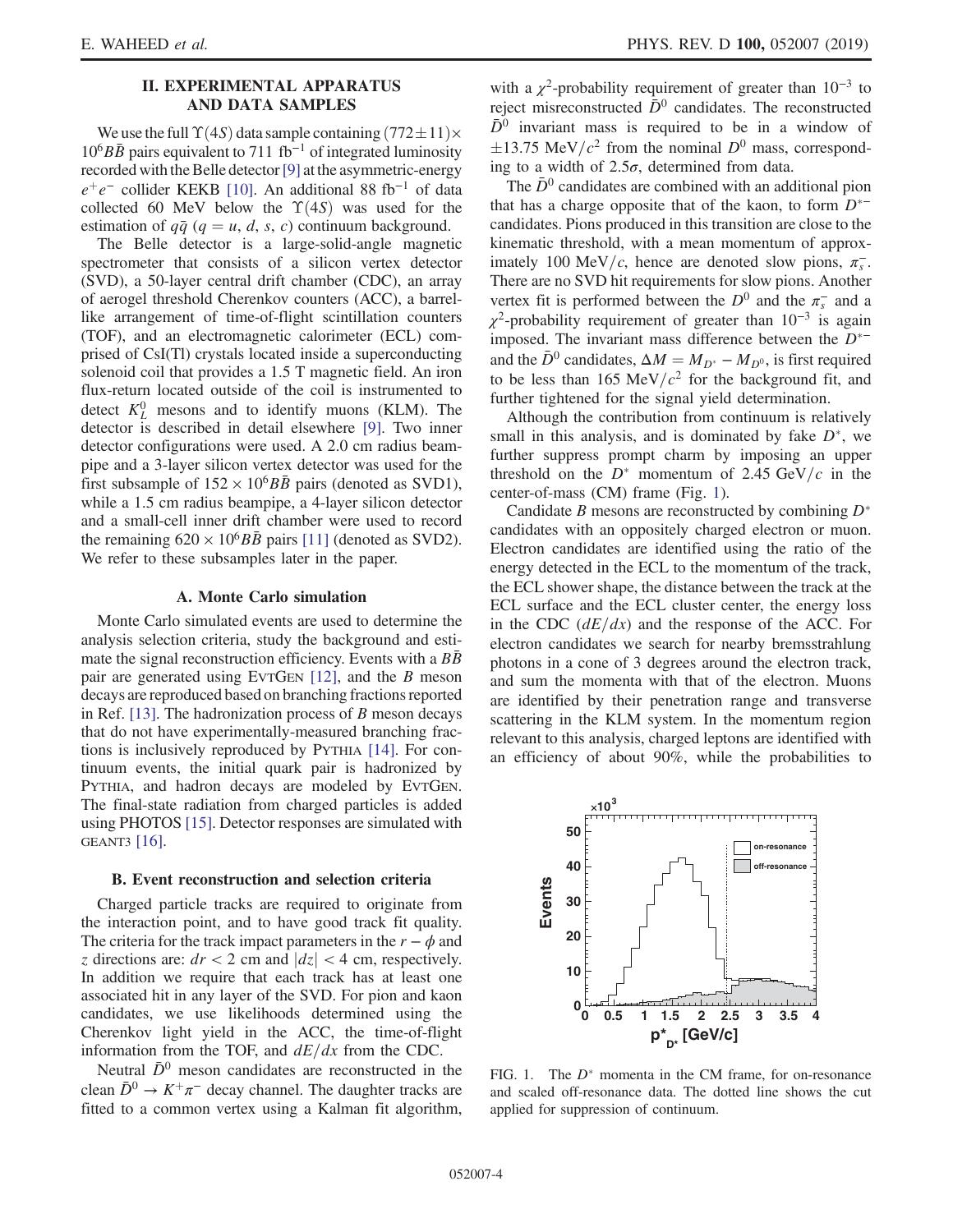## II. EXPERIMENTAL APPARATUS AND DATA SAMPLES

We use the full $\Upsilon(4S)$ data sample containing $(772 \pm 11) \times 10^6 B\bar{B}$ pairs equivalent to 711 fb$^{-1}$ of integrated luminosity recorded with the Belle detector [9] at the asymmetric-energy $e^+e^-$ collider KEKB [10]. An additional 88 fb$^{-1}$ of data collected 60 MeV below the $\Upsilon(4S)$ was used for the estimation of $q\bar{q}$ ($q = u$, $d$, $s$, $c$) continuum background.

The Belle detector is a large-solid-angle magnetic spectrometer that consists of a silicon vertex detector (SVD), a 50-layer central drift chamber (CDC), an array of aerogel threshold Cherenkov counters (ACC), a barrel-like arrangement of time-of-flight scintillation counters (TOF), and an electromagnetic calorimeter (ECL) comprised of CsI(Tl) crystals located inside a superconducting solenoid coil that provides a 1.5 T magnetic field. An iron flux-return located outside of the coil is instrumented to detect $K_L^0$ mesons and to identify muons (KLM). The detector is described in detail elsewhere [9]. Two inner detector configurations were used. A 2.0 cm radius beampipe and a 3-layer silicon vertex detector was used for the first subsample of $152 \times 10^6 B\bar{B}$ pairs (denoted as SVD1), while a 1.5 cm radius beampipe, a 4-layer silicon detector and a small-cell inner drift chamber were used to record the remaining $620 \times 10^6 B\bar{B}$ pairs [11] (denoted as SVD2). We refer to these subsamples later in the paper.

### A. Monte Carlo simulation

Monte Carlo simulated events are used to determine the analysis selection criteria, study the background and estimate the signal reconstruction efficiency. Events with a $B\bar{B}$ pair are generated using EvtGen [12], and the $B$ meson decays are reproduced based on branching fractions reported in Ref. [13]. The hadronization process of $B$ meson decays that do not have experimentally-measured branching fractions is inclusively reproduced by Pythia [14]. For continuum events, the initial quark pair is hadronized by Pythia, and hadron decays are modeled by EvtGen. The final-state radiation from charged particles is added using PHOTOS [15]. Detector responses are simulated with GEANT3 [16].

### B. Event reconstruction and selection criteria

Charged particle tracks are required to originate from the interaction point, and to have good track fit quality. The criteria for the track impact parameters in the $r - \phi$ and $z$ directions are: $dr < 2$ cm and $|dz| < 4$ cm, respectively. In addition we require that each track has at least one associated hit in any layer of the SVD. For pion and kaon candidates, we use likelihoods determined using the Cherenkov light yield in the ACC, the time-of-flight information from the TOF, and $dE/dx$ from the CDC.

Neutral $\bar{D}^0$ meson candidates are reconstructed in the clean $\bar{D}^0 \to K^+\pi^-$ decay channel. The daughter tracks are fitted to a common vertex using a Kalman fit algorithm, with a $\chi^2$-probability requirement of greater than $10^{-3}$ to reject misreconstructed $\bar{D}^0$ candidates. The reconstructed $\bar{D}^0$ invariant mass is required to be in a window of $\pm 13.75$ MeV$/c^2$ from the nominal $D^0$ mass, corresponding to a width of $2.5\sigma$, determined from data.

The $\bar{D}^0$ candidates are combined with an additional pion that has a charge opposite that of the kaon, to form $D^{*-}$ candidates. Pions produced in this transition are close to the kinematic threshold, with a mean momentum of approximately 100 MeV$/c$, hence are denoted slow pions, $\pi_s^-$. There are no SVD hit requirements for slow pions. Another vertex fit is performed between the $D^0$ and the $\pi_s^-$ and a $\chi^2$-probability requirement of greater than $10^{-3}$ is again imposed. The invariant mass difference between the $D^{*-}$ and the $\bar{D}^0$ candidates, $\Delta M = M_{D^*} - M_{D^0}$, is first required to be less than 165 MeV$/c^2$ for the background fit, and further tightened for the signal yield determination.

Although the contribution from continuum is relatively small in this analysis, and is dominated by fake $D^*$, we further suppress prompt charm by imposing an upper threshold on the $D^*$ momentum of 2.45 GeV$/c$ in the center-of-mass (CM) frame (Fig. 1).

Candidate $B$ mesons are reconstructed by combining $D^*$ candidates with an oppositely charged electron or muon. Electron candidates are identified using the ratio of the energy detected in the ECL to the momentum of the track, the ECL shower shape, the distance between the track at the ECL surface and the ECL cluster center, the energy loss in the CDC ($dE/dx$) and the response of the ACC. For electron candidates we search for nearby bremsstrahlung photons in a cone of 3 degrees around the electron track, and sum the momenta with that of the electron. Muons are identified by their penetration range and transverse scattering in the KLM system. In the momentum region relevant to this analysis, charged leptons are identified with an efficiency of about 90%, while the probabilities to

FIG. 1. The $D^*$ momenta in the CM frame, for on-resonance and scaled off-resonance data. The dotted line shows the cut applied for suppression of continuum.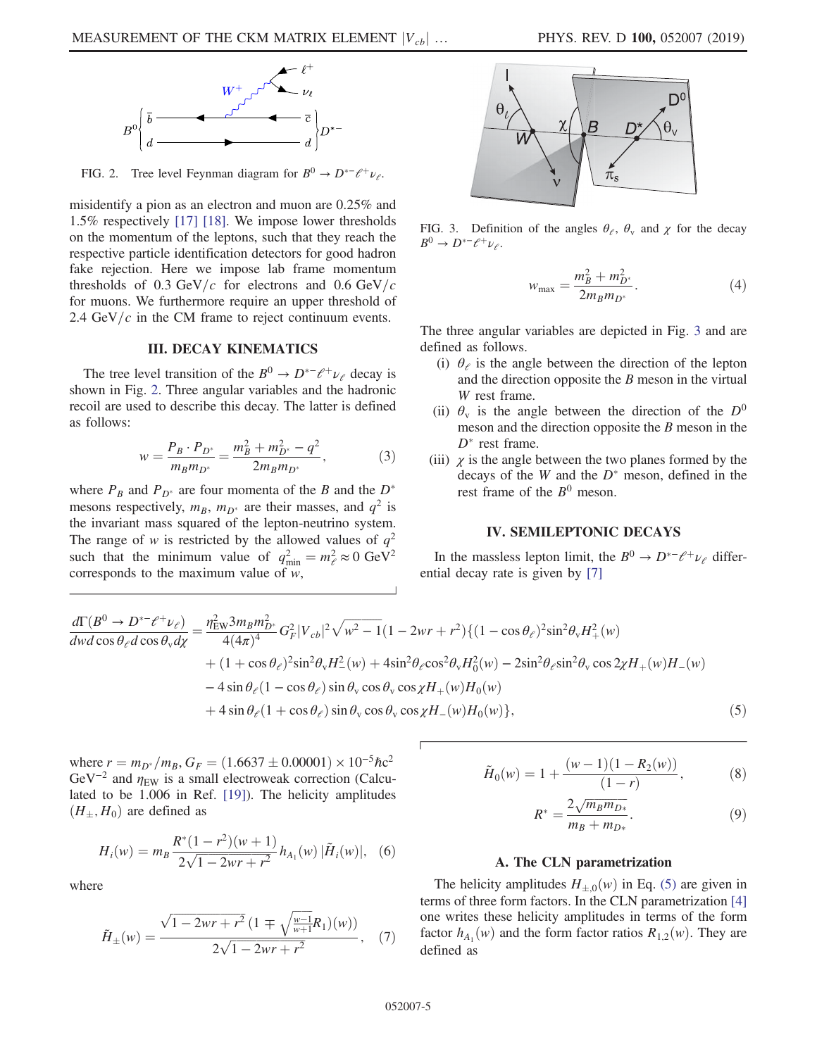FIG. 2. Tree level Feynman diagram for $B^0 \to D^{*-}\ell^+\nu_\ell$.

misidentify a pion as an electron and muon are 0.25% and 1.5% respectively [17] [18]. We impose lower thresholds on the momentum of the leptons, such that they reach the respective particle identification detectors for good hadron fake rejection. Here we impose lab frame momentum thresholds of 0.3 GeV/$c$ for electrons and 0.6 GeV/$c$ for muons. We furthermore require an upper threshold of 2.4 GeV/$c$ in the CM frame to reject continuum events.

## III. DECAY KINEMATICS

The tree level transition of the $B^0 \to D^{*-}\ell^+\nu_\ell$ decay is shown in Fig. 2. Three angular variables and the hadronic recoil are used to describe this decay. The latter is defined as follows:

$$w = \frac{P_B \cdot P_{D^*}}{m_B m_{D^*}} = \frac{m_B^2 + m_{D^*}^2 - q^2}{2m_B m_{D^*}}, \tag{3}$$

where $P_B$ and $P_{D^*}$ are four momenta of the $B$ and the $D^*$ mesons respectively, $m_B$, $m_{D^*}$ are their masses, and $q^2$ is the invariant mass squared of the lepton-neutrino system. The range of $w$ is restricted by the allowed values of $q^2$ such that the minimum value of $q^2_{\min} = m_\ell^2 \approx 0$ GeV$^2$ corresponds to the maximum value of $w$,

FIG. 3. Definition of the angles $\theta_\ell$, $\theta_v$ and $\chi$ for the decay $B^0 \to D^{*-}\ell^+\nu_\ell$.

$$w_{\max} = \frac{m_B^2 + m_{D^*}^2}{2m_B m_{D^*}}. \tag{4}$$

The three angular variables are depicted in Fig. 3 and are defined as follows.

(i) $\theta_\ell$ is the angle between the direction of the lepton and the direction opposite the $B$ meson in the virtual $W$ rest frame.

(ii) $\theta_v$ is the angle between the direction of the $D^0$ meson and the direction opposite the $B$ meson in the $D^*$ rest frame.

(iii) $\chi$ is the angle between the two planes formed by the decays of the $W$ and the $D^*$ meson, defined in the rest frame of the $B^0$ meson.

## IV. SEMILEPTONIC DECAYS

In the massless lepton limit, the $B^0 \to D^{*-}\ell^+\nu_\ell$ differential decay rate is given by [7]

$$\begin{aligned}
\frac{d\Gamma(B^0 \to D^{*-}\ell^+\nu_\ell)}{dw\,d\cos\theta_\ell\,d\cos\theta_v\,d\chi} = {} & \frac{\eta_{\rm EW}^2 3 m_B m_{D^*}^2}{4(4\pi)^4} G_F^2 |V_{cb}|^2 \sqrt{w^2-1}(1-2wr+r^2)\{(1-\cos\theta_\ell)^2 \sin^2\theta_v H_+^2(w) \\
& + (1+\cos\theta_\ell)^2 \sin^2\theta_v H_-^2(w) + 4\sin^2\theta_\ell \cos^2\theta_v H_0^2(w) - 2\sin^2\theta_\ell \sin^2\theta_v \cos 2\chi H_+(w)H_-(w) \\
& - 4\sin\theta_\ell(1-\cos\theta_\ell)\sin\theta_v\cos\theta_v\cos\chi H_+(w)H_0(w) \\
& + 4\sin\theta_\ell(1+\cos\theta_\ell)\sin\theta_v\cos\theta_v\cos\chi H_-(w)H_0(w)\},
\end{aligned} \tag{5}$$

where $r = m_{D^*}/m_B$, $G_F = (1.6637 \pm 0.00001) \times 10^{-5}\hbar c^2$ GeV$^{-2}$ and $\eta_{\rm EW}$ is a small electroweak correction (Calculated to be 1.006 in Ref. [19]). The helicity amplitudes $(H_\pm, H_0)$ are defined as

$$H_i(w) = m_B \frac{R^*(1-r^2)(w+1)}{2\sqrt{1-2wr+r^2}} h_{A_1}(w)\,|\tilde{H}_i(w)|, \tag{6}$$

where

$$\tilde{H}_\pm(w) = \frac{\sqrt{1-2wr+r^2}\,(1 \mp \sqrt{\frac{w-1}{w+1}}R_1)(w))}{2\sqrt{1-2wr+r^2}}, \tag{7}$$

$$\tilde{H}_0(w) = 1 + \frac{(w-1)(1-R_2(w))}{(1-r)}, \tag{8}$$

$$R^* = \frac{2\sqrt{m_B m_{D*}}}{m_B + m_{D*}}. \tag{9}$$

### A. The CLN parametrization

The helicity amplitudes $H_{\pm,0}(w)$ in Eq. (5) are given in terms of three form factors. In the CLN parametrization [4] one writes these helicity amplitudes in terms of the form factor $h_{A_1}(w)$ and the form factor ratios $R_{1,2}(w)$. They are defined as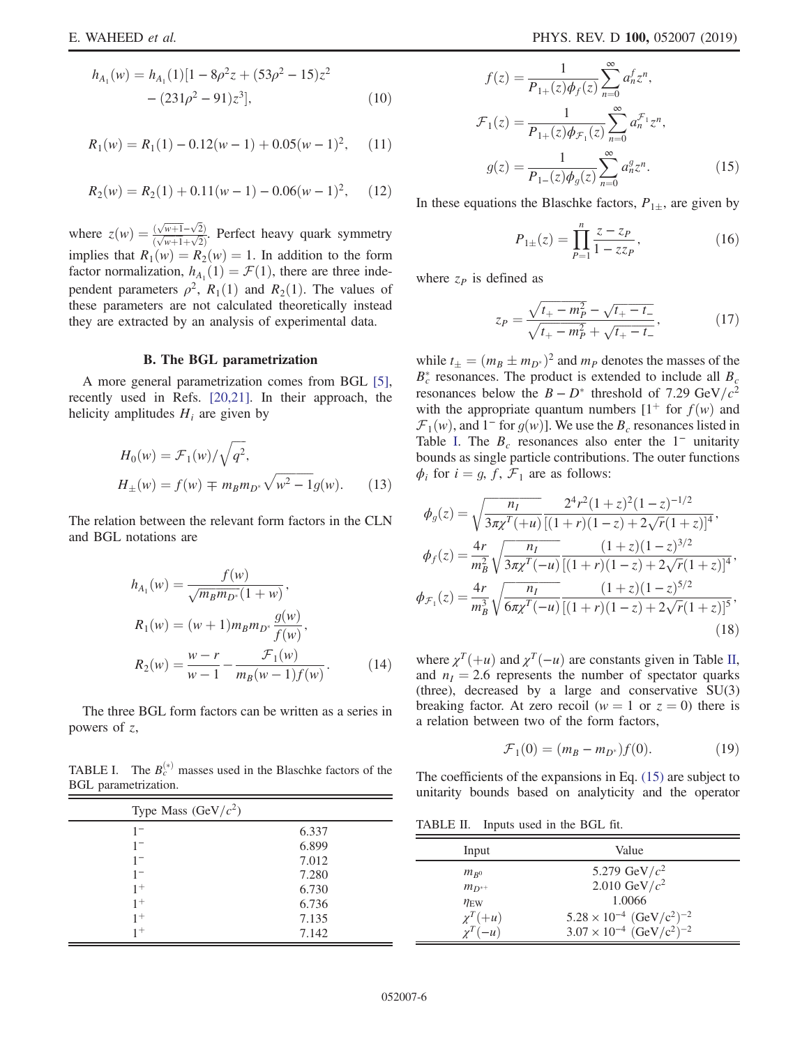$$h_{A_1}(w) = h_{A_1}(1)[1 - 8\rho^2 z + (53\rho^2 - 15)z^2 - (231\rho^2 - 91)z^3], \quad (10)$$

$$R_1(w) = R_1(1) - 0.12(w-1) + 0.05(w-1)^2, \quad (11)$$

$$R_2(w) = R_2(1) + 0.11(w-1) - 0.06(w-1)^2, \quad (12)$$

where $z(w) = \frac{(\sqrt{w+1}-\sqrt{2})}{(\sqrt{w+1}+\sqrt{2})}$. Perfect heavy quark symmetry implies that $R_1(w) = R_2(w) = 1$. In addition to the form factor normalization, $h_{A_1}(1) = \mathcal{F}(1)$, there are three independent parameters $\rho^2$, $R_1(1)$ and $R_2(1)$. The values of these parameters are not calculated theoretically instead they are extracted by an analysis of experimental data.

### B. The BGL parametrization

A more general parametrization comes from BGL [5], recently used in Refs. [20,21]. In their approach, the helicity amplitudes $H_i$ are given by

$$H_0(w) = \mathcal{F}_1(w)/\sqrt{q^2},$$
$$H_\pm(w) = f(w) \mp m_B m_{D^*}\sqrt{w^2-1}g(w). \quad (13)$$

The relation between the relevant form factors in the CLN and BGL notations are

$$h_{A_1}(w) = \frac{f(w)}{\sqrt{m_B m_{D^*}}(1+w)},$$
$$R_1(w) = (w+1)m_B m_{D^*}\frac{g(w)}{f(w)},$$
$$R_2(w) = \frac{w-r}{w-1} - \frac{\mathcal{F}_1(w)}{m_B(w-1)f(w)}. \quad (14)$$

The three BGL form factors can be written as a series in powers of $z$,

$$f(z) = \frac{1}{P_{1+}(z)\phi_f(z)}\sum_{n=0}^{\infty} a_n^f z^n,$$
$$\mathcal{F}_1(z) = \frac{1}{P_{1+}(z)\phi_{\mathcal{F}_1}(z)}\sum_{n=0}^{\infty} a_n^{\mathcal{F}_1} z^n,$$
$$g(z) = \frac{1}{P_{1-}(z)\phi_g(z)}\sum_{n=0}^{\infty} a_n^g z^n. \quad (15)$$

In these equations the Blaschke factors, $P_{1\pm}$, are given by

$$P_{1\pm}(z) = \prod_{P=1}^{n}\frac{z - z_P}{1 - z z_P}, \quad (16)$$

where $z_P$ is defined as

$$z_P = \frac{\sqrt{t_+ - m_P^2} - \sqrt{t_+ - t_-}}{\sqrt{t_+ - m_P^2} + \sqrt{t_+ - t_-}}, \quad (17)$$

while $t_\pm = (m_B \pm m_{D^*})^2$ and $m_P$ denotes the masses of the $B_c^*$ resonances. The product is extended to include all $B_c$ resonances below the $B - D^*$ threshold of 7.29 GeV/$c^2$ with the appropriate quantum numbers [$1^+$ for $f(w)$ and $\mathcal{F}_1(w)$, and $1^-$ for $g(w)$]. We use the $B_c$ resonances listed in Table I. The $B_c$ resonances also enter the $1^-$ unitarity bounds as single particle contributions. The outer functions $\phi_i$ for $i = g, f, \mathcal{F}_1$ are as follows:

$$\phi_g(z) = \sqrt{\frac{n_I}{3\pi\chi^T(+u)}}\frac{2^4 r^2(1+z)^2(1-z)^{-1/2}}{[(1+r)(1-z)+2\sqrt{r}(1+z)]^4},$$
$$\phi_f(z) = \frac{4r}{m_B^2}\sqrt{\frac{n_I}{3\pi\chi^T(-u)}}\frac{(1+z)(1-z)^{3/2}}{[(1+r)(1-z)+2\sqrt{r}(1+z)]^4},$$
$$\phi_{\mathcal{F}_1}(z) = \frac{4r}{m_B^3}\sqrt{\frac{n_I}{6\pi\chi^T(-u)}}\frac{(1+z)(1-z)^{5/2}}{[(1+r)(1-z)+2\sqrt{r}(1+z)]^5}, \quad (18)$$

where $\chi^T(+u)$ and $\chi^T(-u)$ are constants given in Table II, and $n_I = 2.6$ represents the number of spectator quarks (three), decreased by a large and conservative SU(3) breaking factor. At zero recoil ($w = 1$ or $z = 0$) there is a relation between two of the form factors,

$$\mathcal{F}_1(0) = (m_B - m_{D^*})f(0). \quad (19)$$

The coefficients of the expansions in Eq. (15) are subject to unitarity bounds based on analyticity and the operator

TABLE I. The $B_c^{(*)}$ masses used in the Blaschke factors of the BGL parametrization.

| Type | Mass (GeV/$c^2$) |
|---|---|
| $1^-$ | 6.337 |
| $1^-$ | 6.899 |
| $1^-$ | 7.012 |
| $1^-$ | 7.280 |
| $1^+$ | 6.730 |
| $1^+$ | 6.736 |
| $1^+$ | 7.135 |
| $1^+$ | 7.142 |

TABLE II. Inputs used in the BGL fit.

| Input | Value |
|---|---|
| $m_{B^0}$ | 5.279 GeV/$c^2$ |
| $m_{D^{*+}}$ | 2.010 GeV/$c^2$ |
| $\eta_{\mathrm{EW}}$ | 1.0066 |
| $\chi^T(+u)$ | $5.28 \times 10^{-4}$ (GeV/$c^2$)$^{-2}$ |
| $\chi^T(-u)$ | $3.07 \times 10^{-4}$ (GeV/$c^2$)$^{-2}$ |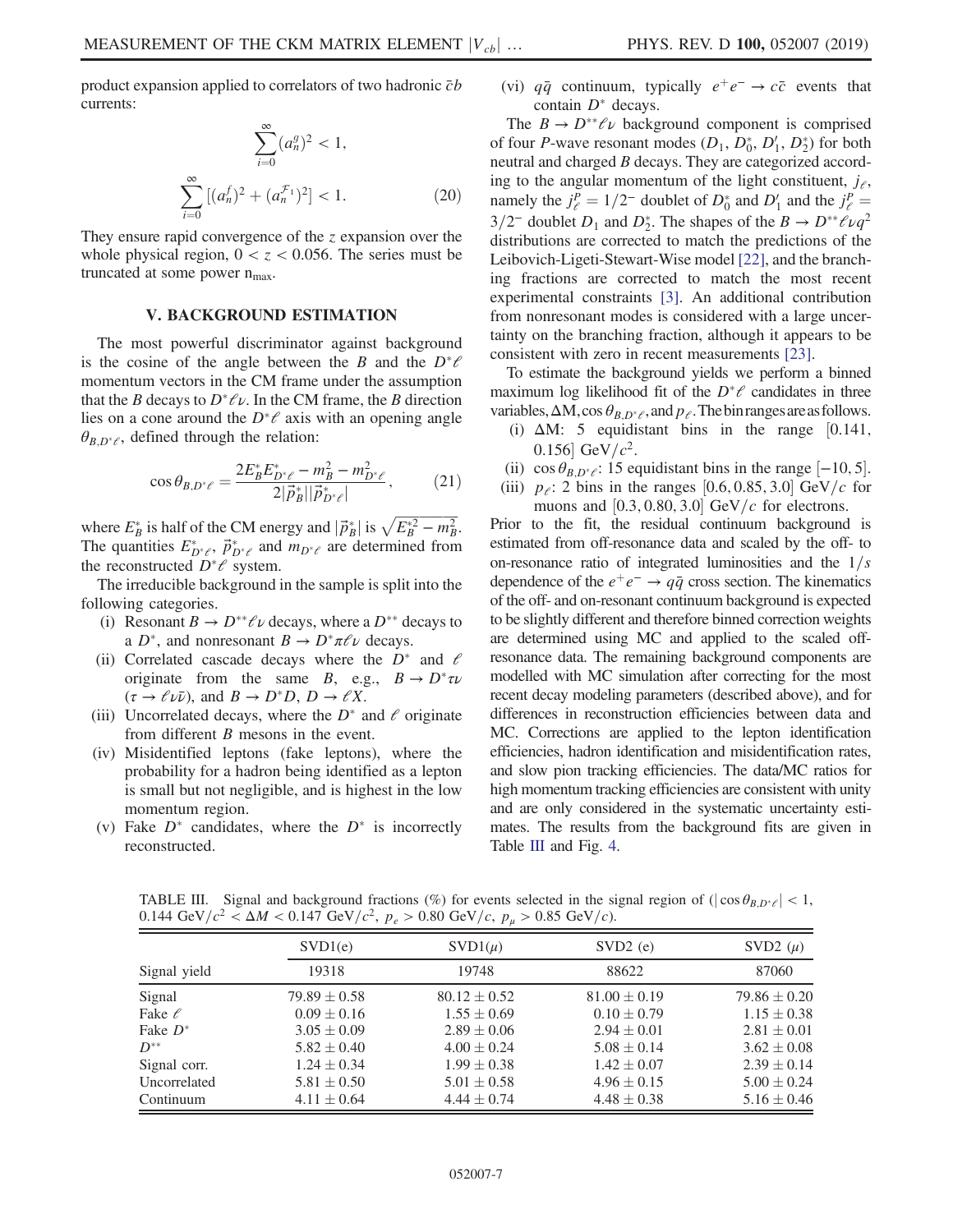product expansion applied to correlators of two hadronic $\bar{c}b$ currents:

$$\sum_{i=0}^{\infty} (a_n^g)^2 < 1,$$

$$\sum_{i=0}^{\infty} [(a_n^f)^2 + (a_n^{\mathcal{F}_1})^2] < 1. \tag{20}$$

They ensure rapid convergence of the $z$ expansion over the whole physical region, $0 < z < 0.056$. The series must be truncated at some power $n_{max}$.

## V. BACKGROUND ESTIMATION

The most powerful discriminator against background is the cosine of the angle between the $B$ and the $D^*\ell$ momentum vectors in the CM frame under the assumption that the $B$ decays to $D^*\ell\nu$. In the CM frame, the $B$ direction lies on a cone around the $D^*\ell$ axis with an opening angle $\theta_{B,D^*\ell}$, defined through the relation:

$$\cos\theta_{B,D^*\ell} = \frac{2E_B^* E_{D^*\ell}^* - m_B^2 - m_{D^*\ell}^2}{2|\vec{p}_B^*||\vec{p}_{D^*\ell}^*|}, \tag{21}$$

where $E_B^*$ is half of the CM energy and $|\vec{p}_B^*|$ is $\sqrt{E_B^{*2} - m_B^2}$. The quantities $E_{D^*\ell}^*$, $\vec{p}_{D^*\ell}^*$ and $m_{D^*\ell}$ are determined from the reconstructed $D^*\ell$ system.

The irreducible background in the sample is split into the following categories.

(i) Resonant $B \to D^{**}\ell\nu$ decays, where a $D^{**}$ decays to a $D^*$, and nonresonant $B \to D^*\pi\ell\nu$ decays.

(ii) Correlated cascade decays where the $D^*$ and $\ell$ originate from the same $B$, e.g., $B \to D^*\tau\nu$ ($\tau \to \ell\nu\bar{\nu}$), and $B \to D^*D$, $D \to \ell X$.

(iii) Uncorrelated decays, where the $D^*$ and $\ell$ originate from different $B$ mesons in the event.

(iv) Misidentified leptons (fake leptons), where the probability for a hadron being identified as a lepton is small but not negligible, and is highest in the low momentum region.

(v) Fake $D^*$ candidates, where the $D^*$ is incorrectly reconstructed.

(vi) $q\bar{q}$ continuum, typically $e^+e^- \to c\bar{c}$ events that contain $D^*$ decays.

The $B \to D^{**}\ell\nu$ background component is comprised of four $P$-wave resonant modes ($D_1$, $D_0^*$, $D_1'$, $D_2^*$) for both neutral and charged $B$ decays. They are categorized according to the angular momentum of the light constituent, $j_\ell$, namely the $j_\ell^P = 1/2^-$ doublet of $D_0^*$ and $D_1'$ and the $j_\ell^P = 3/2^-$ doublet $D_1$ and $D_2^*$. The shapes of the $B \to D^{**}\ell\nu q^2$ distributions are corrected to match the predictions of the Leibovich-Ligeti-Stewart-Wise model [22], and the branching fractions are corrected to match the most recent experimental constraints [3]. An additional contribution from nonresonant modes is considered with a large uncertainty on the branching fraction, although it appears to be consistent with zero in recent measurements [23].

To estimate the background yields we perform a binned maximum log likelihood fit of the $D^*\ell$ candidates in three variables, $\Delta M$, $\cos\theta_{B,D^*\ell}$, and $p_\ell$. The bin ranges are as follows.

(i) $\Delta M$: 5 equidistant bins in the range $[0.141, 0.156]$ GeV$/c^2$.

(ii) $\cos\theta_{B,D^*\ell}$: 15 equidistant bins in the range $[-10, 5]$.

(iii) $p_\ell$: 2 bins in the ranges $[0.6, 0.85, 3.0]$ GeV$/c$ for muons and $[0.3, 0.80, 3.0]$ GeV$/c$ for electrons.

Prior to the fit, the residual continuum background is estimated from off-resonance data and scaled by the off- to on-resonance ratio of integrated luminosities and the $1/s$ dependence of the $e^+e^- \to q\bar{q}$ cross section. The kinematics of the off- and on-resonant continuum background is expected to be slightly different and therefore binned correction weights are determined using MC and applied to the scaled off-resonance data. The remaining background components are modelled with MC simulation after correcting for the most recent decay modeling parameters (described above), and for differences in reconstruction efficiencies between data and MC. Corrections are applied to the lepton identification efficiencies, hadron identification and misidentification rates, and slow pion tracking efficiencies. The data/MC ratios for high momentum tracking efficiencies are consistent with unity and are only considered in the systematic uncertainty estimates. The results from the background fits are given in Table III and Fig. 4.

TABLE III. Signal and background fractions (%) for events selected in the signal region of ($|\cos\theta_{B,D^*\ell}| < 1$, $0.144$ GeV$/c^2 < \Delta M < 0.147$ GeV$/c^2$, $p_e > 0.80$ GeV$/c$, $p_\mu > 0.85$ GeV$/c$).

| | SVD1(e) | SVD1($\mu$) | SVD2 (e) | SVD2 ($\mu$) |
|---|---|---|---|---|
| Signal yield | 19318 | 19748 | 88622 | 87060 |
| Signal | $79.89 \pm 0.58$ | $80.12 \pm 0.52$ | $81.00 \pm 0.19$ | $79.86 \pm 0.20$ |
| Fake $\ell$ | $0.09 \pm 0.16$ | $1.55 \pm 0.69$ | $0.10 \pm 0.79$ | $1.15 \pm 0.38$ |
| Fake $D^*$ | $3.05 \pm 0.09$ | $2.89 \pm 0.06$ | $2.94 \pm 0.01$ | $2.81 \pm 0.01$ |
| $D^{**}$ | $5.82 \pm 0.40$ | $4.00 \pm 0.24$ | $5.08 \pm 0.14$ | $3.62 \pm 0.08$ |
| Signal corr. | $1.24 \pm 0.34$ | $1.99 \pm 0.38$ | $1.42 \pm 0.07$ | $2.39 \pm 0.14$ |
| Uncorrelated | $5.81 \pm 0.50$ | $5.01 \pm 0.58$ | $4.96 \pm 0.15$ | $5.00 \pm 0.24$ |
| Continuum | $4.11 \pm 0.64$ | $4.44 \pm 0.74$ | $4.48 \pm 0.38$ | $5.16 \pm 0.46$ |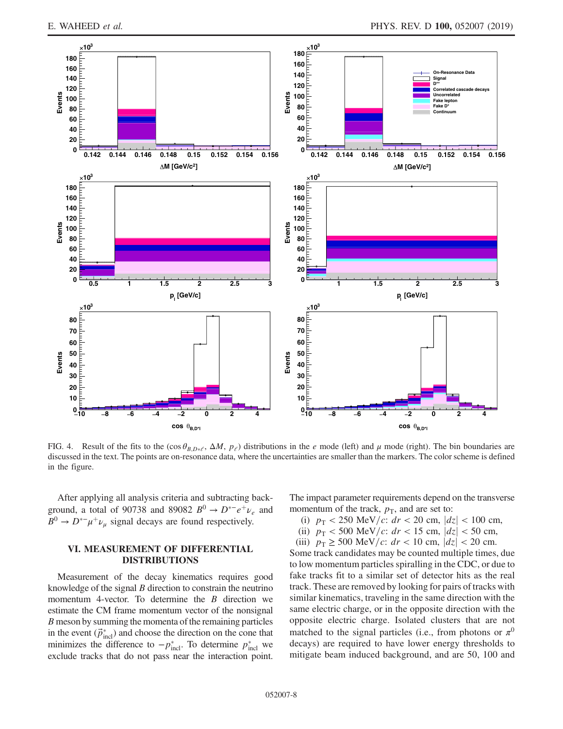FIG. 4. Result of the fits to the ($\cos\theta_{B,D^*\ell}$, $\Delta M$, $p_\ell$) distributions in the $e$ mode (left) and $\mu$ mode (right). The bin boundaries are discussed in the text. The points are on-resonance data, where the uncertainties are smaller than the markers. The color scheme is defined in the figure.

After applying all analysis criteria and subtracting background, a total of 90738 and 89082 $B^0 \to D^{*-}e^+\nu_e$ and $B^0 \to D^{*-}\mu^+\nu_\mu$ signal decays are found respectively.

## VI. MEASUREMENT OF DIFFERENTIAL DISTRIBUTIONS

Measurement of the decay kinematics requires good knowledge of the signal $B$ direction to constrain the neutrino momentum 4-vector. To determine the $B$ direction we estimate the CM frame momentum vector of the nonsignal $B$ meson by summing the momenta of the remaining particles in the event ($\vec{p}^{\,*}_{\text{incl}}$) and choose the direction on the cone that minimizes the difference to $-p^*_{\text{incl}}$. To determine $p^*_{\text{incl}}$ we exclude tracks that do not pass near the interaction point. The impact parameter requirements depend on the transverse momentum of the track, $p_\text{T}$, and are set to:

(i) $p_\text{T} < 250$ MeV/$c$: $dr < 20$ cm, $|dz| < 100$ cm,

(ii) $p_\text{T} < 500$ MeV/$c$: $dr < 15$ cm, $|dz| < 50$ cm,

(iii) $p_\text{T} \geq 500$ MeV/$c$: $dr < 10$ cm, $|dz| < 20$ cm.

Some track candidates may be counted multiple times, due to low momentum particles spiralling in the CDC, or due to fake tracks fit to a similar set of detector hits as the real track. These are removed by looking for pairs of tracks with similar kinematics, traveling in the same direction with the same electric charge, or in the opposite direction with the opposite electric charge. Isolated clusters that are not matched to the signal particles (i.e., from photons or $\pi^0$ decays) are required to have lower energy thresholds to mitigate beam induced background, and are 50, 100 and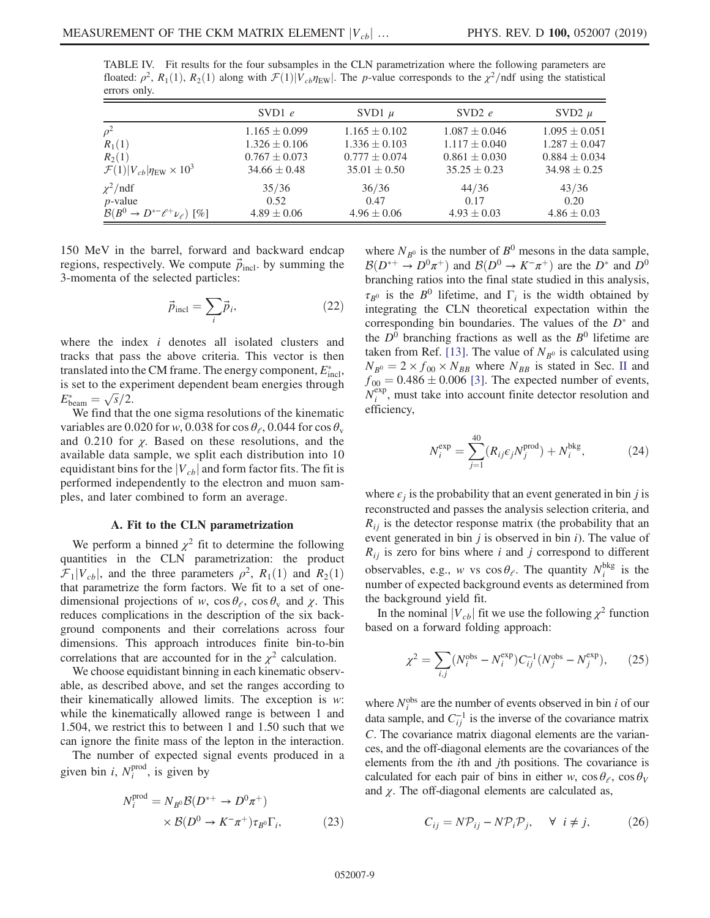TABLE IV. Fit results for the four subsamples in the CLN parametrization where the following parameters are floated: $\rho^2$, $R_1(1)$, $R_2(1)$ along with $\mathcal{F}(1)|V_{cb}\eta_{\rm EW}|$. The $p$-value corresponds to the $\chi^2$/ndf using the statistical errors only.

| | SVD1 $e$ | SVD1 $\mu$ | SVD2 $e$ | SVD2 $\mu$ |
|---|---|---|---|---|
| $\rho^2$ | $1.165 \pm 0.099$ | $1.165 \pm 0.102$ | $1.087 \pm 0.046$ | $1.095 \pm 0.051$ |
| $R_1(1)$ | $1.326 \pm 0.106$ | $1.336 \pm 0.103$ | $1.117 \pm 0.040$ | $1.287 \pm 0.047$ |
| $R_2(1)$ | $0.767 \pm 0.073$ | $0.777 \pm 0.074$ | $0.861 \pm 0.030$ | $0.884 \pm 0.034$ |
| $\mathcal{F}(1)\lvert V_{cb}\rvert\eta_{\rm EW} \times 10^3$ | $34.66 \pm 0.48$ | $35.01 \pm 0.50$ | $35.25 \pm 0.23$ | $34.98 \pm 0.25$ |
| $\chi^2$/ndf | 35/36 | 36/36 | 44/36 | 43/36 |
| $p$-value | 0.52 | 0.47 | 0.17 | 0.20 |
| $\mathcal{B}(B^0 \to D^{*-}\ell^+\nu_\ell)$ [%] | $4.89 \pm 0.06$ | $4.96 \pm 0.06$ | $4.93 \pm 0.03$ | $4.86 \pm 0.03$ |

150 MeV in the barrel, forward and backward endcap regions, respectively. We compute $\vec{p}_{\rm incl.}$ by summing the 3-momenta of the selected particles:

$$\vec{p}_{\rm incl} = \sum_i \vec{p}_i, \tag{22}$$

where the index $i$ denotes all isolated clusters and tracks that pass the above criteria. This vector is then translated into the CM frame. The energy component, $E^*_{\rm incl}$, is set to the experiment dependent beam energies through $E^*_{\rm beam} = \sqrt{s}/2$.

We find that the one sigma resolutions of the kinematic variables are 0.020 for $w$, 0.038 for $\cos\theta_\ell$, 0.044 for $\cos\theta_{\rm v}$ and 0.210 for $\chi$. Based on these resolutions, and the available data sample, we split each distribution into 10 equidistant bins for the $|V_{cb}|$ and form factor fits. The fit is performed independently to the electron and muon samples, and later combined to form an average.

### A. Fit to the CLN parametrization

We perform a binned $\chi^2$ fit to determine the following quantities in the CLN parametrization: the product $\mathcal{F}_1|V_{cb}|$, and the three parameters $\rho^2$, $R_1(1)$ and $R_2(1)$ that parametrize the form factors. We fit to a set of one-dimensional projections of $w$, $\cos\theta_\ell$, $\cos\theta_{\rm v}$ and $\chi$. This reduces complications in the description of the six background components and their correlations across four dimensions. This approach introduces finite bin-to-bin correlations that are accounted for in the $\chi^2$ calculation.

We choose equidistant binning in each kinematic observable, as described above, and set the ranges according to their kinematically allowed limits. The exception is $w$: while the kinematically allowed range is between 1 and 1.504, we restrict this to between 1 and 1.50 such that we can ignore the finite mass of the lepton in the interaction.

The number of expected signal events produced in a given bin $i$, $N^{\rm prod}_i$, is given by

$$N^{\rm prod}_i = N_{B^0}\mathcal{B}(D^{*+} \to D^0\pi^+) \times \mathcal{B}(D^0 \to K^-\pi^+)\tau_{B^0}\Gamma_i, \tag{23}$$

where $N_{B^0}$ is the number of $B^0$ mesons in the data sample, $\mathcal{B}(D^{*+} \to D^0\pi^+)$ and $\mathcal{B}(D^0 \to K^-\pi^+)$ are the $D^*$ and $D^0$ branching ratios into the final state studied in this analysis, $\tau_{B^0}$ is the $B^0$ lifetime, and $\Gamma_i$ is the width obtained by integrating the CLN theoretical expectation within the corresponding bin boundaries. The values of the $D^*$ and the $D^0$ branching fractions as well as the $B^0$ lifetime are taken from Ref. [13]. The value of $N_{B^0}$ is calculated using $N_{B^0} = 2 \times f_{00} \times N_{BB}$ where $N_{BB}$ is stated in Sec. II and $f_{00} = 0.486 \pm 0.006$ [3]. The expected number of events, $N^{\rm exp}_i$, must take into account finite detector resolution and efficiency,

$$N^{\rm exp}_i = \sum_{j=1}^{40}(R_{ij}\epsilon_j N^{\rm prod}_j) + N^{\rm bkg}_i, \tag{24}$$

where $\epsilon_j$ is the probability that an event generated in bin $j$ is reconstructed and passes the analysis selection criteria, and $R_{ij}$ is the detector response matrix (the probability that an event generated in bin $j$ is observed in bin $i$). The value of $R_{ij}$ is zero for bins where $i$ and $j$ correspond to different observables, e.g., $w$ vs $\cos\theta_\ell$. The quantity $N^{\rm bkg}_i$ is the number of expected background events as determined from the background yield fit.

In the nominal $|V_{cb}|$ fit we use the following $\chi^2$ function based on a forward folding approach:

$$\chi^2 = \sum_{i,j}(N^{\rm obs}_i - N^{\rm exp}_i)C^{-1}_{ij}(N^{\rm obs}_j - N^{\rm exp}_j), \tag{25}$$

where $N^{\rm obs}_i$ are the number of events observed in bin $i$ of our data sample, and $C^{-1}_{ij}$ is the inverse of the covariance matrix $C$. The covariance matrix diagonal elements are the variances, and the off-diagonal elements are the covariances of the elements from the $i$th and $j$th positions. The covariance is calculated for each pair of bins in either $w$, $\cos\theta_\ell$, $\cos\theta_V$ and $\chi$. The off-diagonal elements are calculated as,

$$C_{ij} = N\mathcal{P}_{ij} - N\mathcal{P}_i\mathcal{P}_j, \quad \forall \;\; i \neq j, \tag{26}$$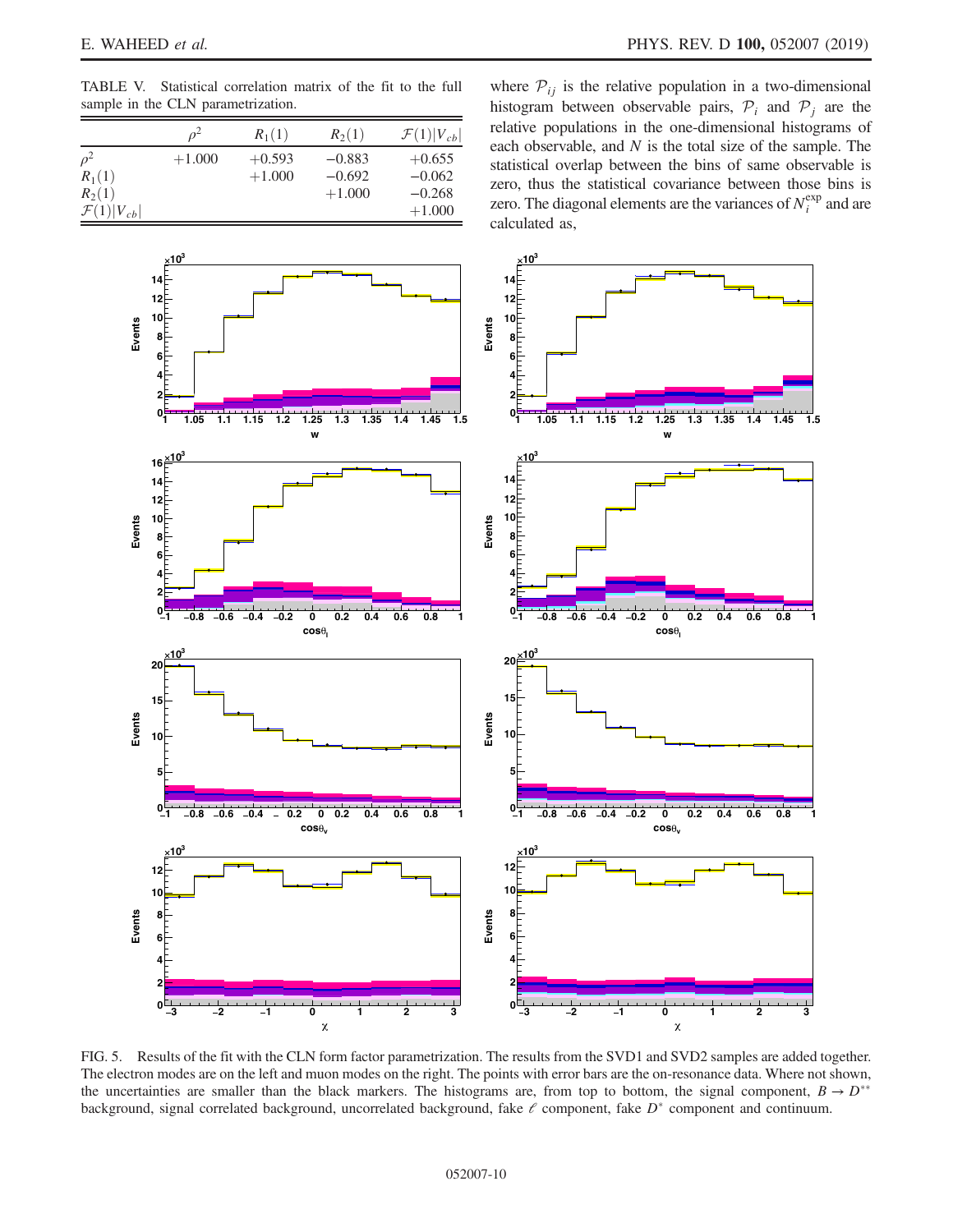TABLE V. Statistical correlation matrix of the fit to the full sample in the CLN parametrization.

| | $\rho^2$ | $R_1(1)$ | $R_2(1)$ | $\mathcal{F}(1)\lvert V_{cb}\rvert$ |
|---|---|---|---|---|
| $\rho^2$ | +1.000 | +0.593 | −0.883 | +0.655 |
| $R_1(1)$ | | +1.000 | −0.692 | −0.062 |
| $R_2(1)$ | | | +1.000 | −0.268 |
| $\mathcal{F}(1)\lvert V_{cb}\rvert$ | | | | +1.000 |

where $\mathcal{P}_{ij}$ is the relative population in a two-dimensional histogram between observable pairs, $\mathcal{P}_i$ and $\mathcal{P}_j$ are the relative populations in the one-dimensional histograms of each observable, and $N$ is the total size of the sample. The statistical overlap between the bins of same observable is zero, thus the statistical covariance between those bins is zero. The diagonal elements are the variances of $N_i^{\mathrm{exp}}$ and are calculated as,

FIG. 5. Results of the fit with the CLN form factor parametrization. The results from the SVD1 and SVD2 samples are added together. The electron modes are on the left and muon modes on the right. The points with error bars are the on-resonance data. Where not shown, the uncertainties are smaller than the black markers. The histograms are, from top to bottom, the signal component, $B \to D^{**}$ background, signal correlated background, uncorrelated background, fake $\ell$ component, fake $D^*$ component and continuum.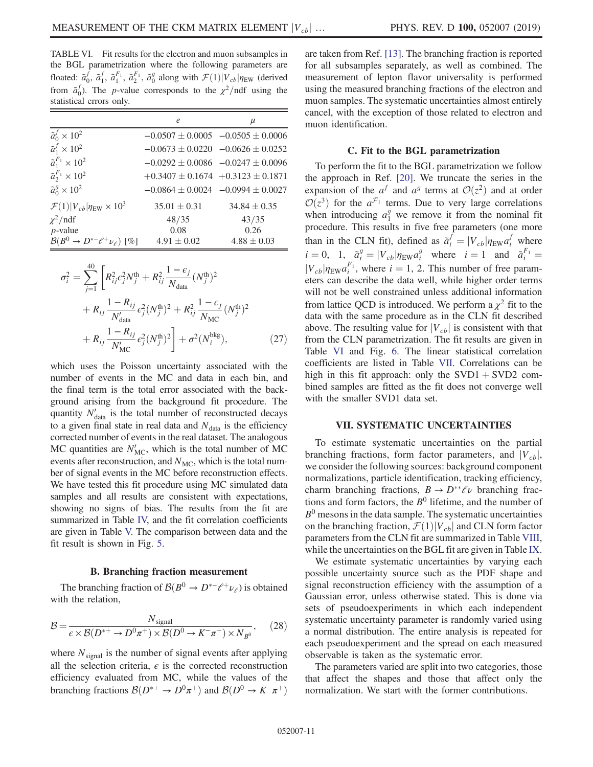TABLE VI. Fit results for the electron and muon subsamples in the BGL parametrization where the following parameters are floated: $\tilde{a}_0^f$, $\tilde{a}_1^f$, $\tilde{a}_1^{F_1}$, $\tilde{a}_2^{F_1}$, $\tilde{a}_0^g$ along with $\mathcal{F}(1)|V_{cb}|\eta_{\rm EW}$ (derived from $\tilde{a}_0^f$). The $p$-value corresponds to the $\chi^2$/ndf using the statistical errors only.

| | $e$ | $\mu$ |
|---|---|---|
| $\tilde{a}_0^f \times 10^2$ | $-0.0507 \pm 0.0005$ | $-0.0505 \pm 0.0006$ |
| $\tilde{a}_1^f \times 10^2$ | $-0.0673 \pm 0.0220$ | $-0.0626 \pm 0.0252$ |
| $\tilde{a}_1^{F_1} \times 10^2$ | $-0.0292 \pm 0.0086$ | $-0.0247 \pm 0.0096$ |
| $\tilde{a}_2^{F_1} \times 10^2$ | $+0.3407 \pm 0.1674$ | $+0.3123 \pm 0.1871$ |
| $\tilde{a}_0^g \times 10^2$ | $-0.0864 \pm 0.0024$ | $-0.0994 \pm 0.0027$ |
| $\mathcal{F}(1)\lvert V_{cb}\rvert\eta_{\rm EW} \times 10^3$ | $35.01 \pm 0.31$ | $34.84 \pm 0.35$ |
| $\chi^2$/ndf | 48/35 | 43/35 |
| $p$-value | 0.08 | 0.26 |
| $\mathcal{B}(B^0 \to D^{*-}\ell^+\nu_\ell)$ [%] | $4.91 \pm 0.02$ | $4.88 \pm 0.03$ |

$$\sigma_i^2 = \sum_{j=1}^{40} \left[ R_{ij}^2 \epsilon_j^2 N_j^{\rm th} + R_{ij}^2 \frac{1-\epsilon_j}{N_{\rm data}} (N_j^{\rm th})^2 + R_{ij} \frac{1-R_{ij}}{N'_{\rm data}} \epsilon_j^2 (N_j^{\rm th})^2 + R_{ij}^2 \frac{1-\epsilon_j}{N_{\rm MC}} (N_j^{\rm th})^2 + R_{ij} \frac{1-R_{ij}}{N'_{\rm MC}} \epsilon_j^2 (N_j^{\rm th})^2 \right] + \sigma^2(N_i^{\rm bkg}), \quad (27)$$

which uses the Poisson uncertainty associated with the number of events in the MC and data in each bin, and the final term is the total error associated with the background arising from the background fit procedure. The quantity $N'_{\rm data}$ is the total number of reconstructed decays to a given final state in real data and $N_{\rm data}$ is the efficiency corrected number of events in the real dataset. The analogous MC quantities are $N'_{\rm MC}$, which is the total number of MC events after reconstruction, and $N_{\rm MC}$, which is the total number of signal events in the MC before reconstruction effects. We have tested this fit procedure using MC simulated data samples and all results are consistent with expectations, showing no signs of bias. The results from the fit are summarized in Table IV, and the fit correlation coefficients are given in Table V. The comparison between data and the fit result is shown in Fig. 5.

### B. Branching fraction measurement

The branching fraction of $\mathcal{B}(B^0 \to D^{*-}\ell^+\nu_\ell)$ is obtained with the relation,

$$\mathcal{B} = \frac{N_{\rm signal}}{\epsilon \times \mathcal{B}(D^{*+} \to D^0\pi^+) \times \mathcal{B}(D^0 \to K^-\pi^+) \times N_{B^0}}, \quad (28)$$

where $N_{\rm signal}$ is the number of signal events after applying all the selection criteria, $\epsilon$ is the corrected reconstruction efficiency evaluated from MC, while the values of the branching fractions $\mathcal{B}(D^{*+} \to D^0\pi^+)$ and $\mathcal{B}(D^0 \to K^-\pi^+)$ are taken from Ref. [13]. The branching fraction is reported for all subsamples separately, as well as combined. The measurement of lepton flavor universality is performed using the measured branching fractions of the electron and muon samples. The systematic uncertainties almost entirely cancel, with the exception of those related to electron and muon identification.

### C. Fit to the BGL parametrization

To perform the fit to the BGL parametrization we follow the approach in Ref. [20]. We truncate the series in the expansion of the $a^f$ and $a^g$ terms at $\mathcal{O}(z^2)$ and at order $\mathcal{O}(z^3)$ for the $a^{\mathcal{F}_1}$ terms. Due to very large correlations when introducing $a_1^g$ we remove it from the nominal fit procedure. This results in five free parameters (one more than in the CLN fit), defined as $\tilde{a}_i^f = |V_{cb}|\eta_{\rm EW} a_i^f$ where $i = 0,\ 1$, $\tilde{a}_i^g = |V_{cb}|\eta_{\rm EW} a_i^g$ where $i = 1$ and $\tilde{a}_i^{F_1} = |V_{cb}|\eta_{\rm EW} a_i^{F_1}$, where $i = 1,\ 2$. This number of free parameters can describe the data well, while higher order terms will not be well constrained unless additional information from lattice QCD is introduced. We perform a $\chi^2$ fit to the data with the same procedure as in the CLN fit described above. The resulting value for $|V_{cb}|$ is consistent with that from the CLN parametrization. The fit results are given in Table VI and Fig. 6. The linear statistical correlation coefficients are listed in Table VII. Correlations can be high in this fit approach: only the SVD1 + SVD2 combined samples are fitted as the fit does not converge well with the smaller SVD1 data set.

## VII. SYSTEMATIC UNCERTAINTIES

To estimate systematic uncertainties on the partial branching fractions, form factor parameters, and $|V_{cb}|$, we consider the following sources: background component normalizations, particle identification, tracking efficiency, charm branching fractions, $B \to D^{**}\ell\nu$ branching fractions and form factors, the $B^0$ lifetime, and the number of $B^0$ mesons in the data sample. The systematic uncertainties on the branching fraction, $\mathcal{F}(1)|V_{cb}|$ and CLN form factor parameters from the CLN fit are summarized in Table VIII, while the uncertainties on the BGL fit are given in Table IX.

We estimate systematic uncertainties by varying each possible uncertainty source such as the PDF shape and signal reconstruction efficiency with the assumption of a Gaussian error, unless otherwise stated. This is done via sets of pseudoexperiments in which each independent systematic uncertainty parameter is randomly varied using a normal distribution. The entire analysis is repeated for each pseudoexperiment and the spread on each measured observable is taken as the systematic error.

The parameters varied are split into two categories, those that affect the shapes and those that affect only the normalization. We start with the former contributions.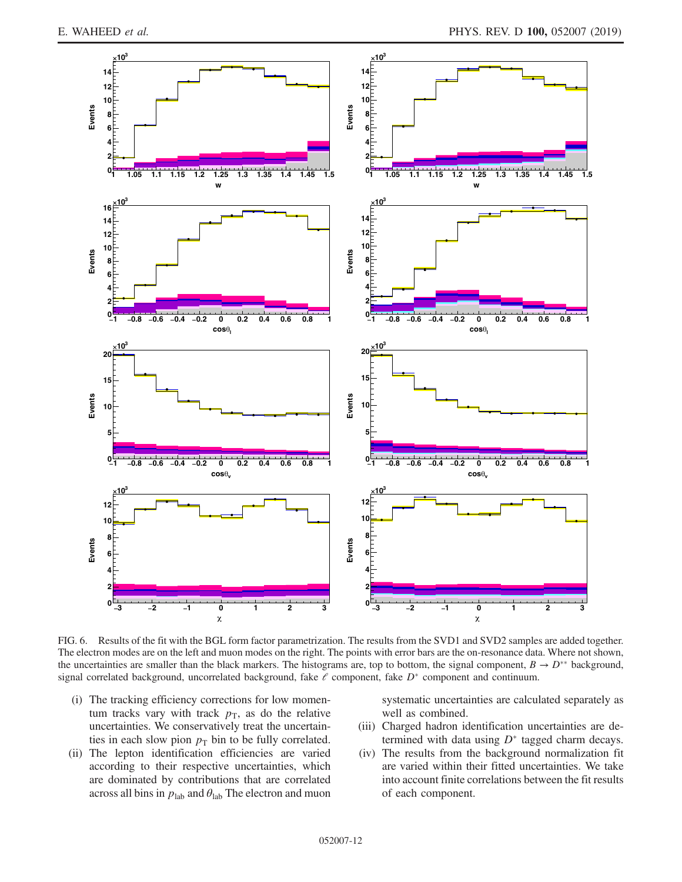FIG. 6. Results of the fit with the BGL form factor parametrization. The results from the SVD1 and SVD2 samples are added together. The electron modes are on the left and muon modes on the right. The points with error bars are the on-resonance data. Where not shown, the uncertainties are smaller than the black markers. The histograms are, top to bottom, the signal component, $B \to D^{**}$ background, signal correlated background, uncorrelated background, fake $\ell$ component, fake $D^*$ component and continuum.

(i) The tracking efficiency corrections for low momentum tracks vary with track $p_T$, as do the relative uncertainties. We conservatively treat the uncertainties in each slow pion $p_T$ bin to be fully correlated.

(ii) The lepton identification efficiencies are varied according to their respective uncertainties, which are dominated by contributions that are correlated across all bins in $p_{\text{lab}}$ and $\theta_{\text{lab}}$ The electron and muon systematic uncertainties are calculated separately as well as combined.

(iii) Charged hadron identification uncertainties are determined with data using $D^*$ tagged charm decays.

(iv) The results from the background normalization fit are varied within their fitted uncertainties. We take into account finite correlations between the fit results of each component.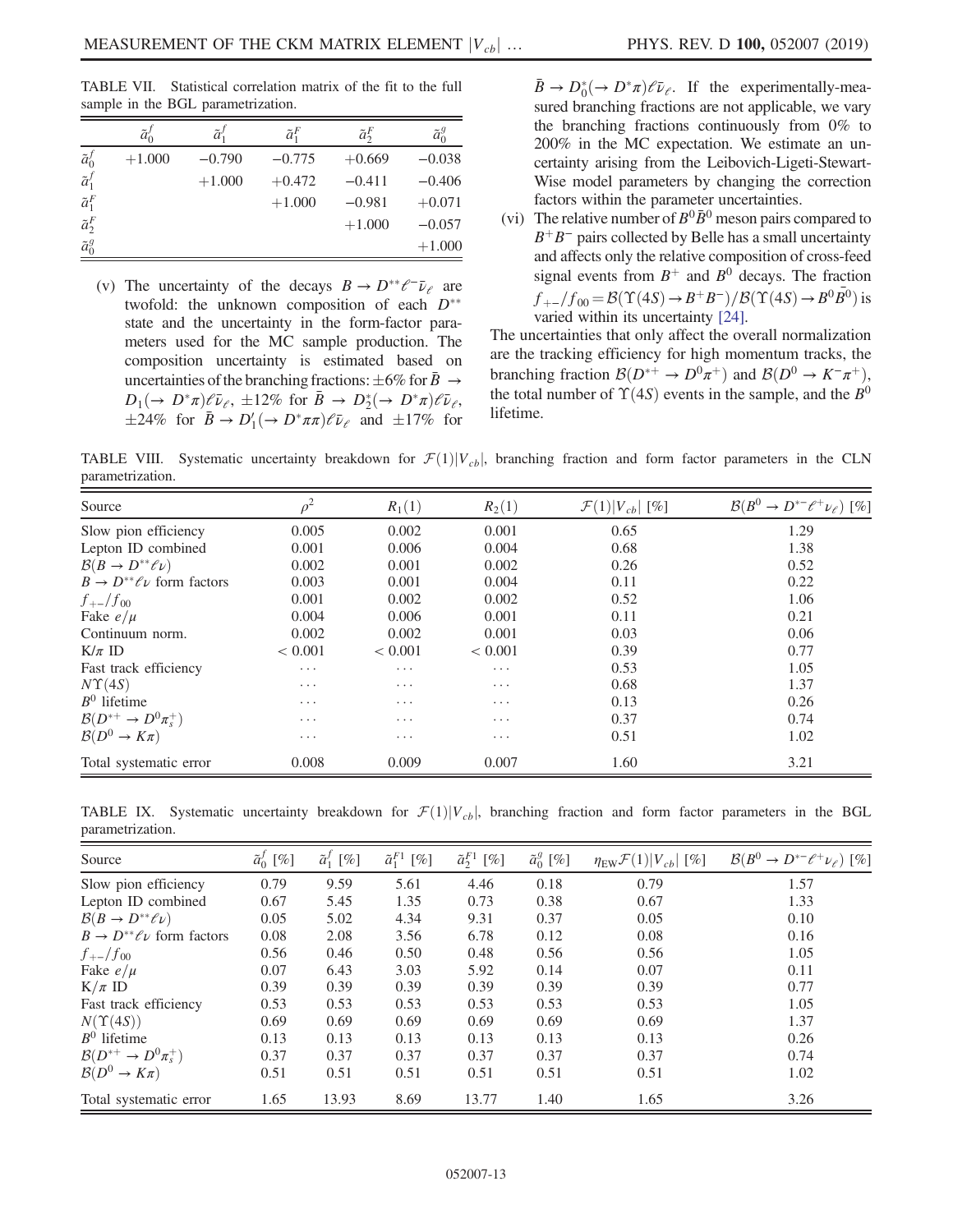TABLE VII. Statistical correlation matrix of the fit to the full sample in the BGL parametrization.

| | $\tilde{a}_0^f$ | $\tilde{a}_1^f$ | $\tilde{a}_1^F$ | $\tilde{a}_2^F$ | $\tilde{a}_0^g$ |
|---|---|---|---|---|---|
| $\tilde{a}_0^f$ | +1.000 | −0.790 | −0.775 | +0.669 | −0.038 |
| $\tilde{a}_1^f$ | | +1.000 | +0.472 | −0.411 | −0.406 |
| $\tilde{a}_1^F$ | | | +1.000 | −0.981 | +0.071 |
| $\tilde{a}_2^F$ | | | | +1.000 | −0.057 |
| $\tilde{a}_0^g$ | | | | | +1.000 |

(v) The uncertainty of the decays $B \to D^{**}\ell^-\bar{\nu}_\ell$ are twofold: the unknown composition of each $D^{**}$ state and the uncertainty in the form-factor parameters used for the MC sample production. The composition uncertainty is estimated based on uncertainties of the branching fractions: $\pm 6\%$ for $\bar{B} \to D_1(\to D^*\pi)\ell\bar{\nu}_\ell$, $\pm 12\%$ for $\bar{B} \to D_2^*(\to D^*\pi)\ell\bar{\nu}_\ell$, $\pm 24\%$ for $\bar{B} \to D_1'(\to D^*\pi\pi)\ell\bar{\nu}_\ell$ and $\pm 17\%$ for $\bar{B} \to D_0^*(\to D^*\pi)\ell\bar{\nu}_\ell$. If the experimentally-measured branching fractions are not applicable, we vary the branching fractions continuously from 0% to 200% in the MC expectation. We estimate an uncertainty arising from the Leibovich-Ligeti-Stewart-Wise model parameters by changing the correction factors within the parameter uncertainties.

(vi) The relative number of $B^0\bar{B}^0$ meson pairs compared to $B^+B^-$ pairs collected by Belle has a small uncertainty and affects only the relative composition of cross-feed signal events from $B^+$ and $B^0$ decays. The fraction $f_{+-}/f_{00} = \mathcal{B}(\Upsilon(4S) \to B^+B^-)/\mathcal{B}(\Upsilon(4S) \to B^0\bar{B}^0)$ is varied within its uncertainty [24].

The uncertainties that only affect the overall normalization are the tracking efficiency for high momentum tracks, the branching fraction $\mathcal{B}(D^{*+} \to D^0\pi^+)$ and $\mathcal{B}(D^0 \to K^-\pi^+)$, the total number of $\Upsilon(4S)$ events in the sample, and the $B^0$ lifetime.

TABLE VIII. Systematic uncertainty breakdown for $\mathcal{F}(1)|V_{cb}|$, branching fraction and form factor parameters in the CLN parametrization.

| Source | $\rho^2$ | $R_1(1)$ | $R_2(1)$ | $\mathcal{F}(1)\lvert V_{cb}\rvert$ [%] | $\mathcal{B}(B^0 \to D^{*-}\ell^+\nu_\ell)$ [%] |
|---|---|---|---|---|---|
| Slow pion efficiency | 0.005 | 0.002 | 0.001 | 0.65 | 1.29 |
| Lepton ID combined | 0.001 | 0.006 | 0.004 | 0.68 | 1.38 |
| $\mathcal{B}(B \to D^{**}\ell\nu)$ | 0.002 | 0.001 | 0.002 | 0.26 | 0.52 |
| $B \to D^{**}\ell\nu$ form factors | 0.003 | 0.001 | 0.004 | 0.11 | 0.22 |
| $f_{+-}/f_{00}$ | 0.001 | 0.002 | 0.002 | 0.52 | 1.06 |
| Fake $e/\mu$ | 0.004 | 0.006 | 0.001 | 0.11 | 0.21 |
| Continuum norm. | 0.002 | 0.002 | 0.001 | 0.03 | 0.06 |
| K/$\pi$ ID | < 0.001 | < 0.001 | < 0.001 | 0.39 | 0.77 |
| Fast track efficiency | ⋯ | ⋯ | ⋯ | 0.53 | 1.05 |
| $N\Upsilon(4S)$ | ⋯ | ⋯ | ⋯ | 0.68 | 1.37 |
| $B^0$ lifetime | ⋯ | ⋯ | ⋯ | 0.13 | 0.26 |
| $\mathcal{B}(D^{*+} \to D^0\pi_s^+)$ | ⋯ | ⋯ | ⋯ | 0.37 | 0.74 |
| $\mathcal{B}(D^0 \to K\pi)$ | ⋯ | ⋯ | ⋯ | 0.51 | 1.02 |
| Total systematic error | 0.008 | 0.009 | 0.007 | 1.60 | 3.21 |

TABLE IX. Systematic uncertainty breakdown for $\mathcal{F}(1)|V_{cb}|$, branching fraction and form factor parameters in the BGL parametrization.

| Source | $\tilde{a}_0^f$ [%] | $\tilde{a}_1^f$ [%] | $\tilde{a}_1^{F1}$ [%] | $\tilde{a}_2^{F1}$ [%] | $\tilde{a}_0^g$ [%] | $\eta_{\mathrm{EW}}\mathcal{F}(1)\lvert V_{cb}\rvert$ [%] | $\mathcal{B}(B^0 \to D^{*-}\ell^+\nu_\ell)$ [%] |
|---|---|---|---|---|---|---|---|
| Slow pion efficiency | 0.79 | 9.59 | 5.61 | 4.46 | 0.18 | 0.79 | 1.57 |
| Lepton ID combined | 0.67 | 5.45 | 1.35 | 0.73 | 0.38 | 0.67 | 1.33 |
| $\mathcal{B}(B \to D^{**}\ell\nu)$ | 0.05 | 5.02 | 4.34 | 9.31 | 0.37 | 0.05 | 0.10 |
| $B \to D^{**}\ell\nu$ form factors | 0.08 | 2.08 | 3.56 | 6.78 | 0.12 | 0.08 | 0.16 |
| $f_{+-}/f_{00}$ | 0.56 | 0.46 | 0.50 | 0.48 | 0.56 | 0.56 | 1.05 |
| Fake $e/\mu$ | 0.07 | 6.43 | 3.03 | 5.92 | 0.14 | 0.07 | 0.11 |
| K/$\pi$ ID | 0.39 | 0.39 | 0.39 | 0.39 | 0.39 | 0.39 | 0.77 |
| Fast track efficiency | 0.53 | 0.53 | 0.53 | 0.53 | 0.53 | 0.53 | 1.05 |
| $N(\Upsilon(4S))$ | 0.69 | 0.69 | 0.69 | 0.69 | 0.69 | 0.69 | 1.37 |
| $B^0$ lifetime | 0.13 | 0.13 | 0.13 | 0.13 | 0.13 | 0.13 | 0.26 |
| $\mathcal{B}(D^{*+} \to D^0\pi_s^+)$ | 0.37 | 0.37 | 0.37 | 0.37 | 0.37 | 0.37 | 0.74 |
| $\mathcal{B}(D^0 \to K\pi)$ | 0.51 | 0.51 | 0.51 | 0.51 | 0.51 | 0.51 | 1.02 |
| Total systematic error | 1.65 | 13.93 | 8.69 | 13.77 | 1.40 | 1.65 | 3.26 |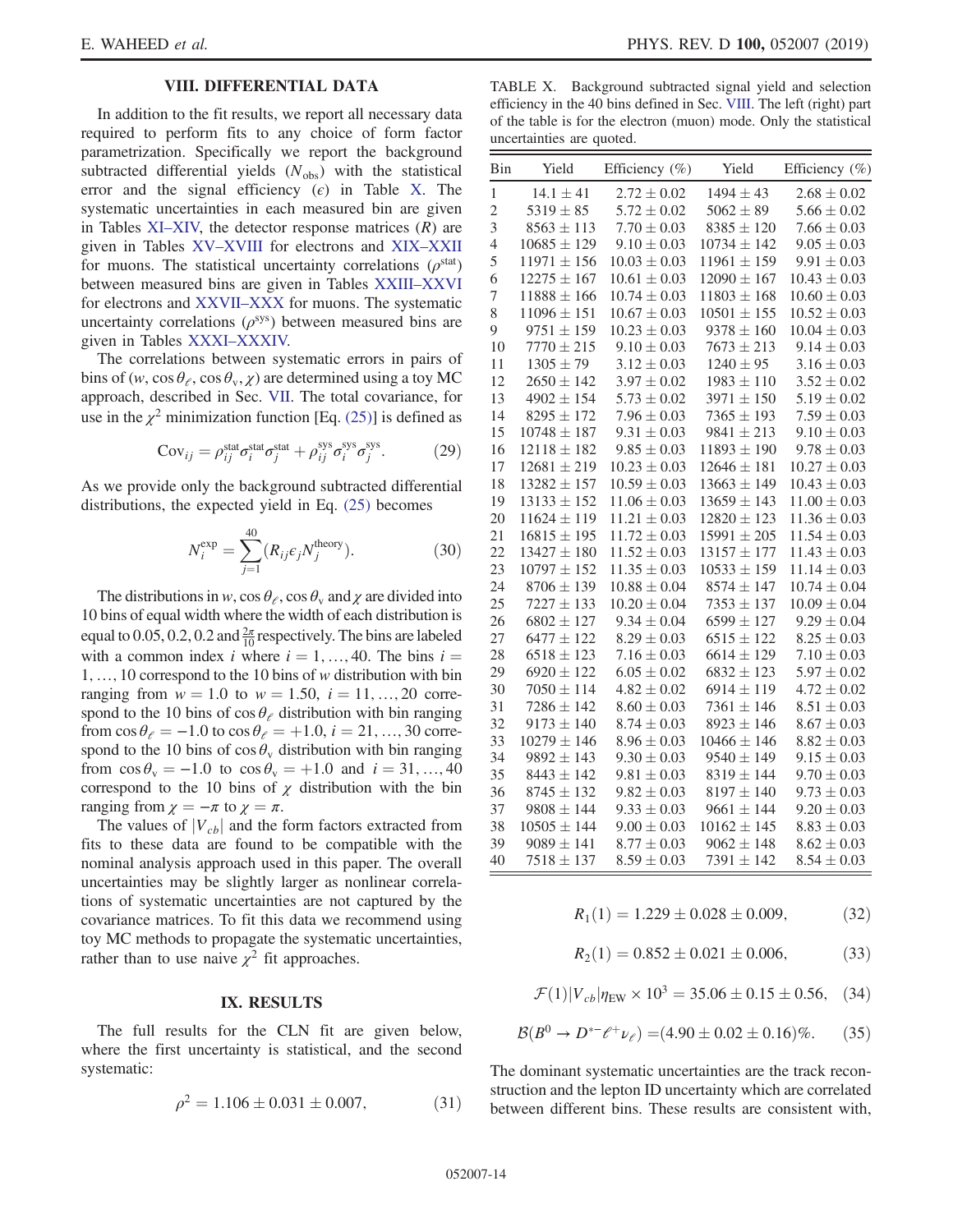## VIII. DIFFERENTIAL DATA

In addition to the fit results, we report all necessary data required to perform fits to any choice of form factor parametrization. Specifically we report the background subtracted differential yields ($N_{\mathrm{obs}}$) with the statistical error and the signal efficiency ($\epsilon$) in Table X. The systematic uncertainties in each measured bin are given in Tables XI–XIV, the detector response matrices ($R$) are given in Tables XV–XVIII for electrons and XIX–XXII for muons. The statistical uncertainty correlations ($\rho^{\mathrm{stat}}$) between measured bins are given in Tables XXIII–XXVI for electrons and XXVII–XXX for muons. The systematic uncertainty correlations ($\rho^{\mathrm{sys}}$) between measured bins are given in Tables XXXI–XXXIV.

The correlations between systematic errors in pairs of bins of ($w, \cos\theta_\ell, \cos\theta_\mathrm{v}, \chi$) are determined using a toy MC approach, described in Sec. VII. The total covariance, for use in the $\chi^2$ minimization function [Eq. (25)] is defined as

$$\mathrm{Cov}_{ij} = \rho_{ij}^{\mathrm{stat}}\sigma_i^{\mathrm{stat}}\sigma_j^{\mathrm{stat}} + \rho_{ij}^{\mathrm{sys}}\sigma_i^{\mathrm{sys}}\sigma_j^{\mathrm{sys}}. \quad (29)$$

As we provide only the background subtracted differential distributions, the expected yield in Eq. (25) becomes

$$N_i^{\mathrm{exp}} = \sum_{j=1}^{40}(R_{ij}\epsilon_j N_j^{\mathrm{theory}}). \quad (30)$$

The distributions in $w, \cos\theta_\ell, \cos\theta_\mathrm{v}$ and $\chi$ are divided into 10 bins of equal width where the width of each distribution is equal to 0.05, 0.2, 0.2 and $\frac{2\pi}{10}$ respectively. The bins are labeled with a common index $i$ where $i = 1, \ldots, 40$. The bins $i = 1, \ldots, 10$ correspond to the 10 bins of $w$ distribution with bin ranging from $w = 1.0$ to $w = 1.50$, $i = 11, \ldots, 20$ correspond to the 10 bins of $\cos\theta_\ell$ distribution with bin ranging from $\cos\theta_\ell = -1.0$ to $\cos\theta_\ell = +1.0$, $i = 21, \ldots, 30$ correspond to the 10 bins of $\cos\theta_\mathrm{v}$ distribution with bin ranging from $\cos\theta_\mathrm{v} = -1.0$ to $\cos\theta_\mathrm{v} = +1.0$ and $i = 31, \ldots, 40$ correspond to the 10 bins of $\chi$ distribution with the bin ranging from $\chi = -\pi$ to $\chi = \pi$.

The values of $|V_{cb}|$ and the form factors extracted from fits to these data are found to be compatible with the nominal analysis approach used in this paper. The overall uncertainties may be slightly larger as nonlinear correlations of systematic uncertainties are not captured by the covariance matrices. To fit this data we recommend using toy MC methods to propagate the systematic uncertainties, rather than to use naive $\chi^2$ fit approaches.

TABLE X. Background subtracted signal yield and selection efficiency in the 40 bins defined in Sec. VIII. The left (right) part of the table is for the electron (muon) mode. Only the statistical uncertainties are quoted.

| Bin | Yield | Efficiency (%) | Yield | Efficiency (%) |
|---|---|---|---|---|
| 1 | $14.1 \pm 41$ | $2.72 \pm 0.02$ | $1494 \pm 43$ | $2.68 \pm 0.02$ |
| 2 | $5319 \pm 85$ | $5.72 \pm 0.02$ | $5062 \pm 89$ | $5.66 \pm 0.02$ |
| 3 | $8563 \pm 113$ | $7.70 \pm 0.03$ | $8385 \pm 120$ | $7.66 \pm 0.03$ |
| 4 | $10685 \pm 129$ | $9.10 \pm 0.03$ | $10734 \pm 142$ | $9.05 \pm 0.03$ |
| 5 | $11971 \pm 156$ | $10.03 \pm 0.03$ | $11961 \pm 159$ | $9.91 \pm 0.03$ |
| 6 | $12275 \pm 167$ | $10.61 \pm 0.03$ | $12090 \pm 167$ | $10.43 \pm 0.03$ |
| 7 | $11888 \pm 166$ | $10.74 \pm 0.03$ | $11803 \pm 168$ | $10.60 \pm 0.03$ |
| 8 | $11096 \pm 151$ | $10.67 \pm 0.03$ | $10501 \pm 155$ | $10.52 \pm 0.03$ |
| 9 | $9751 \pm 159$ | $10.23 \pm 0.03$ | $9378 \pm 160$ | $10.04 \pm 0.03$ |
| 10 | $7770 \pm 215$ | $9.10 \pm 0.03$ | $7673 \pm 213$ | $9.14 \pm 0.03$ |
| 11 | $1305 \pm 79$ | $3.12 \pm 0.03$ | $1240 \pm 95$ | $3.16 \pm 0.03$ |
| 12 | $2650 \pm 142$ | $3.97 \pm 0.02$ | $1983 \pm 110$ | $3.52 \pm 0.02$ |
| 13 | $4902 \pm 154$ | $5.73 \pm 0.02$ | $3971 \pm 150$ | $5.19 \pm 0.02$ |
| 14 | $8295 \pm 172$ | $7.96 \pm 0.03$ | $7365 \pm 193$ | $7.59 \pm 0.03$ |
| 15 | $10748 \pm 187$ | $9.31 \pm 0.03$ | $9841 \pm 213$ | $9.10 \pm 0.03$ |
| 16 | $12118 \pm 182$ | $9.85 \pm 0.03$ | $11893 \pm 190$ | $9.78 \pm 0.03$ |
| 17 | $12681 \pm 219$ | $10.23 \pm 0.03$ | $12646 \pm 181$ | $10.27 \pm 0.03$ |
| 18 | $13282 \pm 157$ | $10.59 \pm 0.03$ | $13663 \pm 149$ | $10.43 \pm 0.03$ |
| 19 | $13133 \pm 152$ | $11.06 \pm 0.03$ | $13659 \pm 143$ | $11.00 \pm 0.03$ |
| 20 | $11624 \pm 119$ | $11.21 \pm 0.03$ | $12820 \pm 123$ | $11.36 \pm 0.03$ |
| 21 | $16815 \pm 195$ | $11.72 \pm 0.03$ | $15991 \pm 205$ | $11.54 \pm 0.03$ |
| 22 | $13427 \pm 180$ | $11.52 \pm 0.03$ | $13157 \pm 177$ | $11.43 \pm 0.03$ |
| 23 | $10797 \pm 152$ | $11.35 \pm 0.03$ | $10533 \pm 159$ | $11.14 \pm 0.03$ |
| 24 | $8706 \pm 139$ | $10.88 \pm 0.04$ | $8574 \pm 147$ | $10.74 \pm 0.04$ |
| 25 | $7227 \pm 133$ | $10.20 \pm 0.04$ | $7353 \pm 137$ | $10.09 \pm 0.04$ |
| 26 | $6802 \pm 127$ | $9.34 \pm 0.04$ | $6599 \pm 127$ | $9.29 \pm 0.04$ |
| 27 | $6477 \pm 122$ | $8.29 \pm 0.03$ | $6515 \pm 122$ | $8.25 \pm 0.03$ |
| 28 | $6518 \pm 123$ | $7.16 \pm 0.03$ | $6614 \pm 129$ | $7.10 \pm 0.03$ |
| 29 | $6920 \pm 122$ | $6.05 \pm 0.02$ | $6832 \pm 123$ | $5.97 \pm 0.02$ |
| 30 | $7050 \pm 114$ | $4.82 \pm 0.02$ | $6914 \pm 119$ | $4.72 \pm 0.02$ |
| 31 | $7286 \pm 142$ | $8.60 \pm 0.03$ | $7361 \pm 146$ | $8.51 \pm 0.03$ |
| 32 | $9173 \pm 140$ | $8.74 \pm 0.03$ | $8923 \pm 146$ | $8.67 \pm 0.03$ |
| 33 | $10279 \pm 146$ | $8.96 \pm 0.03$ | $10466 \pm 146$ | $8.82 \pm 0.03$ |
| 34 | $9892 \pm 143$ | $9.30 \pm 0.03$ | $9540 \pm 149$ | $9.15 \pm 0.03$ |
| 35 | $8443 \pm 142$ | $9.81 \pm 0.03$ | $8319 \pm 144$ | $9.70 \pm 0.03$ |
| 36 | $8745 \pm 132$ | $9.82 \pm 0.03$ | $8197 \pm 140$ | $9.73 \pm 0.03$ |
| 37 | $9808 \pm 144$ | $9.33 \pm 0.03$ | $9661 \pm 144$ | $9.20 \pm 0.03$ |
| 38 | $10505 \pm 144$ | $9.00 \pm 0.03$ | $10162 \pm 145$ | $8.83 \pm 0.03$ |
| 39 | $9089 \pm 141$ | $8.77 \pm 0.03$ | $9062 \pm 148$ | $8.62 \pm 0.03$ |
| 40 | $7518 \pm 137$ | $8.59 \pm 0.03$ | $7391 \pm 142$ | $8.54 \pm 0.03$ |

## IX. RESULTS

The full results for the CLN fit are given below, where the first uncertainty is statistical, and the second systematic:

$$\rho^2 = 1.106 \pm 0.031 \pm 0.007, \quad (31)$$

$$R_1(1) = 1.229 \pm 0.028 \pm 0.009, \quad (32)$$

$$R_2(1) = 0.852 \pm 0.021 \pm 0.006, \quad (33)$$

$$\mathcal{F}(1)|V_{cb}|\eta_{\mathrm{EW}} \times 10^3 = 35.06 \pm 0.15 \pm 0.56, \quad (34)$$

$$\mathcal{B}(B^0 \to D^{*-}\ell^+\nu_\ell) = (4.90 \pm 0.02 \pm 0.16)\%. \quad (35)$$

The dominant systematic uncertainties are the track reconstruction and the lepton ID uncertainty which are correlated between different bins. These results are consistent with,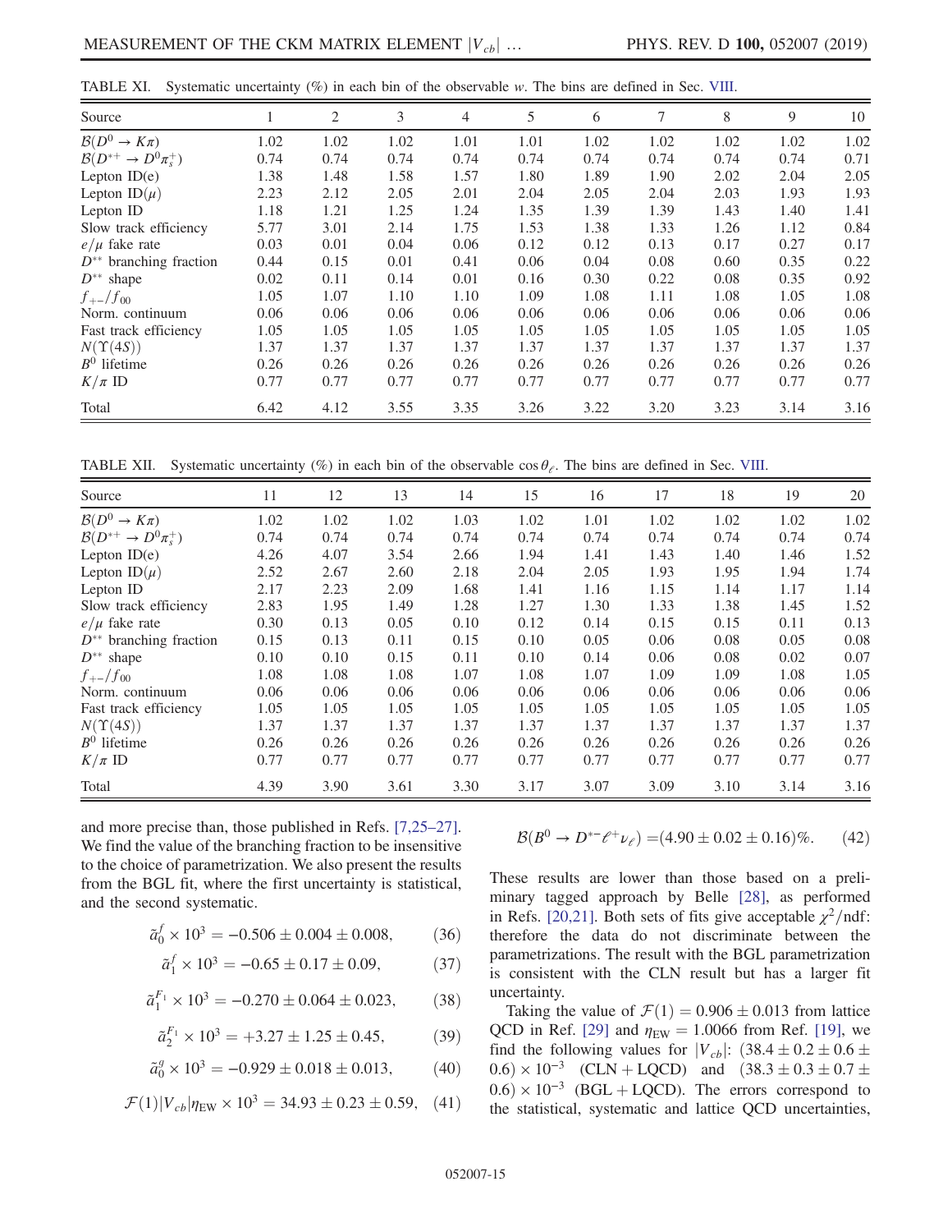TABLE XI. Systematic uncertainty (%) in each bin of the observable $w$. The bins are defined in Sec. VIII.

| Source | 1 | 2 | 3 | 4 | 5 | 6 | 7 | 8 | 9 | 10 |
|---|---|---|---|---|---|---|---|---|---|---|
| $\mathcal{B}(D^0 \to K\pi)$ | 1.02 | 1.02 | 1.02 | 1.01 | 1.01 | 1.02 | 1.02 | 1.02 | 1.02 | 1.02 |
| $\mathcal{B}(D^{*+} \to D^0\pi_s^+)$ | 0.74 | 0.74 | 0.74 | 0.74 | 0.74 | 0.74 | 0.74 | 0.74 | 0.74 | 0.71 |
| Lepton ID(e) | 1.38 | 1.48 | 1.58 | 1.57 | 1.80 | 1.89 | 1.90 | 2.02 | 2.04 | 2.05 |
| Lepton ID($\mu$) | 2.23 | 2.12 | 2.05 | 2.01 | 2.04 | 2.05 | 2.04 | 2.03 | 1.93 | 1.93 |
| Lepton ID | 1.18 | 1.21 | 1.25 | 1.24 | 1.35 | 1.39 | 1.39 | 1.43 | 1.40 | 1.41 |
| Slow track efficiency | 5.77 | 3.01 | 2.14 | 1.75 | 1.53 | 1.38 | 1.33 | 1.26 | 1.12 | 0.84 |
| $e/\mu$ fake rate | 0.03 | 0.01 | 0.04 | 0.06 | 0.12 | 0.12 | 0.13 | 0.17 | 0.27 | 0.17 |
| $D^{**}$ branching fraction | 0.44 | 0.15 | 0.01 | 0.41 | 0.06 | 0.04 | 0.08 | 0.60 | 0.35 | 0.22 |
| $D^{**}$ shape | 0.02 | 0.11 | 0.14 | 0.01 | 0.16 | 0.30 | 0.22 | 0.08 | 0.35 | 0.92 |
| $f_{+-}/f_{00}$ | 1.05 | 1.07 | 1.10 | 1.10 | 1.09 | 1.08 | 1.11 | 1.08 | 1.05 | 1.08 |
| Norm. continuum | 0.06 | 0.06 | 0.06 | 0.06 | 0.06 | 0.06 | 0.06 | 0.06 | 0.06 | 0.06 |
| Fast track efficiency | 1.05 | 1.05 | 1.05 | 1.05 | 1.05 | 1.05 | 1.05 | 1.05 | 1.05 | 1.05 |
| $N(\Upsilon(4S))$ | 1.37 | 1.37 | 1.37 | 1.37 | 1.37 | 1.37 | 1.37 | 1.37 | 1.37 | 1.37 |
| $B^0$ lifetime | 0.26 | 0.26 | 0.26 | 0.26 | 0.26 | 0.26 | 0.26 | 0.26 | 0.26 | 0.26 |
| $K/\pi$ ID | 0.77 | 0.77 | 0.77 | 0.77 | 0.77 | 0.77 | 0.77 | 0.77 | 0.77 | 0.77 |
| Total | 6.42 | 4.12 | 3.55 | 3.35 | 3.26 | 3.22 | 3.20 | 3.23 | 3.14 | 3.16 |

TABLE XII. Systematic uncertainty (%) in each bin of the observable $\cos\theta_\ell$. The bins are defined in Sec. VIII.

| Source | 11 | 12 | 13 | 14 | 15 | 16 | 17 | 18 | 19 | 20 |
|---|---|---|---|---|---|---|---|---|---|---|
| $\mathcal{B}(D^0 \to K\pi)$ | 1.02 | 1.02 | 1.02 | 1.03 | 1.02 | 1.01 | 1.02 | 1.02 | 1.02 | 1.02 |
| $\mathcal{B}(D^{*+} \to D^0\pi_s^+)$ | 0.74 | 0.74 | 0.74 | 0.74 | 0.74 | 0.74 | 0.74 | 0.74 | 0.74 | 0.74 |
| Lepton ID(e) | 4.26 | 4.07 | 3.54 | 2.66 | 1.94 | 1.41 | 1.43 | 1.40 | 1.46 | 1.52 |
| Lepton ID($\mu$) | 2.52 | 2.67 | 2.60 | 2.18 | 2.04 | 2.05 | 1.93 | 1.95 | 1.94 | 1.74 |
| Lepton ID | 2.17 | 2.23 | 2.09 | 1.68 | 1.41 | 1.16 | 1.15 | 1.14 | 1.17 | 1.14 |
| Slow track efficiency | 2.83 | 1.95 | 1.49 | 1.28 | 1.27 | 1.30 | 1.33 | 1.38 | 1.45 | 1.52 |
| $e/\mu$ fake rate | 0.30 | 0.13 | 0.05 | 0.10 | 0.12 | 0.14 | 0.15 | 0.15 | 0.11 | 0.13 |
| $D^{**}$ branching fraction | 0.15 | 0.13 | 0.11 | 0.15 | 0.10 | 0.05 | 0.06 | 0.08 | 0.05 | 0.08 |
| $D^{**}$ shape | 0.10 | 0.10 | 0.15 | 0.11 | 0.10 | 0.14 | 0.06 | 0.08 | 0.02 | 0.07 |
| $f_{+-}/f_{00}$ | 1.08 | 1.08 | 1.08 | 1.07 | 1.08 | 1.07 | 1.09 | 1.09 | 1.08 | 1.05 |
| Norm. continuum | 0.06 | 0.06 | 0.06 | 0.06 | 0.06 | 0.06 | 0.06 | 0.06 | 0.06 | 0.06 |
| Fast track efficiency | 1.05 | 1.05 | 1.05 | 1.05 | 1.05 | 1.05 | 1.05 | 1.05 | 1.05 | 1.05 |
| $N(\Upsilon(4S))$ | 1.37 | 1.37 | 1.37 | 1.37 | 1.37 | 1.37 | 1.37 | 1.37 | 1.37 | 1.37 |
| $B^0$ lifetime | 0.26 | 0.26 | 0.26 | 0.26 | 0.26 | 0.26 | 0.26 | 0.26 | 0.26 | 0.26 |
| $K/\pi$ ID | 0.77 | 0.77 | 0.77 | 0.77 | 0.77 | 0.77 | 0.77 | 0.77 | 0.77 | 0.77 |
| Total | 4.39 | 3.90 | 3.61 | 3.30 | 3.17 | 3.07 | 3.09 | 3.10 | 3.14 | 3.16 |

and more precise than, those published in Refs. [7,25–27]. We find the value of the branching fraction to be insensitive to the choice of parametrization. We also present the results from the BGL fit, where the first uncertainty is statistical, and the second systematic.

$$\tilde{a}_0^f \times 10^3 = -0.506 \pm 0.004 \pm 0.008, \quad (36)$$

$$\tilde{a}_1^f \times 10^3 = -0.65 \pm 0.17 \pm 0.09, \quad (37)$$

$$\tilde{a}_1^{F_1} \times 10^3 = -0.270 \pm 0.064 \pm 0.023, \quad (38)$$

$$\tilde{a}_2^{F_1} \times 10^3 = +3.27 \pm 1.25 \pm 0.45, \quad (39)$$

$$\tilde{a}_0^g \times 10^3 = -0.929 \pm 0.018 \pm 0.013, \quad (40)$$

$$\mathcal{F}(1)|V_{cb}|\eta_{\rm EW} \times 10^3 = 34.93 \pm 0.23 \pm 0.59, \quad (41)$$

$$\mathcal{B}(B^0 \to D^{*-}\ell^+\nu_\ell) = (4.90 \pm 0.02 \pm 0.16)\%. \quad (42)$$

These results are lower than those based on a preliminary tagged approach by Belle [28], as performed in Refs. [20,21]. Both sets of fits give acceptable $\chi^2/\text{ndf}$: therefore the data do not discriminate between the parametrizations. The result with the BGL parametrization is consistent with the CLN result but has a larger fit uncertainty.

Taking the value of $\mathcal{F}(1) = 0.906 \pm 0.013$ from lattice QCD in Ref. [29] and $\eta_{\rm EW} = 1.0066$ from Ref. [19], we find the following values for $|V_{cb}|$: $(38.4 \pm 0.2 \pm 0.6 \pm 0.6) \times 10^{-3}$ (CLN + LQCD) and $(38.3 \pm 0.3 \pm 0.7 \pm 0.6) \times 10^{-3}$ (BGL + LQCD). The errors correspond to the statistical, systematic and lattice QCD uncertainties,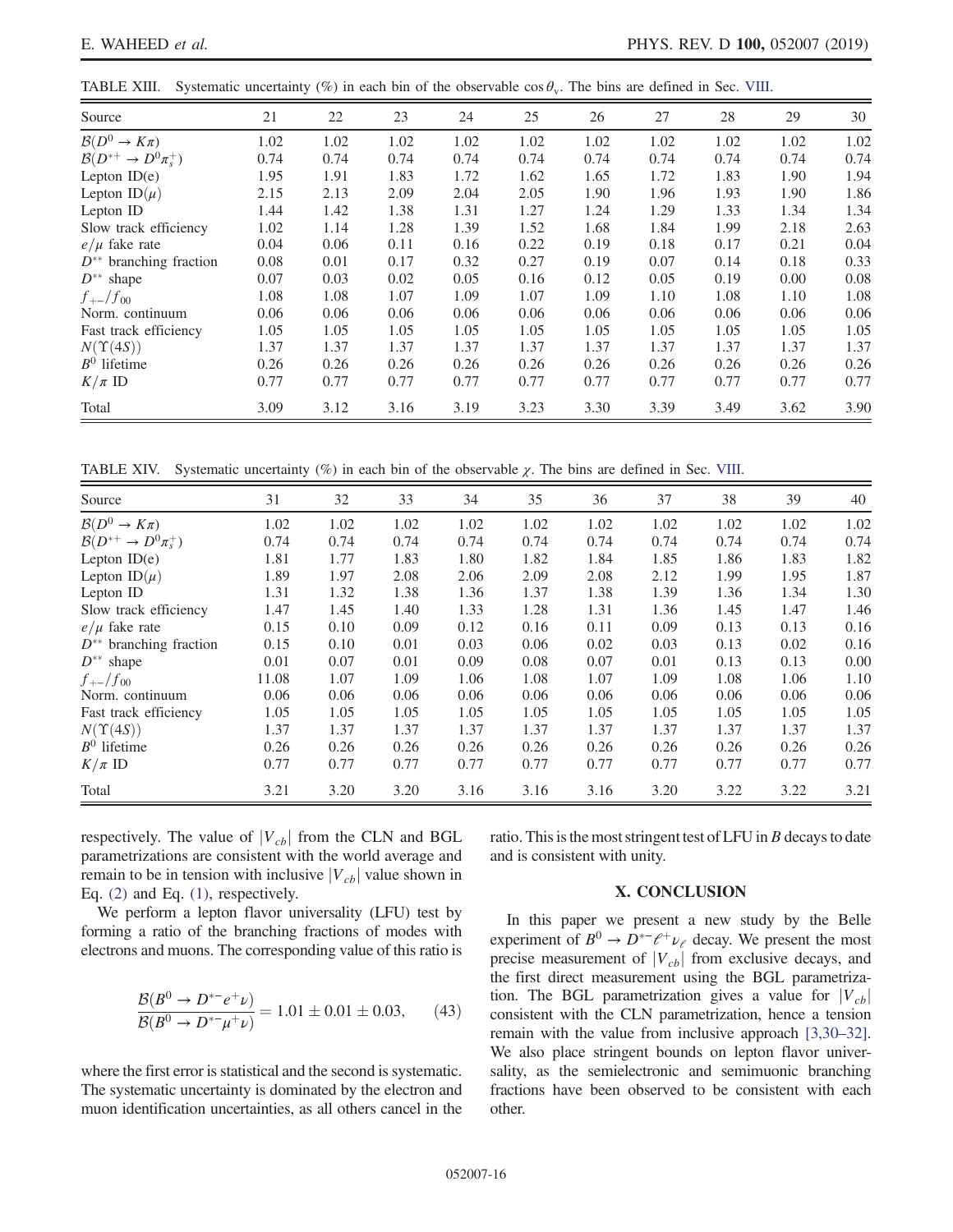TABLE XIII. Systematic uncertainty (%) in each bin of the observable $\cos\theta_v$. The bins are defined in Sec. VIII.

| Source | 21 | 22 | 23 | 24 | 25 | 26 | 27 | 28 | 29 | 30 |
|---|---|---|---|---|---|---|---|---|---|---|
| $\mathcal{B}(D^0 \to K\pi)$ | 1.02 | 1.02 | 1.02 | 1.02 | 1.02 | 1.02 | 1.02 | 1.02 | 1.02 | 1.02 |
| $\mathcal{B}(D^{*+} \to D^0\pi_s^+)$ | 0.74 | 0.74 | 0.74 | 0.74 | 0.74 | 0.74 | 0.74 | 0.74 | 0.74 | 0.74 |
| Lepton ID(e) | 1.95 | 1.91 | 1.83 | 1.72 | 1.62 | 1.65 | 1.72 | 1.83 | 1.90 | 1.94 |
| Lepton ID($\mu$) | 2.15 | 2.13 | 2.09 | 2.04 | 2.05 | 1.90 | 1.96 | 1.93 | 1.90 | 1.86 |
| Lepton ID | 1.44 | 1.42 | 1.38 | 1.31 | 1.27 | 1.24 | 1.29 | 1.33 | 1.34 | 1.34 |
| Slow track efficiency | 1.02 | 1.14 | 1.28 | 1.39 | 1.52 | 1.68 | 1.84 | 1.99 | 2.18 | 2.63 |
| $e/\mu$ fake rate | 0.04 | 0.06 | 0.11 | 0.16 | 0.22 | 0.19 | 0.18 | 0.17 | 0.21 | 0.04 |
| $D^{**}$ branching fraction | 0.08 | 0.01 | 0.17 | 0.32 | 0.27 | 0.19 | 0.07 | 0.14 | 0.18 | 0.33 |
| $D^{**}$ shape | 0.07 | 0.03 | 0.02 | 0.05 | 0.16 | 0.12 | 0.05 | 0.19 | 0.00 | 0.08 |
| $f_{+-}/f_{00}$ | 1.08 | 1.08 | 1.07 | 1.09 | 1.07 | 1.09 | 1.10 | 1.08 | 1.10 | 1.08 |
| Norm. continuum | 0.06 | 0.06 | 0.06 | 0.06 | 0.06 | 0.06 | 0.06 | 0.06 | 0.06 | 0.06 |
| Fast track efficiency | 1.05 | 1.05 | 1.05 | 1.05 | 1.05 | 1.05 | 1.05 | 1.05 | 1.05 | 1.05 |
| $N(\Upsilon(4S))$ | 1.37 | 1.37 | 1.37 | 1.37 | 1.37 | 1.37 | 1.37 | 1.37 | 1.37 | 1.37 |
| $B^0$ lifetime | 0.26 | 0.26 | 0.26 | 0.26 | 0.26 | 0.26 | 0.26 | 0.26 | 0.26 | 0.26 |
| $K/\pi$ ID | 0.77 | 0.77 | 0.77 | 0.77 | 0.77 | 0.77 | 0.77 | 0.77 | 0.77 | 0.77 |
| Total | 3.09 | 3.12 | 3.16 | 3.19 | 3.23 | 3.30 | 3.39 | 3.49 | 3.62 | 3.90 |

TABLE XIV. Systematic uncertainty (%) in each bin of the observable $\chi$. The bins are defined in Sec. VIII.

| Source | 31 | 32 | 33 | 34 | 35 | 36 | 37 | 38 | 39 | 40 |
|---|---|---|---|---|---|---|---|---|---|---|
| $\mathcal{B}(D^0 \to K\pi)$ | 1.02 | 1.02 | 1.02 | 1.02 | 1.02 | 1.02 | 1.02 | 1.02 | 1.02 | 1.02 |
| $\mathcal{B}(D^{*+} \to D^0\pi_s^+)$ | 0.74 | 0.74 | 0.74 | 0.74 | 0.74 | 0.74 | 0.74 | 0.74 | 0.74 | 0.74 |
| Lepton ID(e) | 1.81 | 1.77 | 1.83 | 1.80 | 1.82 | 1.84 | 1.85 | 1.86 | 1.83 | 1.82 |
| Lepton ID($\mu$) | 1.89 | 1.97 | 2.08 | 2.06 | 2.09 | 2.08 | 2.12 | 1.99 | 1.95 | 1.87 |
| Lepton ID | 1.31 | 1.32 | 1.38 | 1.36 | 1.37 | 1.38 | 1.39 | 1.36 | 1.34 | 1.30 |
| Slow track efficiency | 1.47 | 1.45 | 1.40 | 1.33 | 1.28 | 1.31 | 1.36 | 1.45 | 1.47 | 1.46 |
| $e/\mu$ fake rate | 0.15 | 0.10 | 0.09 | 0.12 | 0.16 | 0.11 | 0.09 | 0.13 | 0.13 | 0.16 |
| $D^{**}$ branching fraction | 0.15 | 0.10 | 0.01 | 0.03 | 0.06 | 0.02 | 0.03 | 0.13 | 0.02 | 0.16 |
| $D^{**}$ shape | 0.01 | 0.07 | 0.01 | 0.09 | 0.08 | 0.07 | 0.01 | 0.13 | 0.13 | 0.00 |
| $f_{+-}/f_{00}$ | 11.08 | 1.07 | 1.09 | 1.06 | 1.08 | 1.07 | 1.09 | 1.08 | 1.06 | 1.10 |
| Norm. continuum | 0.06 | 0.06 | 0.06 | 0.06 | 0.06 | 0.06 | 0.06 | 0.06 | 0.06 | 0.06 |
| Fast track efficiency | 1.05 | 1.05 | 1.05 | 1.05 | 1.05 | 1.05 | 1.05 | 1.05 | 1.05 | 1.05 |
| $N(\Upsilon(4S))$ | 1.37 | 1.37 | 1.37 | 1.37 | 1.37 | 1.37 | 1.37 | 1.37 | 1.37 | 1.37 |
| $B^0$ lifetime | 0.26 | 0.26 | 0.26 | 0.26 | 0.26 | 0.26 | 0.26 | 0.26 | 0.26 | 0.26 |
| $K/\pi$ ID | 0.77 | 0.77 | 0.77 | 0.77 | 0.77 | 0.77 | 0.77 | 0.77 | 0.77 | 0.77 |
| Total | 3.21 | 3.20 | 3.20 | 3.16 | 3.16 | 3.16 | 3.20 | 3.22 | 3.22 | 3.21 |

respectively. The value of $|V_{cb}|$ from the CLN and BGL parametrizations are consistent with the world average and remain to be in tension with inclusive $|V_{cb}|$ value shown in Eq. (2) and Eq. (1), respectively.

We perform a lepton flavor universality (LFU) test by forming a ratio of the branching fractions of modes with electrons and muons. The corresponding value of this ratio is

$$\frac{\mathcal{B}(B^0 \to D^{*-}e^+\nu)}{\mathcal{B}(B^0 \to D^{*-}\mu^+\nu)} = 1.01 \pm 0.01 \pm 0.03, \qquad (43)$$

where the first error is statistical and the second is systematic. The systematic uncertainty is dominated by the electron and muon identification uncertainties, as all others cancel in the ratio. This is the most stringent test of LFU in $B$ decays to date and is consistent with unity.

## X. CONCLUSION

In this paper we present a new study by the Belle experiment of $B^0 \to D^{*-}\ell^+\nu_\ell$ decay. We present the most precise measurement of $|V_{cb}|$ from exclusive decays, and the first direct measurement using the BGL parametrization. The BGL parametrization gives a value for $|V_{cb}|$ consistent with the CLN parametrization, hence a tension remain with the value from inclusive approach [3,30–32]. We also place stringent bounds on lepton flavor universality, as the semielectronic and semimuonic branching fractions have been observed to be consistent with each other.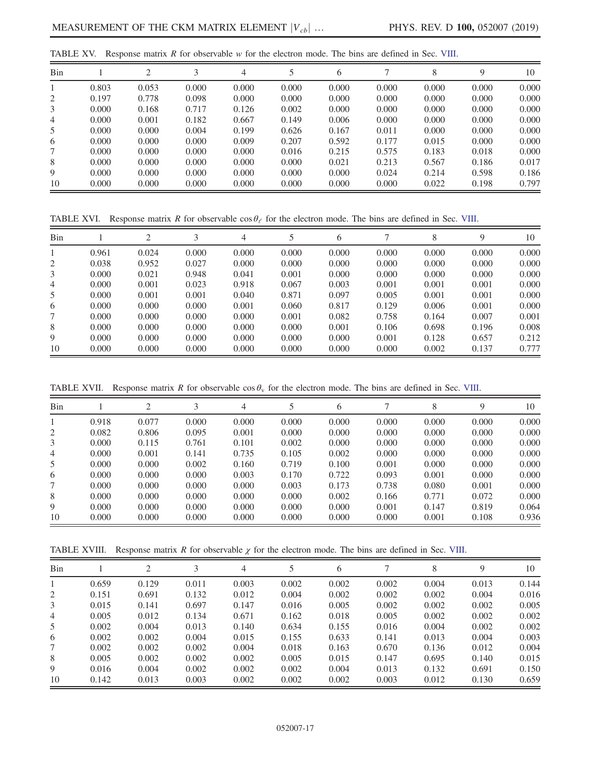TABLE XV. Response matrix $R$ for observable $w$ for the electron mode. The bins are defined in Sec. VIII.

| Bin | 1 | 2 | 3 | 4 | 5 | 6 | 7 | 8 | 9 | 10 |
|---|---|---|---|---|---|---|---|---|---|---|
| 1 | 0.803 | 0.053 | 0.000 | 0.000 | 0.000 | 0.000 | 0.000 | 0.000 | 0.000 | 0.000 |
| 2 | 0.197 | 0.778 | 0.098 | 0.000 | 0.000 | 0.000 | 0.000 | 0.000 | 0.000 | 0.000 |
| 3 | 0.000 | 0.168 | 0.717 | 0.126 | 0.002 | 0.000 | 0.000 | 0.000 | 0.000 | 0.000 |
| 4 | 0.000 | 0.001 | 0.182 | 0.667 | 0.149 | 0.006 | 0.000 | 0.000 | 0.000 | 0.000 |
| 5 | 0.000 | 0.000 | 0.004 | 0.199 | 0.626 | 0.167 | 0.011 | 0.000 | 0.000 | 0.000 |
| 6 | 0.000 | 0.000 | 0.000 | 0.009 | 0.207 | 0.592 | 0.177 | 0.015 | 0.000 | 0.000 |
| 7 | 0.000 | 0.000 | 0.000 | 0.000 | 0.016 | 0.215 | 0.575 | 0.183 | 0.018 | 0.000 |
| 8 | 0.000 | 0.000 | 0.000 | 0.000 | 0.000 | 0.021 | 0.213 | 0.567 | 0.186 | 0.017 |
| 9 | 0.000 | 0.000 | 0.000 | 0.000 | 0.000 | 0.000 | 0.024 | 0.214 | 0.598 | 0.186 |
| 10 | 0.000 | 0.000 | 0.000 | 0.000 | 0.000 | 0.000 | 0.000 | 0.022 | 0.198 | 0.797 |

TABLE XVI. Response matrix $R$ for observable $\cos\theta_\ell$ for the electron mode. The bins are defined in Sec. VIII.

| Bin | 1 | 2 | 3 | 4 | 5 | 6 | 7 | 8 | 9 | 10 |
|---|---|---|---|---|---|---|---|---|---|---|
| 1 | 0.961 | 0.024 | 0.000 | 0.000 | 0.000 | 0.000 | 0.000 | 0.000 | 0.000 | 0.000 |
| 2 | 0.038 | 0.952 | 0.027 | 0.000 | 0.000 | 0.000 | 0.000 | 0.000 | 0.000 | 0.000 |
| 3 | 0.000 | 0.021 | 0.948 | 0.041 | 0.001 | 0.000 | 0.000 | 0.000 | 0.000 | 0.000 |
| 4 | 0.000 | 0.001 | 0.023 | 0.918 | 0.067 | 0.003 | 0.001 | 0.001 | 0.001 | 0.000 |
| 5 | 0.000 | 0.001 | 0.001 | 0.040 | 0.871 | 0.097 | 0.005 | 0.001 | 0.001 | 0.000 |
| 6 | 0.000 | 0.000 | 0.000 | 0.001 | 0.060 | 0.817 | 0.129 | 0.006 | 0.001 | 0.000 |
| 7 | 0.000 | 0.000 | 0.000 | 0.000 | 0.001 | 0.082 | 0.758 | 0.164 | 0.007 | 0.001 |
| 8 | 0.000 | 0.000 | 0.000 | 0.000 | 0.000 | 0.001 | 0.106 | 0.698 | 0.196 | 0.008 |
| 9 | 0.000 | 0.000 | 0.000 | 0.000 | 0.000 | 0.000 | 0.001 | 0.128 | 0.657 | 0.212 |
| 10 | 0.000 | 0.000 | 0.000 | 0.000 | 0.000 | 0.000 | 0.000 | 0.002 | 0.137 | 0.777 |

TABLE XVII. Response matrix $R$ for observable $\cos\theta_v$ for the electron mode. The bins are defined in Sec. VIII.

| Bin | 1 | 2 | 3 | 4 | 5 | 6 | 7 | 8 | 9 | 10 |
|---|---|---|---|---|---|---|---|---|---|---|
| 1 | 0.918 | 0.077 | 0.000 | 0.000 | 0.000 | 0.000 | 0.000 | 0.000 | 0.000 | 0.000 |
| 2 | 0.082 | 0.806 | 0.095 | 0.001 | 0.000 | 0.000 | 0.000 | 0.000 | 0.000 | 0.000 |
| 3 | 0.000 | 0.115 | 0.761 | 0.101 | 0.002 | 0.000 | 0.000 | 0.000 | 0.000 | 0.000 |
| 4 | 0.000 | 0.001 | 0.141 | 0.735 | 0.105 | 0.002 | 0.000 | 0.000 | 0.000 | 0.000 |
| 5 | 0.000 | 0.000 | 0.002 | 0.160 | 0.719 | 0.100 | 0.001 | 0.000 | 0.000 | 0.000 |
| 6 | 0.000 | 0.000 | 0.000 | 0.003 | 0.170 | 0.722 | 0.093 | 0.001 | 0.000 | 0.000 |
| 7 | 0.000 | 0.000 | 0.000 | 0.000 | 0.003 | 0.173 | 0.738 | 0.080 | 0.001 | 0.000 |
| 8 | 0.000 | 0.000 | 0.000 | 0.000 | 0.000 | 0.002 | 0.166 | 0.771 | 0.072 | 0.000 |
| 9 | 0.000 | 0.000 | 0.000 | 0.000 | 0.000 | 0.000 | 0.001 | 0.147 | 0.819 | 0.064 |
| 10 | 0.000 | 0.000 | 0.000 | 0.000 | 0.000 | 0.000 | 0.000 | 0.001 | 0.108 | 0.936 |

TABLE XVIII. Response matrix $R$ for observable $\chi$ for the electron mode. The bins are defined in Sec. VIII.

| Bin | 1 | 2 | 3 | 4 | 5 | 6 | 7 | 8 | 9 | 10 |
|---|---|---|---|---|---|---|---|---|---|---|
| 1 | 0.659 | 0.129 | 0.011 | 0.003 | 0.002 | 0.002 | 0.002 | 0.004 | 0.013 | 0.144 |
| 2 | 0.151 | 0.691 | 0.132 | 0.012 | 0.004 | 0.002 | 0.002 | 0.002 | 0.004 | 0.016 |
| 3 | 0.015 | 0.141 | 0.697 | 0.147 | 0.016 | 0.005 | 0.002 | 0.002 | 0.002 | 0.005 |
| 4 | 0.005 | 0.012 | 0.134 | 0.671 | 0.162 | 0.018 | 0.005 | 0.002 | 0.002 | 0.002 |
| 5 | 0.002 | 0.004 | 0.013 | 0.140 | 0.634 | 0.155 | 0.016 | 0.004 | 0.002 | 0.002 |
| 6 | 0.002 | 0.002 | 0.004 | 0.015 | 0.155 | 0.633 | 0.141 | 0.013 | 0.004 | 0.003 |
| 7 | 0.002 | 0.002 | 0.002 | 0.004 | 0.018 | 0.163 | 0.670 | 0.136 | 0.012 | 0.004 |
| 8 | 0.005 | 0.002 | 0.002 | 0.002 | 0.005 | 0.015 | 0.147 | 0.695 | 0.140 | 0.015 |
| 9 | 0.016 | 0.004 | 0.002 | 0.002 | 0.002 | 0.004 | 0.013 | 0.132 | 0.691 | 0.150 |
| 10 | 0.142 | 0.013 | 0.003 | 0.002 | 0.002 | 0.002 | 0.003 | 0.012 | 0.130 | 0.659 |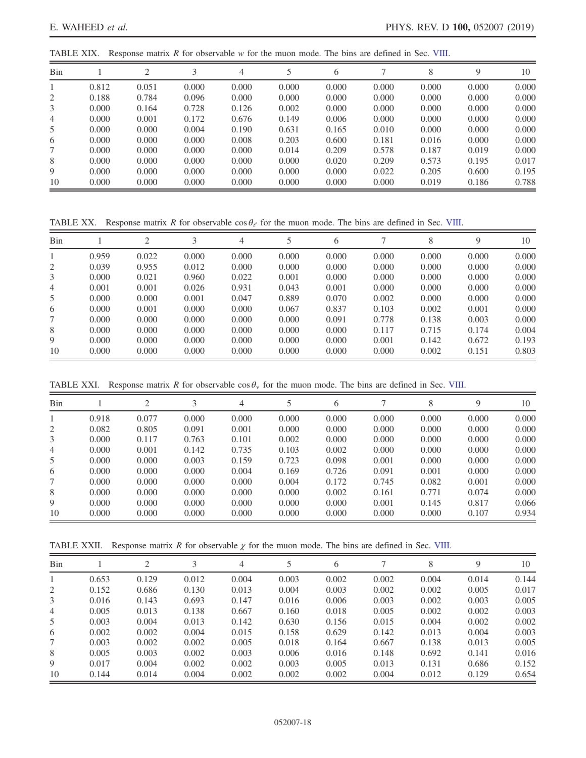TABLE XIX. Response matrix $R$ for observable $w$ for the muon mode. The bins are defined in Sec. VIII.

| Bin | 1 | 2 | 3 | 4 | 5 | 6 | 7 | 8 | 9 | 10 |
|---|---|---|---|---|---|---|---|---|---|---|
| 1 | 0.812 | 0.051 | 0.000 | 0.000 | 0.000 | 0.000 | 0.000 | 0.000 | 0.000 | 0.000 |
| 2 | 0.188 | 0.784 | 0.096 | 0.000 | 0.000 | 0.000 | 0.000 | 0.000 | 0.000 | 0.000 |
| 3 | 0.000 | 0.164 | 0.728 | 0.126 | 0.002 | 0.000 | 0.000 | 0.000 | 0.000 | 0.000 |
| 4 | 0.000 | 0.001 | 0.172 | 0.676 | 0.149 | 0.006 | 0.000 | 0.000 | 0.000 | 0.000 |
| 5 | 0.000 | 0.000 | 0.004 | 0.190 | 0.631 | 0.165 | 0.010 | 0.000 | 0.000 | 0.000 |
| 6 | 0.000 | 0.000 | 0.000 | 0.008 | 0.203 | 0.600 | 0.181 | 0.016 | 0.000 | 0.000 |
| 7 | 0.000 | 0.000 | 0.000 | 0.000 | 0.014 | 0.209 | 0.578 | 0.187 | 0.019 | 0.000 |
| 8 | 0.000 | 0.000 | 0.000 | 0.000 | 0.000 | 0.020 | 0.209 | 0.573 | 0.195 | 0.017 |
| 9 | 0.000 | 0.000 | 0.000 | 0.000 | 0.000 | 0.000 | 0.022 | 0.205 | 0.600 | 0.195 |
| 10 | 0.000 | 0.000 | 0.000 | 0.000 | 0.000 | 0.000 | 0.000 | 0.019 | 0.186 | 0.788 |

TABLE XX. Response matrix $R$ for observable $\cos\theta_\ell$ for the muon mode. The bins are defined in Sec. VIII.

| Bin | 1 | 2 | 3 | 4 | 5 | 6 | 7 | 8 | 9 | 10 |
|---|---|---|---|---|---|---|---|---|---|---|
| 1 | 0.959 | 0.022 | 0.000 | 0.000 | 0.000 | 0.000 | 0.000 | 0.000 | 0.000 | 0.000 |
| 2 | 0.039 | 0.955 | 0.012 | 0.000 | 0.000 | 0.000 | 0.000 | 0.000 | 0.000 | 0.000 |
| 3 | 0.000 | 0.021 | 0.960 | 0.022 | 0.001 | 0.000 | 0.000 | 0.000 | 0.000 | 0.000 |
| 4 | 0.001 | 0.001 | 0.026 | 0.931 | 0.043 | 0.001 | 0.000 | 0.000 | 0.000 | 0.000 |
| 5 | 0.000 | 0.000 | 0.001 | 0.047 | 0.889 | 0.070 | 0.002 | 0.000 | 0.000 | 0.000 |
| 6 | 0.000 | 0.001 | 0.000 | 0.000 | 0.067 | 0.837 | 0.103 | 0.002 | 0.001 | 0.000 |
| 7 | 0.000 | 0.000 | 0.000 | 0.000 | 0.000 | 0.091 | 0.778 | 0.138 | 0.003 | 0.000 |
| 8 | 0.000 | 0.000 | 0.000 | 0.000 | 0.000 | 0.000 | 0.117 | 0.715 | 0.174 | 0.004 |
| 9 | 0.000 | 0.000 | 0.000 | 0.000 | 0.000 | 0.000 | 0.001 | 0.142 | 0.672 | 0.193 |
| 10 | 0.000 | 0.000 | 0.000 | 0.000 | 0.000 | 0.000 | 0.000 | 0.002 | 0.151 | 0.803 |

TABLE XXI. Response matrix $R$ for observable $\cos\theta_\mathrm{v}$ for the muon mode. The bins are defined in Sec. VIII.

| Bin | 1 | 2 | 3 | 4 | 5 | 6 | 7 | 8 | 9 | 10 |
|---|---|---|---|---|---|---|---|---|---|---|
| 1 | 0.918 | 0.077 | 0.000 | 0.000 | 0.000 | 0.000 | 0.000 | 0.000 | 0.000 | 0.000 |
| 2 | 0.082 | 0.805 | 0.091 | 0.001 | 0.000 | 0.000 | 0.000 | 0.000 | 0.000 | 0.000 |
| 3 | 0.000 | 0.117 | 0.763 | 0.101 | 0.002 | 0.000 | 0.000 | 0.000 | 0.000 | 0.000 |
| 4 | 0.000 | 0.001 | 0.142 | 0.735 | 0.103 | 0.002 | 0.000 | 0.000 | 0.000 | 0.000 |
| 5 | 0.000 | 0.000 | 0.003 | 0.159 | 0.723 | 0.098 | 0.001 | 0.000 | 0.000 | 0.000 |
| 6 | 0.000 | 0.000 | 0.000 | 0.004 | 0.169 | 0.726 | 0.091 | 0.001 | 0.000 | 0.000 |
| 7 | 0.000 | 0.000 | 0.000 | 0.000 | 0.004 | 0.172 | 0.745 | 0.082 | 0.001 | 0.000 |
| 8 | 0.000 | 0.000 | 0.000 | 0.000 | 0.000 | 0.002 | 0.161 | 0.771 | 0.074 | 0.000 |
| 9 | 0.000 | 0.000 | 0.000 | 0.000 | 0.000 | 0.000 | 0.001 | 0.145 | 0.817 | 0.066 |
| 10 | 0.000 | 0.000 | 0.000 | 0.000 | 0.000 | 0.000 | 0.000 | 0.000 | 0.107 | 0.934 |

TABLE XXII. Response matrix $R$ for observable $\chi$ for the muon mode. The bins are defined in Sec. VIII.

| Bin | 1 | 2 | 3 | 4 | 5 | 6 | 7 | 8 | 9 | 10 |
|---|---|---|---|---|---|---|---|---|---|---|
| 1 | 0.653 | 0.129 | 0.012 | 0.004 | 0.003 | 0.002 | 0.002 | 0.004 | 0.014 | 0.144 |
| 2 | 0.152 | 0.686 | 0.130 | 0.013 | 0.004 | 0.003 | 0.002 | 0.002 | 0.005 | 0.017 |
| 3 | 0.016 | 0.143 | 0.693 | 0.147 | 0.016 | 0.006 | 0.003 | 0.002 | 0.003 | 0.005 |
| 4 | 0.005 | 0.013 | 0.138 | 0.667 | 0.160 | 0.018 | 0.005 | 0.002 | 0.002 | 0.003 |
| 5 | 0.003 | 0.004 | 0.013 | 0.142 | 0.630 | 0.156 | 0.015 | 0.004 | 0.002 | 0.002 |
| 6 | 0.002 | 0.002 | 0.004 | 0.015 | 0.158 | 0.629 | 0.142 | 0.013 | 0.004 | 0.003 |
| 7 | 0.003 | 0.002 | 0.002 | 0.005 | 0.018 | 0.164 | 0.667 | 0.138 | 0.013 | 0.005 |
| 8 | 0.005 | 0.003 | 0.002 | 0.003 | 0.006 | 0.016 | 0.148 | 0.692 | 0.141 | 0.016 |
| 9 | 0.017 | 0.004 | 0.002 | 0.002 | 0.003 | 0.005 | 0.013 | 0.131 | 0.686 | 0.152 |
| 10 | 0.144 | 0.014 | 0.004 | 0.002 | 0.002 | 0.002 | 0.004 | 0.012 | 0.129 | 0.654 |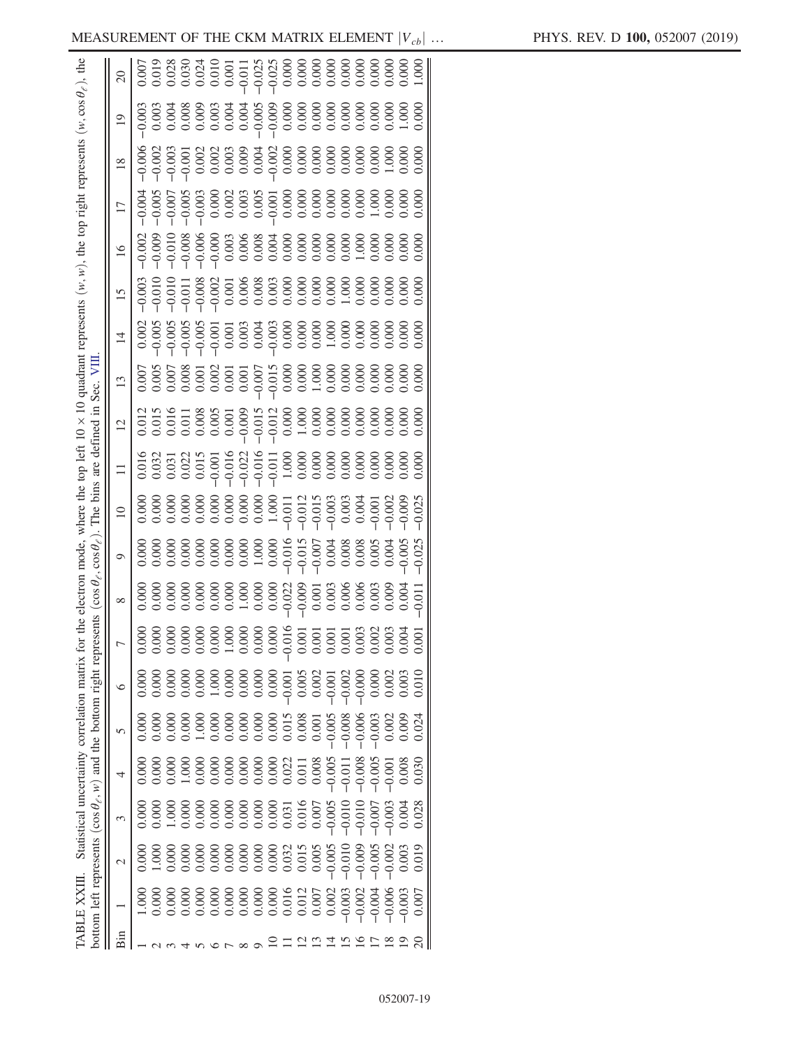TABLE XXIII. Statistical uncertainty correlation matrix for the electron mode, where the top left 10 × 10 quadrant represents $(w, w)$, the top right represents $(w, \cos\theta_\ell)$, the bottom left represents $(\cos\theta_\ell, w)$ and the bottom right represents $(\cos\theta_\ell, \cos\theta_\ell)$. The bins are defined in Sec. VIII.

| Bin | 1 | 2 | 3 | 4 | 5 | 6 | 7 | 8 | 9 | 10 | 11 | 12 | 13 | 14 | 15 | 16 | 17 | 18 | 19 | 20 |
|---|---|---|---|---|---|---|---|---|---|---|---|---|---|---|---|---|---|---|---|---|
| 1 | 1.000 | 0.000 | 0.000 | 0.000 | 0.000 | 0.000 | 0.000 | 0.000 | 0.000 | 0.000 | 0.016 | 0.012 | 0.007 | 0.002 | −0.003 | −0.002 | −0.004 | −0.006 | −0.003 | 0.007 |
| 2 | 0.000 | 1.000 | 0.000 | 0.000 | 0.000 | 0.000 | 0.000 | 0.000 | 0.000 | 0.000 | 0.032 | 0.015 | 0.005 | −0.005 | −0.010 | −0.009 | −0.005 | −0.002 | 0.003 | 0.019 |
| 3 | 0.000 | 0.000 | 1.000 | 0.000 | 0.000 | 0.000 | 0.000 | 0.000 | 0.000 | 0.000 | 0.031 | 0.016 | 0.007 | −0.005 | −0.010 | −0.010 | −0.007 | −0.003 | 0.004 | 0.028 |
| 4 | 0.000 | 0.000 | 0.000 | 1.000 | 0.000 | 0.000 | 0.000 | 0.000 | 0.000 | 0.000 | 0.022 | 0.011 | 0.008 | −0.005 | −0.011 | −0.008 | −0.005 | −0.001 | 0.008 | 0.030 |
| 5 | 0.000 | 0.000 | 0.000 | 0.000 | 1.000 | 0.000 | 0.000 | 0.000 | 0.000 | 0.000 | 0.015 | 0.008 | 0.001 | −0.005 | −0.008 | −0.006 | −0.003 | 0.002 | 0.009 | 0.024 |
| 6 | 0.000 | 0.000 | 0.000 | 0.000 | 0.000 | 1.000 | 0.000 | 0.000 | 0.000 | 0.000 | −0.001 | 0.005 | 0.002 | −0.001 | −0.002 | −0.000 | 0.000 | 0.002 | 0.003 | 0.010 |
| 7 | 0.000 | 0.000 | 0.000 | 0.000 | 0.000 | 0.000 | 1.000 | 0.000 | 0.000 | 0.000 | −0.016 | 0.001 | 0.001 | 0.001 | 0.001 | 0.003 | 0.002 | 0.003 | 0.004 | 0.001 |
| 8 | 0.000 | 0.000 | 0.000 | 0.000 | 0.000 | 0.000 | 0.000 | 1.000 | 0.000 | 0.000 | −0.022 | −0.009 | 0.001 | 0.003 | 0.006 | 0.006 | 0.003 | 0.009 | 0.004 | −0.011 |
| 9 | 0.000 | 0.000 | 0.000 | 0.000 | 0.000 | 0.000 | 0.000 | 0.000 | 1.000 | 0.000 | −0.016 | −0.015 | −0.007 | 0.004 | 0.008 | 0.008 | 0.005 | 0.004 | −0.005 | −0.025 |
| 10 | 0.000 | 0.000 | 0.000 | 0.000 | 0.000 | 0.000 | 0.000 | 0.000 | 0.000 | 1.000 | −0.011 | −0.012 | −0.015 | −0.003 | 0.003 | 0.004 | −0.001 | −0.002 | −0.009 | −0.025 |
| 11 | 0.016 | 0.032 | 0.031 | 0.022 | 0.015 | −0.001 | −0.016 | −0.022 | −0.016 | −0.011 | 1.000 | 0.000 | 0.000 | 0.000 | 0.000 | 0.000 | 0.000 | 0.000 | 0.000 | 0.000 |
| 12 | 0.012 | 0.015 | 0.016 | 0.011 | 0.008 | 0.005 | 0.001 | −0.009 | −0.015 | −0.012 | 0.000 | 1.000 | 0.000 | 0.000 | 0.000 | 0.000 | 0.000 | 0.000 | 0.000 | 0.000 |
| 13 | 0.007 | 0.005 | 0.007 | 0.008 | 0.001 | 0.002 | 0.001 | 0.001 | −0.007 | −0.015 | 0.000 | 0.000 | 1.000 | 0.000 | 0.000 | 0.000 | 0.000 | 0.000 | 0.000 | 0.000 |
| 14 | 0.002 | −0.005 | −0.005 | −0.005 | −0.005 | −0.001 | 0.001 | 0.003 | 0.004 | −0.003 | 0.000 | 0.000 | 0.000 | 1.000 | 0.000 | 0.000 | 0.000 | 0.000 | 0.000 | 0.000 |
| 15 | −0.003 | −0.010 | −0.010 | −0.011 | −0.008 | −0.002 | 0.001 | 0.006 | 0.008 | 0.003 | 0.000 | 0.000 | 0.000 | 0.000 | 1.000 | 0.000 | 0.000 | 0.000 | 0.000 | 0.000 |
| 16 | −0.002 | −0.009 | −0.010 | −0.008 | −0.006 | −0.000 | 0.003 | 0.006 | 0.008 | 0.004 | 0.000 | 0.000 | 0.000 | 0.000 | 0.000 | 1.000 | 0.000 | 0.000 | 0.000 | 0.000 |
| 17 | −0.004 | −0.005 | −0.007 | −0.005 | −0.003 | 0.000 | 0.002 | 0.003 | 0.005 | −0.001 | 0.000 | 0.000 | 0.000 | 0.000 | 0.000 | 0.000 | 1.000 | 0.000 | 0.000 | 0.000 |
| 18 | −0.006 | −0.002 | −0.003 | −0.001 | 0.002 | 0.002 | 0.003 | 0.009 | 0.004 | −0.002 | 0.000 | 0.000 | 0.000 | 0.000 | 0.000 | 0.000 | 0.000 | 1.000 | 0.000 | 0.000 |
| 19 | −0.003 | 0.003 | 0.004 | 0.008 | 0.009 | 0.003 | 0.004 | 0.004 | −0.005 | −0.009 | 0.000 | 0.000 | 0.000 | 0.000 | 0.000 | 0.000 | 0.000 | 0.000 | 1.000 | 0.000 |
| 20 | 0.007 | 0.019 | 0.028 | 0.030 | 0.024 | 0.010 | 0.001 | −0.011 | −0.025 | −0.025 | 0.000 | 0.000 | 0.000 | 0.000 | 0.000 | 0.000 | 0.000 | 0.000 | 0.000 | 1.000 |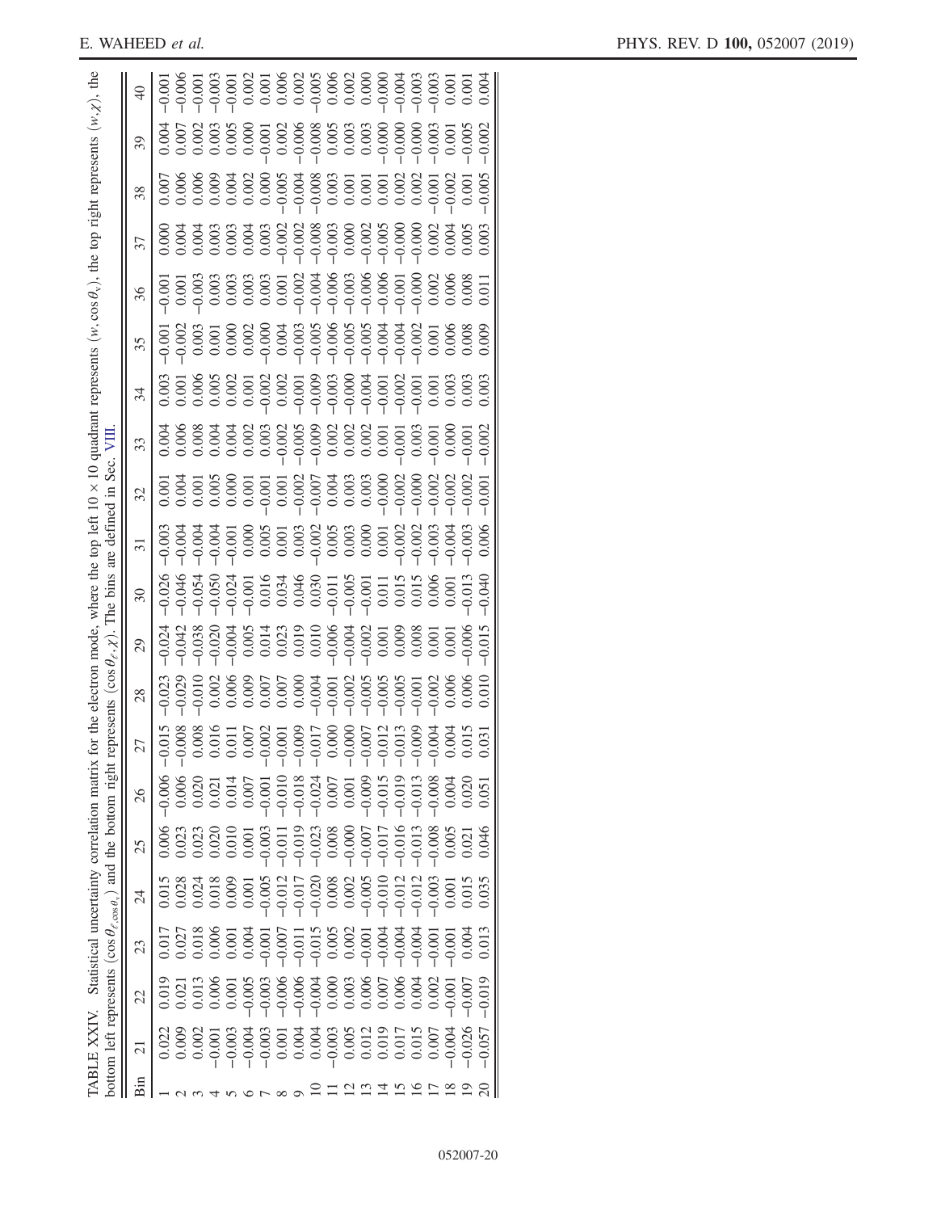TABLE XXIV. Statistical uncertainty correlation matrix for the electron mode, where the top left $10 \times 10$ quadrant represents $(w, \cos\theta_v)$, the top right represents $(w, \chi)$, the bottom left represents $(\cos\theta_\ell, \cos\theta_v)$ and the bottom right represents $(\cos\theta_\ell, \chi)$. The bins are defined in Sec. VIII.

| Bin | 21 | 22 | 23 | 24 | 25 | 26 | 27 | 28 | 29 | 30 | 31 | 32 | 33 | 34 | 35 | 36 | 37 | 38 | 39 | 40 |
|---|---|---|---|---|---|---|---|---|---|---|---|---|---|---|---|---|---|---|---|---|
| 1 | 0.022 | 0.019 | 0.017 | 0.015 | 0.006 | −0.006 | −0.015 | −0.023 | −0.024 | −0.026 | −0.003 | 0.001 | 0.004 | 0.003 | −0.001 | −0.001 | 0.000 | 0.007 | 0.004 | −0.001 |
| 2 | 0.009 | 0.021 | 0.027 | 0.028 | 0.023 | 0.006 | −0.008 | −0.029 | −0.042 | −0.046 | −0.004 | 0.004 | 0.006 | 0.001 | −0.002 | 0.001 | 0.004 | 0.006 | 0.007 | −0.006 |
| 3 | 0.002 | 0.013 | 0.018 | 0.024 | 0.023 | 0.020 | 0.008 | −0.010 | −0.038 | −0.054 | −0.004 | 0.001 | 0.008 | 0.006 | 0.003 | −0.003 | 0.004 | 0.006 | 0.002 | −0.001 |
| 4 | −0.001 | 0.006 | 0.006 | 0.018 | 0.020 | 0.021 | 0.016 | 0.002 | −0.020 | −0.050 | −0.004 | 0.005 | 0.004 | 0.005 | 0.001 | 0.003 | 0.003 | 0.009 | 0.003 | −0.003 |
| 5 | −0.003 | 0.001 | 0.001 | 0.009 | 0.010 | 0.014 | 0.011 | 0.006 | −0.004 | −0.024 | −0.001 | 0.000 | 0.004 | 0.002 | 0.000 | 0.003 | 0.003 | 0.004 | 0.005 | −0.001 |
| 6 | −0.004 | −0.005 | 0.004 | 0.001 | 0.001 | 0.007 | 0.007 | 0.009 | 0.005 | −0.001 | 0.000 | 0.001 | 0.002 | 0.001 | 0.002 | 0.003 | 0.004 | 0.002 | 0.000 | 0.002 |
| 7 | −0.003 | −0.003 | −0.001 | −0.005 | −0.003 | −0.001 | −0.002 | 0.007 | 0.014 | 0.016 | 0.005 | −0.001 | 0.003 | −0.002 | −0.000 | 0.003 | 0.003 | 0.000 | −0.001 | 0.001 |
| 8 | 0.001 | −0.006 | −0.007 | −0.012 | −0.011 | −0.010 | −0.001 | 0.007 | 0.023 | 0.034 | 0.001 | 0.001 | −0.002 | 0.002 | 0.004 | 0.001 | −0.002 | −0.005 | 0.002 | 0.006 |
| 9 | 0.004 | −0.006 | −0.011 | −0.017 | −0.019 | −0.018 | −0.009 | 0.000 | 0.019 | 0.046 | 0.003 | −0.002 | −0.005 | −0.001 | −0.003 | −0.002 | −0.002 | −0.004 | −0.006 | 0.002 |
| 10 | 0.004 | −0.004 | −0.015 | −0.020 | −0.023 | −0.024 | −0.017 | −0.004 | 0.010 | 0.030 | −0.002 | −0.007 | −0.009 | −0.009 | −0.005 | −0.004 | −0.008 | −0.008 | −0.008 | −0.005 |
| 11 | −0.003 | 0.000 | 0.005 | 0.008 | 0.008 | 0.007 | 0.000 | −0.001 | −0.006 | −0.011 | 0.005 | 0.004 | 0.002 | −0.003 | −0.006 | −0.006 | −0.003 | 0.003 | 0.005 | 0.006 |
| 12 | 0.005 | 0.003 | 0.002 | 0.002 | −0.000 | 0.001 | −0.000 | −0.002 | −0.004 | −0.005 | 0.003 | 0.003 | 0.002 | −0.000 | −0.005 | −0.003 | 0.000 | 0.001 | 0.003 | 0.002 |
| 13 | 0.012 | 0.006 | −0.001 | −0.005 | −0.007 | −0.009 | −0.007 | −0.005 | −0.002 | −0.001 | 0.000 | 0.003 | 0.002 | −0.004 | −0.005 | −0.006 | −0.002 | 0.001 | 0.003 | 0.000 |
| 14 | 0.019 | 0.007 | −0.004 | −0.010 | −0.017 | −0.015 | −0.012 | −0.005 | 0.001 | 0.011 | 0.001 | −0.000 | 0.001 | −0.001 | −0.004 | −0.006 | −0.005 | 0.001 | −0.000 | −0.000 |
| 15 | 0.017 | 0.006 | −0.004 | −0.012 | −0.016 | −0.019 | −0.013 | −0.005 | 0.009 | 0.015 | −0.002 | −0.002 | −0.001 | −0.002 | −0.004 | −0.001 | −0.000 | 0.002 | −0.000 | −0.004 |
| 16 | 0.015 | 0.004 | −0.004 | −0.012 | −0.013 | −0.013 | −0.009 | −0.001 | 0.008 | 0.015 | −0.002 | −0.000 | 0.003 | −0.001 | −0.002 | −0.000 | −0.000 | 0.002 | −0.000 | −0.003 |
| 17 | 0.007 | 0.002 | −0.001 | −0.003 | −0.008 | −0.008 | −0.004 | −0.002 | 0.001 | 0.006 | −0.003 | −0.002 | −0.001 | 0.001 | 0.001 | 0.002 | 0.002 | −0.001 | −0.003 | −0.003 |
| 18 | −0.004 | −0.001 | −0.001 | 0.001 | 0.005 | 0.004 | 0.004 | 0.006 | 0.001 | 0.001 | −0.004 | −0.002 | 0.000 | 0.003 | 0.006 | 0.006 | 0.004 | −0.002 | 0.001 | 0.001 |
| 19 | −0.026 | −0.007 | 0.004 | 0.015 | 0.021 | 0.020 | 0.015 | 0.006 | −0.006 | −0.013 | −0.003 | −0.002 | −0.001 | 0.003 | 0.008 | 0.008 | 0.005 | 0.001 | −0.005 | 0.001 |
| 20 | −0.057 | −0.019 | 0.013 | 0.035 | 0.046 | 0.051 | 0.031 | 0.010 | −0.015 | −0.040 | 0.006 | −0.001 | −0.002 | 0.003 | 0.009 | 0.011 | 0.003 | −0.005 | −0.002 | 0.004 |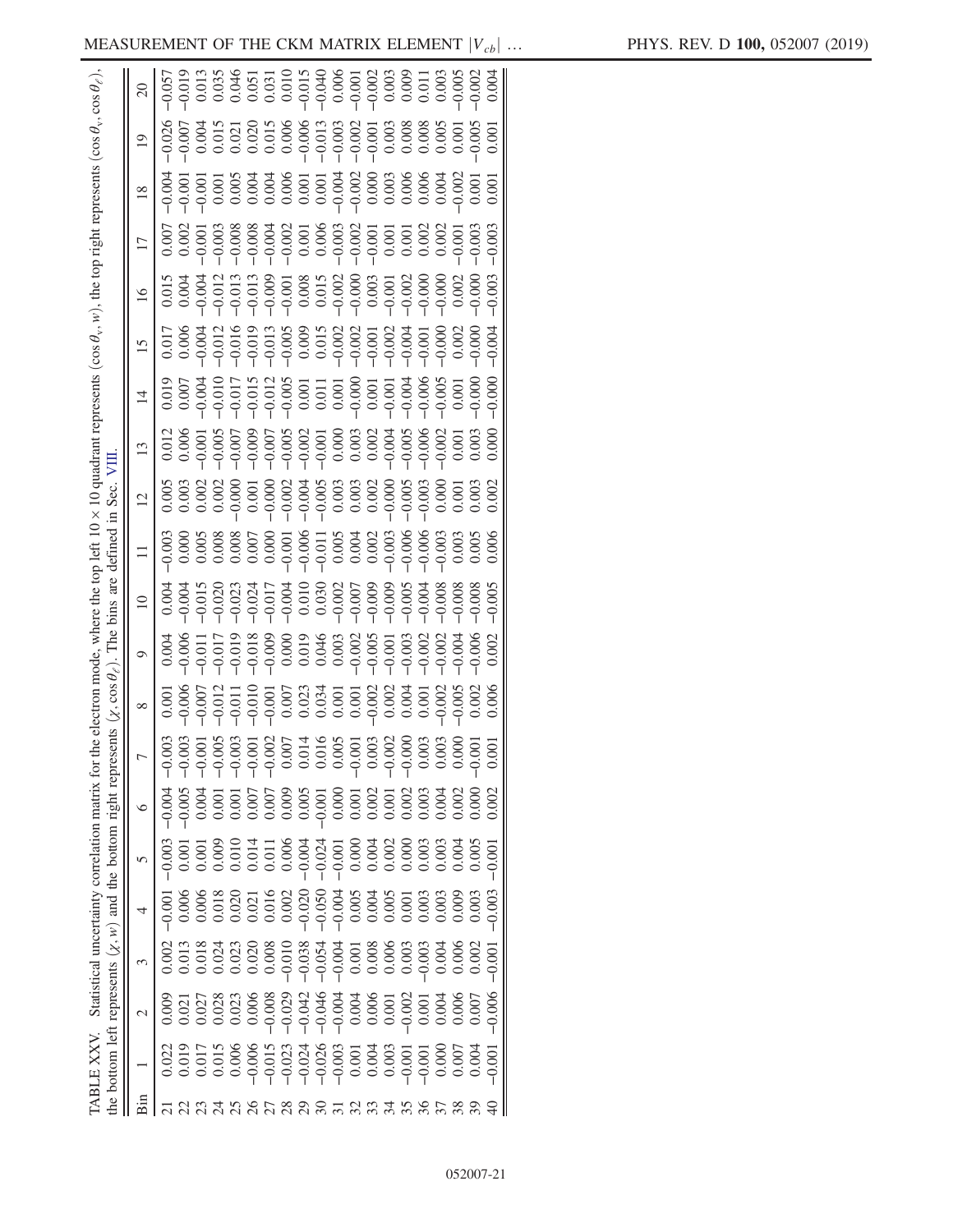TABLE XXV. Statistical uncertainty correlation matrix for the electron mode, where the top left $10 \times 10$ quadrant represents $(\cos\theta_v, w)$, the top right represents $(\cos\theta_v, \cos\theta_\ell)$, the bottom left represents $(\chi, w)$ and the bottom right represents $(\chi, \cos\theta_\ell)$. The bins are defined in Sec. VIII.

| Bin | 1 | 2 | 3 | 4 | 5 | 6 | 7 | 8 | 9 | 10 | 11 | 12 | 13 | 14 | 15 | 16 | 17 | 18 | 19 | 20 |
|---|---|---|---|---|---|---|---|---|---|---|---|---|---|---|---|---|---|---|---|---|
| 21 | 0.022 | 0.009 | 0.002 | −0.001 | −0.003 | −0.004 | −0.003 | 0.001 | 0.004 | 0.004 | −0.003 | 0.005 | 0.012 | 0.019 | 0.017 | 0.015 | 0.007 | −0.004 | −0.026 | −0.057 |
| 22 | 0.019 | 0.021 | 0.013 | 0.006 | 0.001 | −0.005 | −0.003 | −0.006 | −0.006 | −0.004 | 0.000 | 0.003 | 0.006 | 0.007 | 0.006 | 0.004 | 0.002 | −0.001 | −0.007 | −0.019 |
| 23 | 0.017 | 0.027 | 0.018 | 0.006 | 0.001 | 0.004 | −0.001 | −0.007 | −0.011 | −0.015 | 0.005 | 0.002 | −0.001 | −0.004 | −0.004 | −0.004 | −0.001 | −0.001 | 0.004 | 0.013 |
| 24 | 0.015 | 0.028 | 0.024 | 0.018 | 0.009 | 0.001 | −0.005 | −0.012 | −0.017 | −0.020 | 0.008 | 0.002 | −0.005 | −0.010 | −0.012 | −0.012 | −0.003 | 0.001 | 0.015 | 0.035 |
| 25 | 0.006 | 0.023 | 0.023 | 0.020 | 0.010 | 0.001 | −0.003 | −0.011 | −0.019 | −0.023 | 0.008 | −0.000 | −0.007 | −0.017 | −0.016 | −0.013 | −0.008 | 0.005 | 0.021 | 0.046 |
| 26 | −0.006 | 0.006 | 0.020 | 0.021 | 0.014 | 0.007 | −0.001 | −0.010 | −0.018 | −0.024 | 0.007 | 0.001 | −0.009 | −0.015 | −0.019 | −0.013 | −0.008 | 0.004 | 0.020 | 0.051 |
| 27 | −0.015 | −0.008 | 0.008 | 0.016 | 0.011 | 0.007 | −0.002 | −0.001 | −0.009 | −0.017 | 0.000 | −0.000 | −0.007 | −0.012 | −0.013 | −0.009 | −0.004 | 0.004 | 0.015 | 0.031 |
| 28 | −0.023 | −0.029 | −0.010 | 0.002 | 0.006 | 0.009 | 0.007 | 0.007 | 0.000 | −0.004 | −0.001 | −0.002 | −0.005 | −0.005 | −0.005 | −0.001 | −0.002 | 0.006 | 0.006 | 0.010 |
| 29 | −0.024 | −0.042 | −0.038 | −0.020 | −0.004 | 0.005 | 0.014 | 0.023 | 0.019 | 0.010 | −0.006 | −0.004 | −0.002 | 0.001 | 0.009 | 0.008 | 0.001 | 0.001 | −0.006 | −0.015 |
| 30 | −0.026 | −0.046 | −0.054 | −0.050 | −0.024 | −0.001 | 0.016 | 0.034 | 0.046 | 0.030 | −0.011 | −0.005 | −0.001 | 0.011 | 0.015 | 0.015 | 0.006 | 0.001 | −0.013 | −0.040 |
| 31 | −0.003 | −0.004 | −0.004 | −0.004 | −0.001 | 0.000 | 0.005 | 0.001 | 0.003 | −0.002 | 0.005 | 0.003 | 0.000 | 0.001 | −0.002 | −0.002 | −0.003 | −0.004 | −0.003 | 0.006 |
| 32 | 0.001 | 0.004 | 0.001 | 0.005 | 0.000 | 0.001 | −0.001 | 0.001 | −0.002 | −0.007 | 0.004 | 0.003 | 0.003 | −0.000 | −0.002 | −0.000 | −0.002 | −0.002 | −0.002 | −0.001 |
| 33 | 0.004 | 0.006 | 0.008 | 0.004 | 0.004 | 0.002 | 0.003 | −0.002 | −0.005 | −0.009 | 0.002 | 0.002 | 0.002 | 0.001 | −0.001 | 0.003 | −0.001 | 0.000 | −0.001 | −0.002 |
| 34 | 0.003 | 0.001 | 0.006 | 0.005 | 0.002 | 0.001 | −0.002 | 0.002 | −0.001 | −0.009 | −0.003 | −0.000 | −0.004 | −0.001 | −0.002 | −0.001 | 0.001 | 0.003 | 0.003 | 0.003 |
| 35 | −0.001 | −0.002 | 0.003 | 0.001 | 0.000 | 0.002 | −0.000 | 0.004 | −0.003 | −0.005 | −0.006 | −0.005 | −0.005 | −0.004 | −0.004 | −0.002 | 0.001 | 0.006 | 0.008 | 0.009 |
| 36 | −0.001 | 0.001 | −0.003 | 0.003 | 0.003 | 0.003 | 0.003 | 0.001 | −0.002 | −0.004 | −0.006 | −0.003 | −0.006 | −0.006 | −0.001 | −0.000 | 0.002 | 0.006 | 0.008 | 0.011 |
| 37 | 0.000 | 0.004 | 0.004 | 0.003 | 0.003 | 0.004 | 0.003 | −0.002 | −0.002 | −0.008 | −0.003 | 0.000 | −0.002 | −0.005 | −0.000 | −0.000 | 0.002 | 0.004 | 0.005 | 0.003 |
| 38 | 0.007 | 0.006 | 0.006 | 0.009 | 0.004 | 0.002 | 0.000 | −0.005 | −0.004 | −0.008 | 0.003 | 0.001 | 0.001 | 0.001 | 0.002 | 0.002 | −0.001 | −0.002 | 0.001 | −0.005 |
| 39 | 0.004 | 0.007 | 0.002 | 0.003 | 0.005 | 0.000 | −0.001 | 0.002 | −0.006 | −0.008 | 0.005 | 0.003 | 0.003 | −0.000 | −0.000 | −0.000 | −0.003 | 0.001 | −0.005 | −0.002 |
| 40 | −0.001 | −0.006 | −0.001 | −0.003 | −0.001 | 0.002 | 0.001 | 0.006 | 0.002 | −0.005 | 0.006 | 0.002 | 0.000 | −0.000 | −0.004 | −0.003 | −0.003 | 0.001 | 0.001 | 0.004 |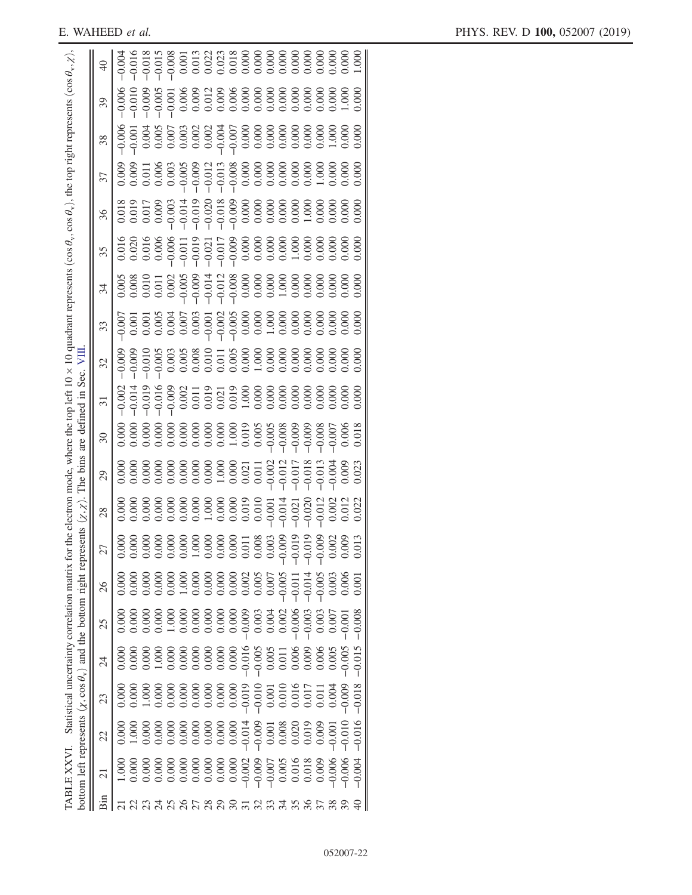TABLE XXVI. Statistical uncertainty correlation matrix for the electron mode, where the top left $10 \times 10$ quadrant represents $(\cos\theta_\ell, \cos\theta_\ell)$, the top right represents $(\cos\theta_\ell, \chi)$, bottom left represents $(\chi, \cos\theta_\ell)$ and the bottom right represents $(\chi, \chi)$. The bins are defined in Sec. VIII.

| Bin | 21 | 22 | 23 | 24 | 25 | 26 | 27 | 28 | 29 | 30 | 31 | 32 | 33 | 34 | 35 | 36 | 37 | 38 | 39 | 40 |
|---|---|---|---|---|---|---|---|---|---|---|---|---|---|---|---|---|---|---|---|---|
| 21 | 1.000 | 0.000 | 0.000 | 0.000 | 0.000 | 0.000 | 0.000 | 0.000 | 0.000 | 0.000 | −0.002 | −0.009 | −0.007 | 0.005 | 0.016 | 0.018 | 0.009 | −0.006 | −0.006 | −0.004 |
| 22 | 0.000 | 1.000 | 0.000 | 0.000 | 0.000 | 0.000 | 0.000 | 0.000 | 0.000 | 0.000 | −0.014 | −0.009 | 0.001 | 0.008 | 0.020 | 0.019 | 0.009 | −0.001 | −0.010 | −0.016 |
| 23 | 0.000 | 0.000 | 1.000 | 0.000 | 0.000 | 0.000 | 0.000 | 0.000 | 0.000 | 0.000 | −0.019 | −0.010 | 0.001 | 0.010 | 0.016 | 0.017 | 0.011 | 0.004 | −0.009 | −0.018 |
| 24 | 0.000 | 0.000 | 0.000 | 1.000 | 0.000 | 0.000 | 0.000 | 0.000 | 0.000 | 0.000 | −0.016 | −0.005 | 0.005 | 0.011 | 0.006 | 0.009 | 0.006 | 0.005 | −0.005 | −0.015 |
| 25 | 0.000 | 0.000 | 0.000 | 0.000 | 1.000 | 0.000 | 0.000 | 0.000 | 0.000 | 0.000 | −0.009 | 0.003 | 0.004 | 0.002 | −0.006 | −0.003 | 0.003 | 0.007 | −0.001 | −0.008 |
| 26 | 0.000 | 0.000 | 0.000 | 0.000 | 0.000 | 1.000 | 0.000 | 0.000 | 0.000 | 0.000 | 0.002 | 0.005 | 0.007 | −0.005 | −0.011 | −0.014 | −0.005 | 0.003 | 0.006 | 0.001 |
| 27 | 0.000 | 0.000 | 0.000 | 0.000 | 0.000 | 0.000 | 1.000 | 0.000 | 0.000 | 0.000 | 0.011 | 0.008 | 0.003 | −0.009 | −0.019 | −0.019 | −0.009 | 0.002 | 0.009 | 0.013 |
| 28 | 0.000 | 0.000 | 0.000 | 0.000 | 0.000 | 0.000 | 0.000 | 1.000 | 0.000 | 0.000 | 0.019 | 0.010 | −0.001 | −0.014 | −0.021 | −0.020 | −0.012 | 0.002 | 0.012 | 0.022 |
| 29 | 0.000 | 0.000 | 0.000 | 0.000 | 0.000 | 0.000 | 0.000 | 0.000 | 1.000 | 0.000 | 0.021 | 0.011 | −0.002 | −0.012 | −0.017 | −0.018 | −0.013 | −0.004 | 0.009 | 0.023 |
| 30 | 0.000 | 0.000 | 0.000 | 0.000 | 0.000 | 0.000 | 0.000 | 0.000 | 0.000 | 1.000 | 0.019 | 0.005 | −0.005 | −0.008 | −0.009 | −0.009 | −0.008 | −0.007 | 0.006 | 0.018 |
| 31 | −0.002 | −0.014 | −0.019 | −0.016 | −0.009 | 0.002 | 0.011 | 0.019 | 0.021 | 0.019 | 1.000 | 0.000 | 0.000 | 0.000 | 0.000 | 0.000 | 0.000 | 0.000 | 0.000 | 0.000 |
| 32 | −0.009 | −0.009 | −0.010 | −0.005 | 0.003 | 0.005 | 0.008 | 0.010 | 0.011 | 0.005 | 0.000 | 1.000 | 0.000 | 0.000 | 0.000 | 0.000 | 0.000 | 0.000 | 0.000 | 0.000 |
| 33 | −0.007 | 0.001 | 0.001 | 0.005 | 0.004 | 0.007 | 0.003 | −0.001 | −0.002 | −0.005 | 0.000 | 0.000 | 1.000 | 0.000 | 0.000 | 0.000 | 0.000 | 0.000 | 0.000 | 0.000 |
| 34 | 0.005 | 0.008 | 0.010 | 0.011 | 0.002 | −0.005 | −0.009 | −0.014 | −0.012 | −0.008 | 0.000 | 0.000 | 0.000 | 1.000 | 0.000 | 0.000 | 0.000 | 0.000 | 0.000 | 0.000 |
| 35 | 0.016 | 0.020 | 0.016 | 0.006 | −0.006 | −0.011 | −0.019 | −0.021 | −0.017 | −0.009 | 0.000 | 0.000 | 0.000 | 0.000 | 1.000 | 0.000 | 0.000 | 0.000 | 0.000 | 0.000 |
| 36 | 0.018 | 0.019 | 0.017 | 0.009 | −0.003 | −0.014 | −0.019 | −0.020 | −0.018 | −0.009 | 0.000 | 0.000 | 0.000 | 0.000 | 0.000 | 1.000 | 0.000 | 0.000 | 0.000 | 0.000 |
| 37 | 0.009 | 0.009 | 0.011 | 0.006 | 0.003 | −0.005 | −0.009 | −0.012 | −0.013 | −0.008 | 0.000 | 0.000 | 0.000 | 0.000 | 0.000 | 0.000 | 1.000 | 0.000 | 0.000 | 0.000 |
| 38 | −0.006 | −0.001 | 0.004 | 0.005 | 0.007 | 0.003 | 0.002 | 0.002 | −0.004 | −0.007 | 0.000 | 0.000 | 0.000 | 0.000 | 0.000 | 0.000 | 0.000 | 1.000 | 0.000 | 0.000 |
| 39 | −0.006 | −0.010 | −0.009 | −0.005 | −0.001 | 0.006 | 0.009 | 0.012 | 0.009 | 0.006 | 0.000 | 0.000 | 0.000 | 0.000 | 0.000 | 0.000 | 0.000 | 0.000 | 1.000 | 0.000 |
| 40 | −0.004 | −0.016 | −0.018 | −0.015 | −0.008 | 0.001 | 0.013 | 0.022 | 0.023 | 0.018 | 0.000 | 0.000 | 0.000 | 0.000 | 0.000 | 0.000 | 0.000 | 0.000 | 0.000 | 1.000 |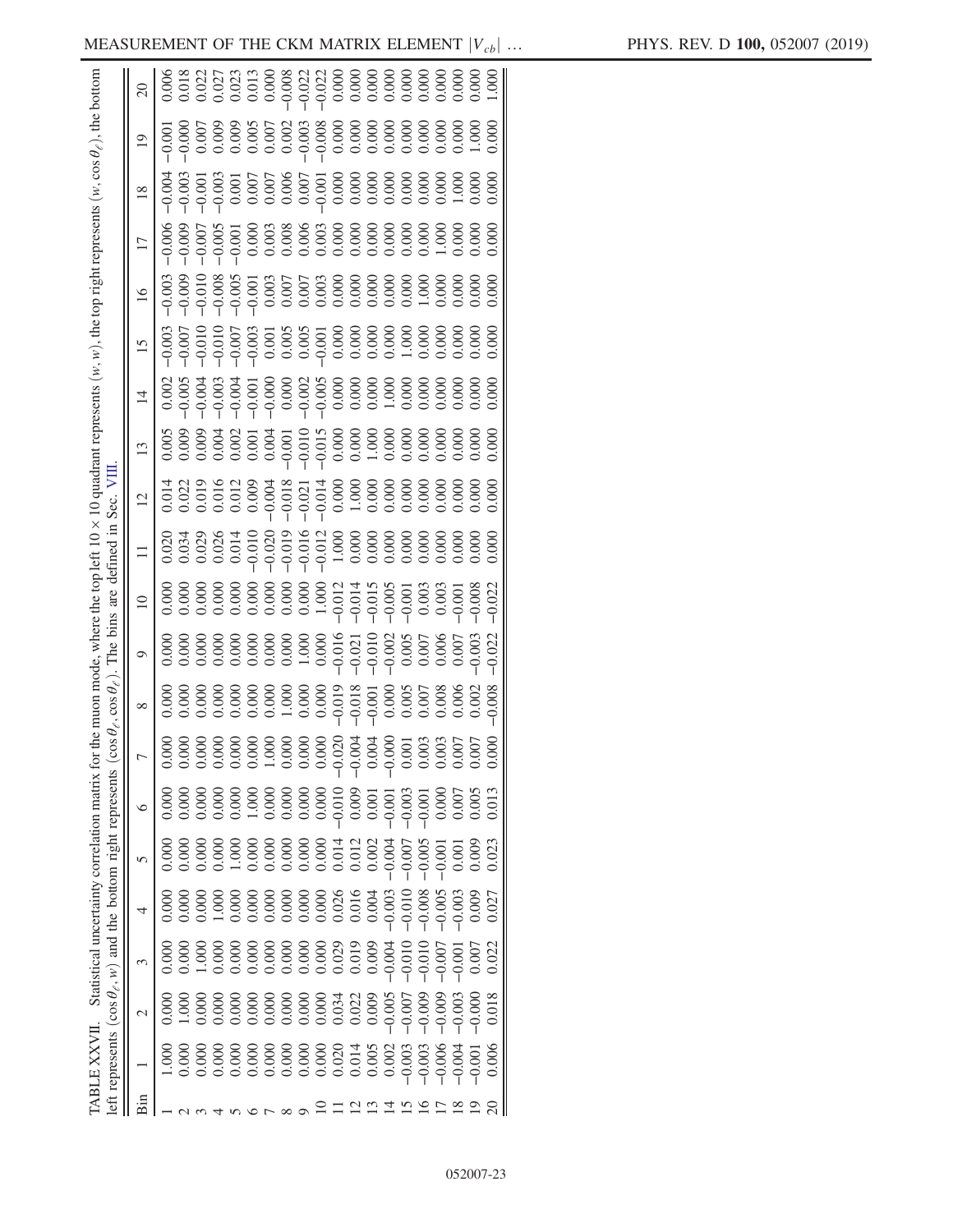TABLE XXVII. Statistical uncertainty correlation matrix for the muon mode, where the top left $10 \times 10$ quadrant represents $(w, w)$, the top right represents $(w, \cos\theta_\ell)$, the bottom left represents $(\cos\theta_\ell, w)$ and the bottom right represents $(\cos\theta_\ell, \cos\theta_\ell)$. The bins are defined in Sec. VIII.

| Bin | 1 | 2 | 3 | 4 | 5 | 6 | 7 | 8 | 9 | 10 | 11 | 12 | 13 | 14 | 15 | 16 | 17 | 18 | 19 | 20 |
|---|---|---|---|---|---|---|---|---|---|---|---|---|---|---|---|---|---|---|---|---|
| 1 | 1.000 | 0.000 | 0.000 | 0.000 | 0.000 | 0.000 | 0.000 | 0.000 | 0.000 | 0.000 | 0.020 | 0.014 | 0.005 | 0.002 | −0.003 | −0.003 | −0.006 | −0.004 | −0.001 | 0.006 |
| 2 | 0.000 | 1.000 | 0.000 | 0.000 | 0.000 | 0.000 | 0.000 | 0.000 | 0.000 | 0.000 | 0.034 | 0.022 | 0.009 | −0.005 | −0.007 | −0.009 | −0.009 | −0.003 | −0.000 | 0.018 |
| 3 | 0.000 | 0.000 | 1.000 | 0.000 | 0.000 | 0.000 | 0.000 | 0.000 | 0.000 | 0.000 | 0.029 | 0.019 | 0.009 | −0.004 | −0.010 | −0.010 | −0.007 | −0.001 | 0.007 | 0.022 |
| 4 | 0.000 | 0.000 | 0.000 | 1.000 | 0.000 | 0.000 | 0.000 | 0.000 | 0.000 | 0.000 | 0.026 | 0.016 | 0.004 | −0.003 | −0.010 | −0.008 | −0.005 | −0.003 | 0.009 | 0.027 |
| 5 | 0.000 | 0.000 | 0.000 | 0.000 | 1.000 | 0.000 | 0.000 | 0.000 | 0.000 | 0.000 | 0.014 | 0.012 | 0.002 | −0.004 | −0.007 | −0.005 | −0.001 | 0.001 | 0.009 | 0.023 |
| 6 | 0.000 | 0.000 | 0.000 | 0.000 | 0.000 | 1.000 | 0.000 | 0.000 | 0.000 | 0.000 | −0.010 | 0.009 | 0.001 | −0.001 | −0.003 | −0.001 | 0.000 | 0.007 | 0.005 | 0.013 |
| 7 | 0.000 | 0.000 | 0.000 | 0.000 | 0.000 | 0.000 | 1.000 | 0.000 | 0.000 | 0.000 | −0.020 | −0.004 | 0.004 | −0.000 | 0.001 | 0.003 | 0.003 | 0.007 | 0.007 | 0.000 |
| 8 | 0.000 | 0.000 | 0.000 | 0.000 | 0.000 | 0.000 | 0.000 | 1.000 | 0.000 | 0.000 | −0.019 | −0.018 | −0.001 | 0.000 | 0.005 | 0.007 | 0.008 | 0.006 | 0.002 | −0.008 |
| 9 | 0.000 | 0.000 | 0.000 | 0.000 | 0.000 | 0.000 | 0.000 | 0.000 | 1.000 | 0.000 | −0.016 | −0.021 | −0.010 | −0.002 | 0.005 | 0.007 | 0.006 | 0.007 | −0.003 | −0.022 |
| 10 | 0.000 | 0.000 | 0.000 | 0.000 | 0.000 | 0.000 | 0.000 | 0.000 | 0.000 | 1.000 | −0.012 | −0.014 | −0.015 | −0.005 | −0.001 | 0.003 | 0.003 | −0.001 | −0.008 | −0.022 |
| 11 | 0.020 | 0.034 | 0.029 | 0.026 | 0.014 | −0.010 | −0.020 | −0.019 | −0.016 | −0.012 | 1.000 | 0.000 | 0.000 | 0.000 | 0.000 | 0.000 | 0.000 | 0.000 | 0.000 | 0.000 |
| 12 | 0.014 | 0.022 | 0.019 | 0.016 | 0.012 | 0.009 | −0.004 | −0.018 | −0.021 | −0.014 | 0.000 | 1.000 | 0.000 | 0.000 | 0.000 | 0.000 | 0.000 | 0.000 | 0.000 | 0.000 |
| 13 | 0.005 | 0.009 | 0.009 | 0.004 | 0.002 | 0.001 | 0.004 | −0.001 | −0.010 | −0.015 | 0.000 | 0.000 | 1.000 | 0.000 | 0.000 | 0.000 | 0.000 | 0.000 | 0.000 | 0.000 |
| 14 | 0.002 | −0.005 | −0.004 | −0.003 | −0.004 | −0.001 | −0.000 | 0.000 | −0.002 | −0.005 | 0.000 | 0.000 | 0.000 | 1.000 | 0.000 | 0.000 | 0.000 | 0.000 | 0.000 | 0.000 |
| 15 | −0.003 | −0.007 | −0.010 | −0.010 | −0.007 | −0.003 | 0.001 | 0.005 | 0.005 | −0.001 | 0.000 | 0.000 | 0.000 | 0.000 | 1.000 | 0.000 | 0.000 | 0.000 | 0.000 | 0.000 |
| 16 | −0.003 | −0.009 | −0.010 | −0.008 | −0.005 | −0.001 | 0.003 | 0.007 | 0.007 | 0.003 | 0.000 | 0.000 | 0.000 | 0.000 | 0.000 | 1.000 | 0.000 | 0.000 | 0.000 | 0.000 |
| 17 | −0.006 | −0.009 | −0.007 | −0.005 | −0.001 | 0.000 | 0.003 | 0.008 | 0.006 | 0.003 | 0.000 | 0.000 | 0.000 | 0.000 | 0.000 | 0.000 | 1.000 | 0.000 | 0.000 | 0.000 |
| 18 | −0.004 | −0.003 | −0.001 | −0.003 | 0.001 | 0.007 | 0.007 | 0.006 | 0.007 | −0.001 | 0.000 | 0.000 | 0.000 | 0.000 | 0.000 | 0.000 | 0.000 | 1.000 | 0.000 | 0.000 |
| 19 | −0.001 | −0.000 | 0.007 | 0.009 | 0.009 | 0.005 | 0.007 | 0.002 | −0.003 | −0.008 | 0.000 | 0.000 | 0.000 | 0.000 | 0.000 | 0.000 | 0.000 | 0.000 | 1.000 | 0.000 |
| 20 | 0.006 | 0.018 | 0.022 | 0.027 | 0.023 | 0.013 | 0.000 | −0.008 | −0.022 | −0.022 | 0.000 | 0.000 | 0.000 | 0.000 | 0.000 | 0.000 | 0.000 | 0.000 | 0.000 | 1.000 |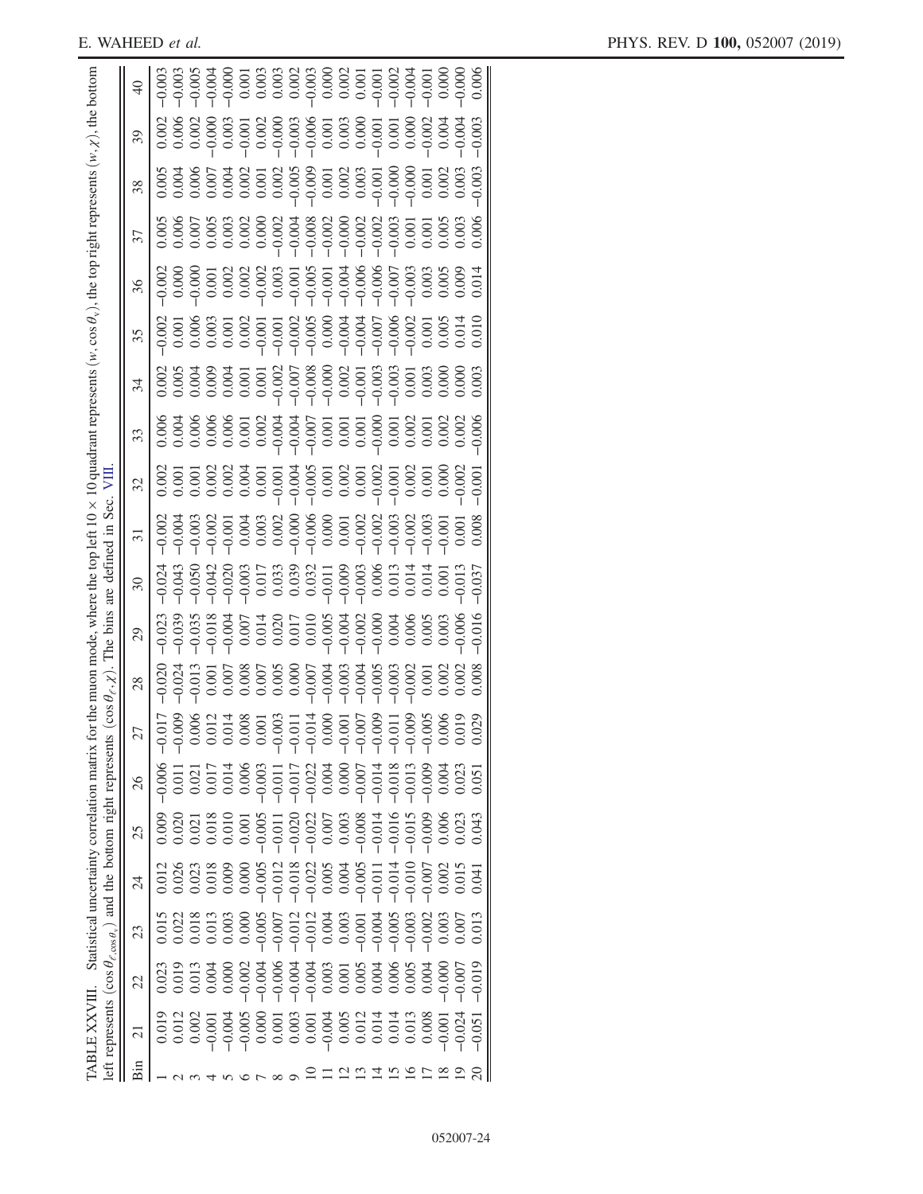TABLE XXVIII. Statistical uncertainty correlation matrix for the muon mode, where the top left 10 × 10 quadrant represents $(w, \cos\theta_v)$, the top right represents $(w, \chi)$, the bottom left represents $(\cos\theta_{\ell}, \cos\theta_v)$ and the bottom right represents $(\cos\theta_{\ell}, \chi)$. The bins are defined in Sec. VIII.

| Bin | 21 | 22 | 23 | 24 | 25 | 26 | 27 | 28 | 29 | 30 | 31 | 32 | 33 | 34 | 35 | 36 | 37 | 38 | 39 | 40 |
|---|---|---|---|---|---|---|---|---|---|---|---|---|---|---|---|---|---|---|---|---|
| 1 | 0.019 | 0.023 | 0.015 | 0.012 | 0.009 | −0.006 | −0.017 | −0.020 | −0.023 | −0.024 | −0.002 | 0.002 | 0.006 | 0.002 | −0.002 | −0.002 | 0.005 | 0.005 | 0.002 | −0.003 |
| 2 | 0.012 | 0.019 | 0.022 | 0.026 | 0.020 | 0.011 | −0.009 | −0.024 | −0.039 | −0.043 | −0.004 | 0.001 | 0.004 | 0.005 | 0.001 | 0.000 | 0.006 | 0.004 | 0.006 | −0.003 |
| 3 | 0.002 | 0.013 | 0.018 | 0.023 | 0.021 | 0.021 | 0.006 | −0.013 | −0.035 | −0.050 | −0.003 | 0.001 | 0.006 | 0.004 | 0.006 | −0.000 | 0.007 | 0.006 | 0.002 | −0.005 |
| 4 | −0.001 | 0.004 | 0.013 | 0.018 | 0.018 | 0.017 | 0.012 | 0.001 | −0.018 | −0.042 | −0.002 | 0.002 | 0.006 | 0.009 | 0.003 | 0.001 | 0.005 | 0.007 | −0.000 | −0.004 |
| 5 | −0.004 | 0.000 | 0.003 | 0.009 | 0.010 | 0.014 | 0.014 | 0.007 | −0.004 | −0.020 | −0.001 | 0.002 | 0.006 | 0.004 | 0.001 | 0.002 | 0.003 | 0.004 | 0.003 | −0.000 |
| 6 | −0.005 | −0.002 | 0.000 | 0.000 | 0.001 | 0.006 | 0.008 | 0.008 | 0.007 | −0.003 | 0.004 | 0.004 | 0.001 | 0.001 | 0.002 | 0.002 | 0.002 | 0.002 | −0.001 | 0.001 |
| 7 | 0.000 | −0.004 | −0.005 | −0.005 | −0.005 | −0.003 | 0.001 | 0.007 | 0.014 | 0.017 | 0.003 | 0.001 | 0.002 | 0.001 | −0.001 | −0.002 | 0.000 | 0.001 | 0.002 | 0.003 |
| 8 | 0.001 | −0.006 | −0.007 | −0.012 | −0.011 | −0.011 | −0.003 | 0.005 | 0.020 | 0.033 | 0.002 | −0.001 | −0.004 | −0.002 | −0.001 | 0.003 | −0.002 | 0.002 | −0.000 | 0.003 |
| 9 | 0.003 | −0.004 | −0.012 | −0.018 | −0.020 | −0.017 | −0.011 | 0.000 | 0.017 | 0.039 | −0.000 | −0.004 | −0.004 | −0.007 | −0.002 | −0.001 | −0.004 | −0.005 | −0.003 | 0.002 |
| 10 | 0.001 | −0.004 | −0.012 | −0.022 | −0.022 | −0.022 | −0.014 | −0.007 | 0.010 | 0.032 | −0.006 | −0.005 | −0.007 | −0.008 | −0.005 | −0.005 | −0.008 | −0.009 | −0.006 | −0.003 |
| 11 | −0.004 | 0.003 | 0.004 | 0.005 | 0.007 | 0.004 | 0.000 | −0.004 | −0.005 | −0.011 | 0.000 | 0.001 | 0.001 | −0.000 | 0.000 | −0.001 | −0.002 | 0.001 | 0.001 | 0.000 |
| 12 | 0.005 | 0.001 | 0.003 | 0.004 | 0.003 | 0.000 | −0.001 | −0.003 | −0.004 | −0.009 | 0.001 | 0.002 | 0.001 | 0.002 | −0.004 | −0.004 | −0.000 | 0.002 | 0.003 | 0.002 |
| 13 | 0.012 | 0.005 | −0.001 | −0.005 | −0.008 | −0.007 | −0.007 | −0.004 | −0.002 | −0.003 | −0.002 | 0.001 | 0.001 | −0.001 | −0.004 | −0.006 | −0.002 | 0.003 | 0.000 | 0.001 |
| 14 | 0.014 | 0.004 | −0.004 | −0.011 | −0.014 | −0.014 | −0.009 | −0.005 | −0.000 | 0.006 | −0.002 | −0.002 | −0.000 | −0.003 | −0.007 | −0.006 | −0.002 | −0.001 | −0.001 | −0.001 |
| 15 | 0.014 | 0.006 | −0.005 | −0.014 | −0.016 | −0.018 | −0.011 | −0.003 | 0.004 | 0.013 | −0.003 | −0.001 | 0.001 | −0.003 | −0.006 | −0.007 | −0.003 | −0.000 | 0.001 | −0.002 |
| 16 | 0.013 | 0.005 | −0.003 | −0.010 | −0.015 | −0.013 | −0.009 | −0.002 | 0.006 | 0.014 | −0.002 | 0.002 | 0.002 | 0.001 | −0.002 | −0.003 | 0.001 | −0.000 | 0.000 | −0.004 |
| 17 | 0.008 | 0.004 | −0.002 | −0.007 | −0.009 | −0.009 | −0.005 | 0.001 | 0.005 | 0.014 | −0.003 | 0.001 | 0.001 | 0.003 | 0.001 | 0.003 | 0.001 | 0.001 | −0.002 | −0.001 |
| 18 | −0.001 | −0.000 | 0.003 | 0.002 | 0.006 | 0.004 | 0.006 | 0.002 | 0.003 | 0.001 | −0.001 | 0.000 | 0.002 | 0.000 | 0.005 | 0.005 | 0.005 | 0.002 | 0.004 | 0.000 |
| 19 | −0.024 | −0.007 | 0.007 | 0.015 | 0.023 | 0.023 | 0.019 | 0.002 | −0.006 | −0.013 | 0.001 | −0.002 | 0.002 | 0.000 | 0.014 | 0.009 | 0.003 | 0.003 | −0.004 | −0.000 |
| 20 | −0.051 | −0.019 | 0.013 | 0.041 | 0.043 | 0.051 | 0.029 | 0.008 | −0.016 | −0.037 | 0.008 | −0.001 | −0.006 | 0.003 | 0.010 | 0.014 | 0.006 | −0.003 | −0.003 | 0.006 |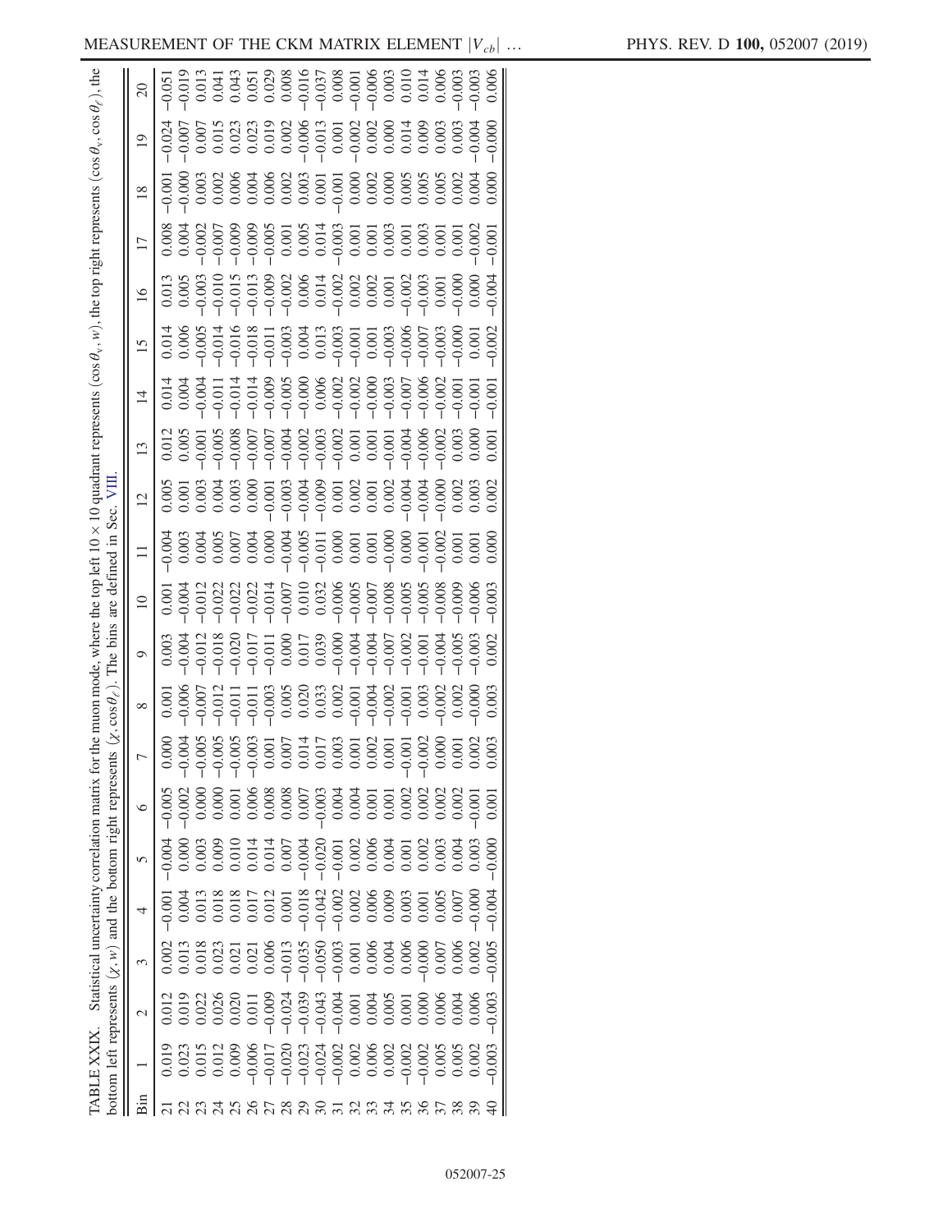TABLE XXIX. Statistical uncertainty correlation matrix for the muon mode, where the top left $10 \times 10$ quadrant represents $(\cos\theta_v, w)$, the top right represents $(\cos\theta_v, \cos\theta_\ell)$, the bottom left represents $(\chi, w)$ and the bottom right represents $(\chi, \cos\theta_\ell)$. The bins are defined in Sec. VIII.

| Bin | 1 | 2 | 3 | 4 | 5 | 6 | 7 | 8 | 9 | 10 | 11 | 12 | 13 | 14 | 15 | 16 | 17 | 18 | 19 | 20 |
|---|---|---|---|---|---|---|---|---|---|---|---|---|---|---|---|---|---|---|---|---|
| 21 | 0.019 | 0.012 | 0.002 | −0.001 | −0.004 | −0.005 | 0.000 | 0.001 | 0.003 | 0.001 | −0.004 | 0.005 | 0.012 | 0.014 | 0.014 | 0.013 | 0.008 | −0.001 | −0.024 | −0.051 |
| 22 | 0.023 | 0.019 | 0.013 | 0.004 | 0.000 | −0.002 | −0.004 | −0.006 | −0.004 | −0.004 | 0.003 | 0.001 | 0.005 | 0.004 | 0.006 | 0.005 | 0.004 | −0.000 | −0.007 | −0.019 |
| 23 | 0.015 | 0.022 | 0.018 | 0.013 | 0.003 | 0.000 | −0.005 | −0.007 | −0.012 | −0.012 | 0.004 | 0.003 | −0.001 | −0.004 | −0.005 | −0.003 | −0.002 | 0.003 | 0.007 | 0.013 |
| 24 | 0.012 | 0.026 | 0.023 | 0.018 | 0.009 | 0.000 | −0.005 | −0.012 | −0.018 | −0.022 | 0.005 | 0.004 | −0.005 | −0.011 | −0.014 | −0.010 | −0.007 | 0.002 | 0.015 | 0.041 |
| 25 | 0.009 | 0.020 | 0.021 | 0.018 | 0.010 | 0.001 | −0.005 | −0.011 | −0.020 | −0.022 | 0.007 | 0.003 | −0.008 | −0.014 | −0.016 | −0.015 | −0.009 | 0.006 | 0.023 | 0.043 |
| 26 | −0.006 | 0.011 | 0.021 | 0.017 | 0.014 | 0.006 | −0.003 | −0.011 | −0.017 | −0.022 | 0.004 | 0.000 | −0.007 | −0.014 | −0.018 | −0.013 | −0.009 | 0.004 | 0.023 | 0.051 |
| 27 | −0.017 | −0.009 | 0.006 | 0.012 | 0.014 | 0.008 | 0.001 | −0.003 | −0.011 | −0.014 | 0.000 | −0.001 | −0.007 | −0.009 | −0.011 | −0.009 | −0.005 | 0.006 | 0.019 | 0.029 |
| 28 | −0.020 | −0.024 | −0.013 | 0.001 | 0.007 | 0.008 | 0.007 | 0.005 | 0.000 | −0.007 | −0.004 | −0.003 | −0.004 | −0.005 | −0.003 | −0.002 | 0.001 | 0.002 | 0.002 | 0.008 |
| 29 | −0.023 | −0.039 | −0.035 | −0.018 | −0.004 | 0.007 | 0.014 | 0.020 | 0.017 | 0.010 | −0.005 | −0.004 | −0.002 | −0.000 | 0.004 | 0.006 | 0.005 | 0.003 | −0.006 | −0.016 |
| 30 | −0.024 | −0.043 | −0.050 | −0.042 | −0.020 | −0.003 | 0.017 | 0.033 | 0.039 | 0.032 | −0.011 | −0.009 | −0.003 | 0.006 | 0.013 | 0.014 | 0.014 | 0.001 | −0.013 | −0.037 |
| 31 | −0.002 | −0.004 | −0.003 | −0.002 | −0.001 | 0.004 | 0.003 | 0.002 | −0.000 | −0.006 | 0.000 | 0.001 | −0.002 | −0.002 | −0.003 | −0.002 | −0.003 | −0.001 | 0.001 | 0.008 |
| 32 | 0.002 | 0.001 | 0.001 | 0.002 | 0.002 | 0.004 | 0.001 | −0.001 | −0.004 | −0.005 | 0.001 | 0.002 | 0.001 | −0.002 | −0.001 | 0.002 | 0.001 | 0.000 | −0.002 | −0.001 |
| 33 | 0.006 | 0.004 | 0.006 | 0.006 | 0.006 | 0.001 | 0.002 | −0.004 | −0.004 | −0.007 | 0.001 | 0.001 | 0.001 | −0.000 | 0.001 | 0.002 | 0.001 | 0.002 | 0.002 | −0.006 |
| 34 | 0.002 | 0.005 | 0.004 | 0.009 | 0.004 | 0.001 | 0.001 | −0.002 | −0.007 | −0.008 | −0.000 | 0.002 | −0.001 | −0.003 | −0.003 | 0.001 | 0.003 | 0.000 | 0.000 | 0.003 |
| 35 | −0.002 | 0.001 | 0.006 | 0.003 | 0.001 | 0.002 | −0.001 | −0.001 | −0.002 | −0.005 | 0.000 | −0.004 | −0.004 | −0.007 | −0.006 | −0.002 | 0.001 | 0.005 | 0.014 | 0.010 |
| 36 | −0.002 | 0.000 | −0.000 | 0.001 | 0.002 | 0.002 | −0.002 | 0.003 | −0.001 | −0.005 | −0.001 | −0.004 | −0.006 | −0.006 | −0.007 | −0.003 | 0.003 | 0.005 | 0.009 | 0.014 |
| 37 | 0.005 | 0.006 | 0.007 | 0.005 | 0.003 | 0.002 | 0.000 | −0.002 | −0.004 | −0.008 | −0.002 | −0.000 | −0.002 | −0.002 | −0.003 | 0.001 | 0.001 | 0.005 | 0.003 | 0.006 |
| 38 | 0.005 | 0.004 | 0.006 | 0.007 | 0.004 | 0.002 | 0.001 | 0.002 | −0.005 | −0.009 | 0.001 | 0.002 | 0.003 | −0.001 | −0.000 | −0.000 | 0.001 | 0.002 | 0.003 | −0.003 |
| 39 | 0.002 | 0.006 | 0.002 | −0.000 | 0.003 | −0.001 | 0.002 | −0.000 | −0.003 | −0.006 | 0.001 | 0.003 | 0.000 | −0.001 | 0.001 | 0.000 | −0.002 | 0.004 | −0.004 | −0.003 |
| 40 | −0.003 | −0.003 | −0.005 | −0.004 | −0.000 | 0.001 | 0.003 | 0.003 | 0.002 | −0.003 | 0.000 | 0.002 | 0.001 | −0.001 | −0.002 | −0.004 | −0.001 | 0.000 | −0.000 | 0.006 |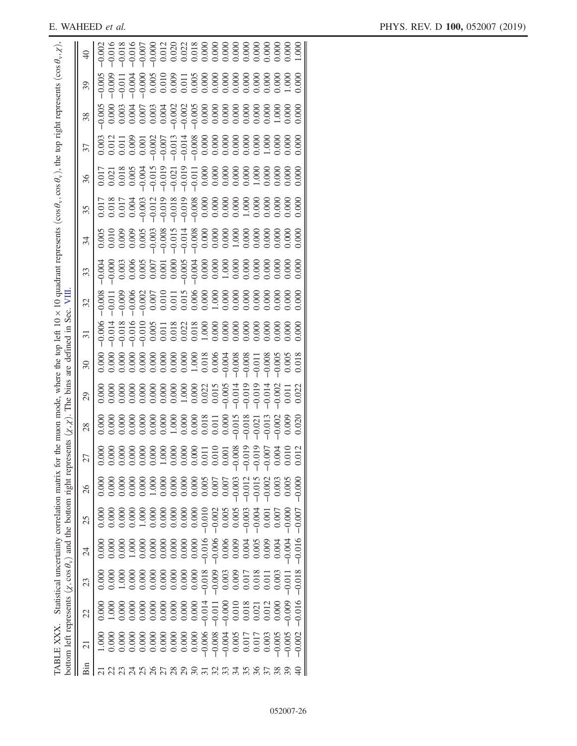TABLE XXX. Statistical uncertainty correlation matrix for the muon mode, where the top left 10 × 10 quadrant represents $(\cos\theta_\ell, \cos\theta_v)$, the top right represents $(\cos\theta_v, \chi)$, bottom left represents $(\chi, \cos\theta_v)$ and the bottom right represents $(\chi, \chi)$. The bins are defined in Sec. VIII.

| Bin | 21 | 22 | 23 | 24 | 25 | 26 | 27 | 28 | 29 | 30 | 31 | 32 | 33 | 34 | 35 | 36 | 37 | 38 | 39 | 40 |
|---|---|---|---|---|---|---|---|---|---|---|---|---|---|---|---|---|---|---|---|---|
| 21 | 1.000 | 0.000 | 0.000 | 0.000 | 0.000 | 0.000 | 0.000 | 0.000 | 0.000 | 0.000 | −0.006 | −0.008 | −0.004 | 0.005 | 0.017 | 0.017 | 0.003 | −0.005 | −0.005 | −0.002 |
| 22 | 0.000 | 1.000 | 0.000 | 0.000 | 0.000 | 0.000 | 0.000 | 0.000 | 0.000 | 0.000 | −0.014 | −0.011 | −0.000 | 0.010 | 0.018 | 0.021 | 0.012 | 0.000 | −0.009 | −0.016 |
| 23 | 0.000 | 0.000 | 1.000 | 0.000 | 0.000 | 0.000 | 0.000 | 0.000 | 0.000 | 0.000 | −0.018 | −0.009 | 0.003 | 0.009 | 0.017 | 0.018 | 0.011 | 0.003 | −0.011 | −0.018 |
| 24 | 0.000 | 0.000 | 0.000 | 1.000 | 0.000 | 0.000 | 0.000 | 0.000 | 0.000 | 0.000 | −0.016 | −0.006 | 0.006 | 0.009 | 0.004 | 0.005 | 0.009 | 0.004 | −0.004 | −0.016 |
| 25 | 0.000 | 0.000 | 0.000 | 0.000 | 1.000 | 0.000 | 0.000 | 0.000 | 0.000 | 0.000 | −0.010 | −0.002 | 0.005 | 0.005 | −0.003 | −0.004 | 0.001 | 0.007 | −0.000 | −0.007 |
| 26 | 0.000 | 0.000 | 0.000 | 0.000 | 0.000 | 1.000 | 0.000 | 0.000 | 0.000 | 0.000 | 0.005 | 0.007 | 0.007 | −0.003 | −0.012 | −0.015 | −0.002 | 0.003 | 0.005 | −0.000 |
| 27 | 0.000 | 0.000 | 0.000 | 0.000 | 0.000 | 0.000 | 1.000 | 0.000 | 0.000 | 0.000 | 0.011 | 0.010 | 0.001 | −0.008 | −0.019 | −0.019 | −0.007 | 0.004 | 0.010 | 0.012 |
| 28 | 0.000 | 0.000 | 0.000 | 0.000 | 0.000 | 0.000 | 0.000 | 1.000 | 0.000 | 0.000 | 0.018 | 0.011 | 0.000 | −0.015 | −0.018 | −0.021 | −0.013 | −0.002 | 0.009 | 0.020 |
| 29 | 0.000 | 0.000 | 0.000 | 0.000 | 0.000 | 0.000 | 0.000 | 0.000 | 1.000 | 0.000 | 0.022 | 0.015 | −0.005 | −0.014 | −0.019 | −0.019 | −0.014 | −0.002 | 0.011 | 0.022 |
| 30 | 0.000 | 0.000 | 0.000 | 0.000 | 0.000 | 0.000 | 0.000 | 0.000 | 0.000 | 1.000 | 0.018 | 0.006 | −0.004 | −0.008 | −0.008 | −0.011 | −0.008 | −0.005 | 0.005 | 0.018 |
| 31 | −0.006 | −0.014 | −0.018 | −0.016 | −0.010 | 0.005 | 0.011 | 0.018 | 0.022 | 0.018 | 1.000 | 0.000 | 0.000 | 0.000 | 0.000 | 0.000 | 0.000 | 0.000 | 0.000 | 0.000 |
| 32 | −0.008 | −0.011 | −0.009 | −0.006 | −0.002 | 0.007 | 0.010 | 0.011 | 0.015 | 0.006 | 0.000 | 1.000 | 0.000 | 0.000 | 0.000 | 0.000 | 0.000 | 0.000 | 0.000 | 0.000 |
| 33 | −0.004 | −0.000 | 0.003 | 0.006 | 0.005 | 0.007 | 0.001 | 0.000 | −0.005 | −0.004 | 0.000 | 0.000 | 1.000 | 0.000 | 0.000 | 0.000 | 0.000 | 0.000 | 0.000 | 0.000 |
| 34 | 0.005 | 0.010 | 0.009 | 0.009 | 0.005 | −0.003 | −0.008 | −0.015 | −0.014 | −0.008 | 0.000 | 0.000 | 0.000 | 1.000 | 0.000 | 0.000 | 0.000 | 0.000 | 0.000 | 0.000 |
| 35 | 0.017 | 0.018 | 0.017 | 0.004 | −0.003 | −0.012 | −0.019 | −0.018 | −0.019 | −0.008 | 0.000 | 0.000 | 0.000 | 0.000 | 1.000 | 0.000 | 0.000 | 0.000 | 0.000 | 0.000 |
| 36 | 0.017 | 0.021 | 0.018 | 0.005 | −0.004 | −0.015 | −0.019 | −0.021 | −0.019 | −0.011 | 0.000 | 0.000 | 0.000 | 0.000 | 0.000 | 1.000 | 0.000 | 0.000 | 0.000 | 0.000 |
| 37 | 0.003 | 0.012 | 0.011 | 0.009 | 0.001 | −0.002 | −0.007 | −0.013 | −0.014 | −0.008 | 0.000 | 0.000 | 0.000 | 0.000 | 0.000 | 0.000 | 1.000 | 0.000 | 0.000 | 0.000 |
| 38 | −0.005 | 0.000 | 0.003 | 0.004 | 0.007 | 0.003 | 0.004 | −0.002 | −0.002 | −0.005 | 0.000 | 0.000 | 0.000 | 0.000 | 0.000 | 0.000 | 0.000 | 1.000 | 0.000 | 0.000 |
| 39 | −0.005 | −0.009 | −0.011 | −0.004 | −0.000 | 0.005 | 0.010 | 0.009 | 0.011 | 0.005 | 0.000 | 0.000 | 0.000 | 0.000 | 0.000 | 0.000 | 0.000 | 0.000 | 1.000 | 0.000 |
| 40 | −0.002 | −0.016 | −0.018 | −0.016 | −0.007 | −0.000 | 0.012 | 0.020 | 0.022 | 0.018 | 0.000 | 0.000 | 0.000 | 0.000 | 0.000 | 0.000 | 0.000 | 0.000 | 0.000 | 1.000 |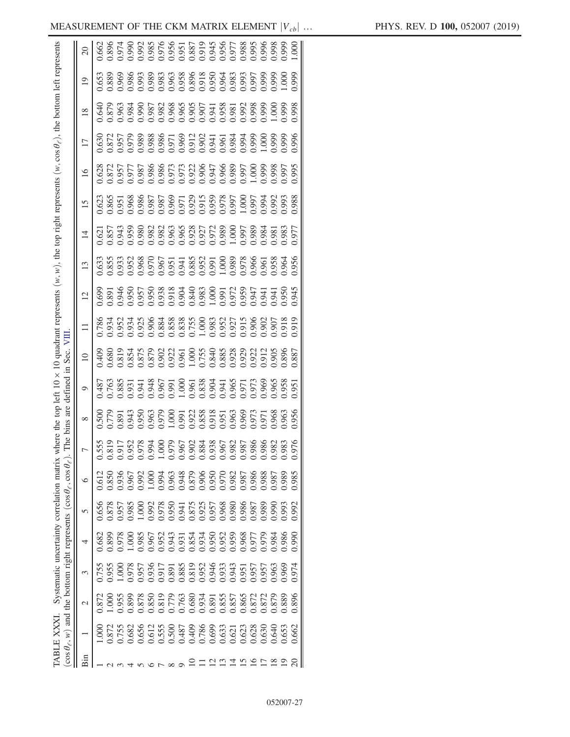TABLE XXXI. Systematic uncertainty correlation matrix where the top left 10 × 10 quadrant represents $(w, w)$, the top right represents $(w, \cos\theta_\ell)$, the bottom left represents $(\cos\theta_\ell, w)$ and the bottom right represents $(\cos\theta_\ell, \cos\theta_\ell)$. The bins are defined in Sec. VIII.

| Bin | 1 | 2 | 3 | 4 | 5 | 6 | 7 | 8 | 9 | 10 | 11 | 12 | 13 | 14 | 15 | 16 | 17 | 18 | 19 | 20 |
|---|---|---|---|---|---|---|---|---|---|---|---|---|---|---|---|---|---|---|---|---|
| 1 | 1.000 | 0.872 | 0.755 | 0.682 | 0.656 | 0.612 | 0.555 | 0.500 | 0.487 | 0.409 | 0.786 | 0.699 | 0.633 | 0.621 | 0.623 | 0.628 | 0.630 | 0.640 | 0.653 | 0.662 |
| 2 | 0.872 | 1.000 | 0.955 | 0.899 | 0.878 | 0.850 | 0.819 | 0.779 | 0.763 | 0.680 | 0.934 | 0.891 | 0.855 | 0.857 | 0.865 | 0.872 | 0.872 | 0.879 | 0.889 | 0.896 |
| 3 | 0.755 | 0.955 | 1.000 | 0.978 | 0.957 | 0.936 | 0.917 | 0.891 | 0.885 | 0.819 | 0.952 | 0.946 | 0.933 | 0.943 | 0.951 | 0.957 | 0.957 | 0.963 | 0.969 | 0.974 |
| 4 | 0.682 | 0.899 | 0.978 | 1.000 | 0.985 | 0.967 | 0.952 | 0.943 | 0.931 | 0.854 | 0.934 | 0.950 | 0.952 | 0.959 | 0.968 | 0.977 | 0.979 | 0.984 | 0.986 | 0.990 |
| 5 | 0.656 | 0.878 | 0.957 | 0.985 | 1.000 | 0.992 | 0.978 | 0.950 | 0.941 | 0.875 | 0.925 | 0.957 | 0.968 | 0.980 | 0.986 | 0.987 | 0.989 | 0.990 | 0.993 | 0.992 |
| 6 | 0.612 | 0.850 | 0.936 | 0.967 | 0.992 | 1.000 | 0.994 | 0.963 | 0.948 | 0.879 | 0.906 | 0.950 | 0.970 | 0.982 | 0.987 | 0.986 | 0.988 | 0.987 | 0.989 | 0.985 |
| 7 | 0.555 | 0.819 | 0.917 | 0.952 | 0.978 | 0.994 | 1.000 | 0.979 | 0.967 | 0.902 | 0.884 | 0.938 | 0.967 | 0.982 | 0.987 | 0.986 | 0.986 | 0.982 | 0.983 | 0.976 |
| 8 | 0.500 | 0.779 | 0.891 | 0.943 | 0.950 | 0.963 | 0.979 | 1.000 | 0.991 | 0.922 | 0.858 | 0.918 | 0.951 | 0.963 | 0.969 | 0.973 | 0.971 | 0.968 | 0.963 | 0.956 |
| 9 | 0.487 | 0.763 | 0.885 | 0.931 | 0.941 | 0.948 | 0.967 | 0.991 | 1.000 | 0.961 | 0.838 | 0.904 | 0.941 | 0.965 | 0.971 | 0.973 | 0.969 | 0.965 | 0.958 | 0.951 |
| 10 | 0.409 | 0.680 | 0.819 | 0.854 | 0.875 | 0.879 | 0.902 | 0.922 | 0.961 | 1.000 | 0.755 | 0.840 | 0.885 | 0.928 | 0.929 | 0.922 | 0.912 | 0.905 | 0.896 | 0.887 |
| 11 | 0.786 | 0.934 | 0.952 | 0.934 | 0.925 | 0.906 | 0.884 | 0.858 | 0.838 | 0.755 | 1.000 | 0.983 | 0.952 | 0.927 | 0.915 | 0.906 | 0.902 | 0.907 | 0.918 | 0.919 |
| 12 | 0.699 | 0.891 | 0.946 | 0.950 | 0.957 | 0.950 | 0.938 | 0.918 | 0.904 | 0.840 | 0.983 | 1.000 | 0.991 | 0.972 | 0.959 | 0.947 | 0.941 | 0.941 | 0.950 | 0.945 |
| 13 | 0.633 | 0.855 | 0.933 | 0.952 | 0.968 | 0.970 | 0.967 | 0.951 | 0.941 | 0.885 | 0.952 | 0.991 | 1.000 | 0.989 | 0.978 | 0.966 | 0.961 | 0.958 | 0.964 | 0.956 |
| 14 | 0.621 | 0.857 | 0.943 | 0.959 | 0.980 | 0.982 | 0.982 | 0.963 | 0.965 | 0.928 | 0.927 | 0.972 | 0.989 | 1.000 | 0.997 | 0.989 | 0.984 | 0.981 | 0.983 | 0.977 |
| 15 | 0.623 | 0.865 | 0.951 | 0.968 | 0.986 | 0.987 | 0.987 | 0.969 | 0.971 | 0.929 | 0.915 | 0.959 | 0.978 | 0.997 | 1.000 | 0.997 | 0.994 | 0.992 | 0.993 | 0.988 |
| 16 | 0.628 | 0.872 | 0.957 | 0.977 | 0.987 | 0.986 | 0.986 | 0.973 | 0.973 | 0.922 | 0.906 | 0.947 | 0.966 | 0.989 | 0.997 | 1.000 | 0.999 | 0.998 | 0.997 | 0.995 |
| 17 | 0.630 | 0.872 | 0.957 | 0.979 | 0.989 | 0.988 | 0.986 | 0.971 | 0.969 | 0.912 | 0.902 | 0.941 | 0.961 | 0.984 | 0.994 | 0.999 | 1.000 | 0.999 | 0.999 | 0.996 |
| 18 | 0.640 | 0.879 | 0.963 | 0.984 | 0.990 | 0.987 | 0.982 | 0.968 | 0.965 | 0.905 | 0.907 | 0.941 | 0.958 | 0.981 | 0.992 | 0.998 | 0.999 | 1.000 | 0.999 | 0.998 |
| 19 | 0.653 | 0.889 | 0.969 | 0.986 | 0.993 | 0.989 | 0.983 | 0.963 | 0.958 | 0.896 | 0.918 | 0.950 | 0.964 | 0.983 | 0.993 | 0.997 | 0.999 | 0.999 | 1.000 | 0.999 |
| 20 | 0.662 | 0.896 | 0.974 | 0.990 | 0.992 | 0.985 | 0.976 | 0.956 | 0.951 | 0.887 | 0.919 | 0.945 | 0.956 | 0.977 | 0.988 | 0.995 | 0.996 | 0.998 | 0.999 | 1.000 |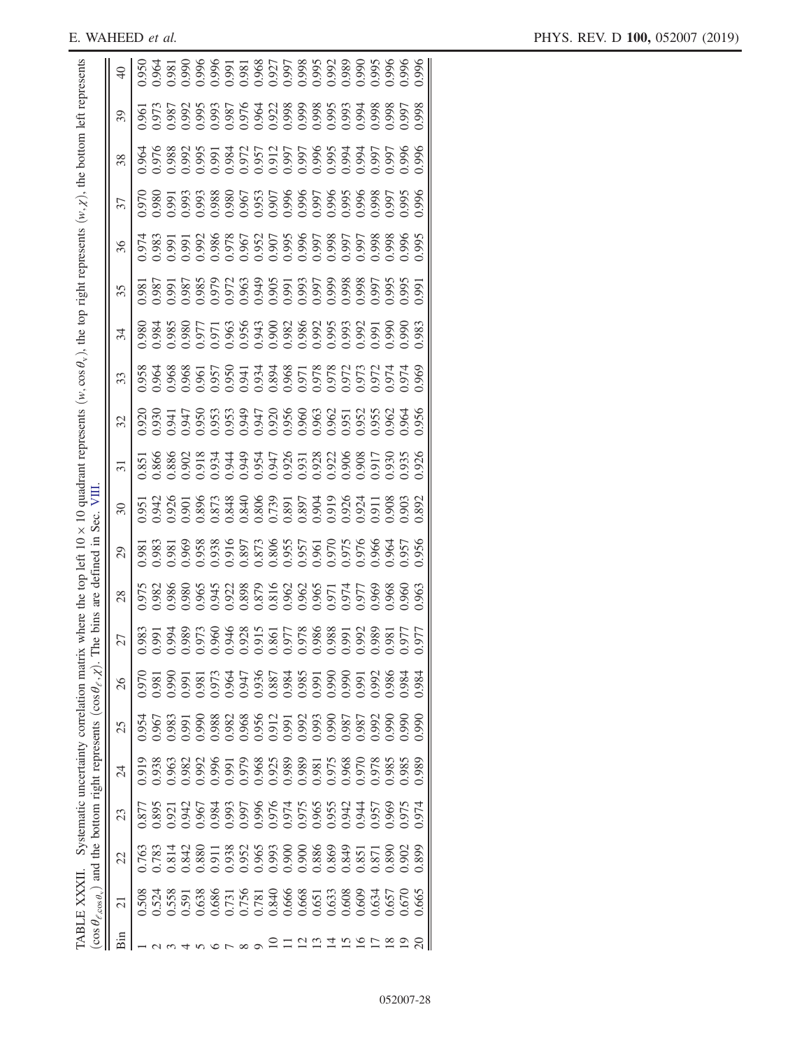TABLE XXXII. Systematic uncertainty correlation matrix where the top left 10 × 10 quadrant represents $(w, \cos\theta_v)$, the top right represents $(w, \chi)$, the bottom left represents $(\cos\theta_{\ell,\cos\theta_v})$ and the bottom right represents $(\cos\theta_\ell, \chi)$. The bins are defined in Sec. VIII.

| Bin | 21 | 22 | 23 | 24 | 25 | 26 | 27 | 28 | 29 | 30 | 31 | 32 | 33 | 34 | 35 | 36 | 37 | 38 | 39 | 40 |
|---|---|---|---|---|---|---|---|---|---|---|---|---|---|---|---|---|---|---|---|---|
| 1 | 0.508 | 0.763 | 0.877 | 0.919 | 0.954 | 0.970 | 0.983 | 0.975 | 0.981 | 0.951 | 0.851 | 0.920 | 0.958 | 0.980 | 0.981 | 0.974 | 0.970 | 0.964 | 0.961 | 0.950 |
| 2 | 0.524 | 0.783 | 0.895 | 0.938 | 0.967 | 0.981 | 0.991 | 0.982 | 0.983 | 0.942 | 0.866 | 0.930 | 0.964 | 0.984 | 0.987 | 0.983 | 0.980 | 0.976 | 0.973 | 0.964 |
| 3 | 0.558 | 0.814 | 0.921 | 0.963 | 0.983 | 0.990 | 0.994 | 0.986 | 0.981 | 0.926 | 0.886 | 0.941 | 0.968 | 0.985 | 0.991 | 0.991 | 0.991 | 0.988 | 0.987 | 0.981 |
| 4 | 0.591 | 0.842 | 0.942 | 0.982 | 0.991 | 0.991 | 0.989 | 0.980 | 0.969 | 0.901 | 0.902 | 0.947 | 0.968 | 0.980 | 0.987 | 0.991 | 0.993 | 0.992 | 0.992 | 0.990 |
| 5 | 0.638 | 0.880 | 0.967 | 0.992 | 0.990 | 0.981 | 0.973 | 0.965 | 0.958 | 0.896 | 0.918 | 0.950 | 0.961 | 0.977 | 0.985 | 0.992 | 0.993 | 0.995 | 0.995 | 0.996 |
| 6 | 0.686 | 0.911 | 0.984 | 0.996 | 0.988 | 0.973 | 0.960 | 0.945 | 0.938 | 0.873 | 0.934 | 0.953 | 0.957 | 0.971 | 0.979 | 0.986 | 0.988 | 0.991 | 0.993 | 0.996 |
| 7 | 0.731 | 0.938 | 0.993 | 0.991 | 0.982 | 0.964 | 0.946 | 0.922 | 0.916 | 0.848 | 0.944 | 0.953 | 0.950 | 0.963 | 0.972 | 0.978 | 0.980 | 0.984 | 0.987 | 0.991 |
| 8 | 0.756 | 0.952 | 0.997 | 0.979 | 0.968 | 0.947 | 0.928 | 0.898 | 0.897 | 0.840 | 0.949 | 0.949 | 0.941 | 0.956 | 0.963 | 0.967 | 0.967 | 0.972 | 0.976 | 0.981 |
| 9 | 0.781 | 0.965 | 0.996 | 0.968 | 0.956 | 0.936 | 0.915 | 0.879 | 0.873 | 0.806 | 0.954 | 0.947 | 0.934 | 0.943 | 0.949 | 0.952 | 0.953 | 0.957 | 0.964 | 0.968 |
| 10 | 0.840 | 0.993 | 0.976 | 0.925 | 0.912 | 0.887 | 0.861 | 0.816 | 0.806 | 0.739 | 0.947 | 0.920 | 0.894 | 0.900 | 0.905 | 0.907 | 0.907 | 0.912 | 0.922 | 0.927 |
| 11 | 0.666 | 0.900 | 0.974 | 0.989 | 0.991 | 0.984 | 0.977 | 0.962 | 0.955 | 0.891 | 0.926 | 0.956 | 0.968 | 0.982 | 0.991 | 0.995 | 0.996 | 0.997 | 0.998 | 0.997 |
| 12 | 0.668 | 0.900 | 0.975 | 0.989 | 0.992 | 0.985 | 0.978 | 0.962 | 0.957 | 0.897 | 0.931 | 0.960 | 0.971 | 0.986 | 0.993 | 0.996 | 0.996 | 0.997 | 0.999 | 0.998 |
| 13 | 0.651 | 0.886 | 0.965 | 0.981 | 0.993 | 0.991 | 0.986 | 0.965 | 0.961 | 0.904 | 0.928 | 0.963 | 0.978 | 0.992 | 0.997 | 0.997 | 0.997 | 0.996 | 0.998 | 0.995 |
| 14 | 0.633 | 0.869 | 0.955 | 0.975 | 0.990 | 0.990 | 0.988 | 0.971 | 0.970 | 0.919 | 0.922 | 0.962 | 0.978 | 0.995 | 0.999 | 0.998 | 0.996 | 0.995 | 0.995 | 0.992 |
| 15 | 0.608 | 0.849 | 0.942 | 0.968 | 0.987 | 0.990 | 0.991 | 0.974 | 0.975 | 0.926 | 0.906 | 0.951 | 0.972 | 0.993 | 0.998 | 0.997 | 0.995 | 0.994 | 0.993 | 0.989 |
| 16 | 0.609 | 0.851 | 0.944 | 0.970 | 0.987 | 0.991 | 0.992 | 0.977 | 0.976 | 0.924 | 0.908 | 0.952 | 0.973 | 0.992 | 0.998 | 0.997 | 0.996 | 0.994 | 0.994 | 0.990 |
| 17 | 0.634 | 0.871 | 0.957 | 0.978 | 0.992 | 0.992 | 0.989 | 0.969 | 0.966 | 0.911 | 0.917 | 0.955 | 0.972 | 0.991 | 0.997 | 0.998 | 0.998 | 0.997 | 0.998 | 0.995 |
| 18 | 0.657 | 0.890 | 0.969 | 0.985 | 0.990 | 0.986 | 0.981 | 0.968 | 0.964 | 0.908 | 0.930 | 0.962 | 0.974 | 0.990 | 0.995 | 0.998 | 0.997 | 0.997 | 0.998 | 0.996 |
| 19 | 0.670 | 0.902 | 0.975 | 0.985 | 0.990 | 0.984 | 0.977 | 0.960 | 0.957 | 0.903 | 0.935 | 0.964 | 0.974 | 0.990 | 0.995 | 0.996 | 0.995 | 0.996 | 0.997 | 0.996 |
| 20 | 0.665 | 0.899 | 0.974 | 0.989 | 0.990 | 0.984 | 0.977 | 0.963 | 0.956 | 0.892 | 0.926 | 0.956 | 0.969 | 0.983 | 0.991 | 0.995 | 0.996 | 0.996 | 0.998 | 0.996 |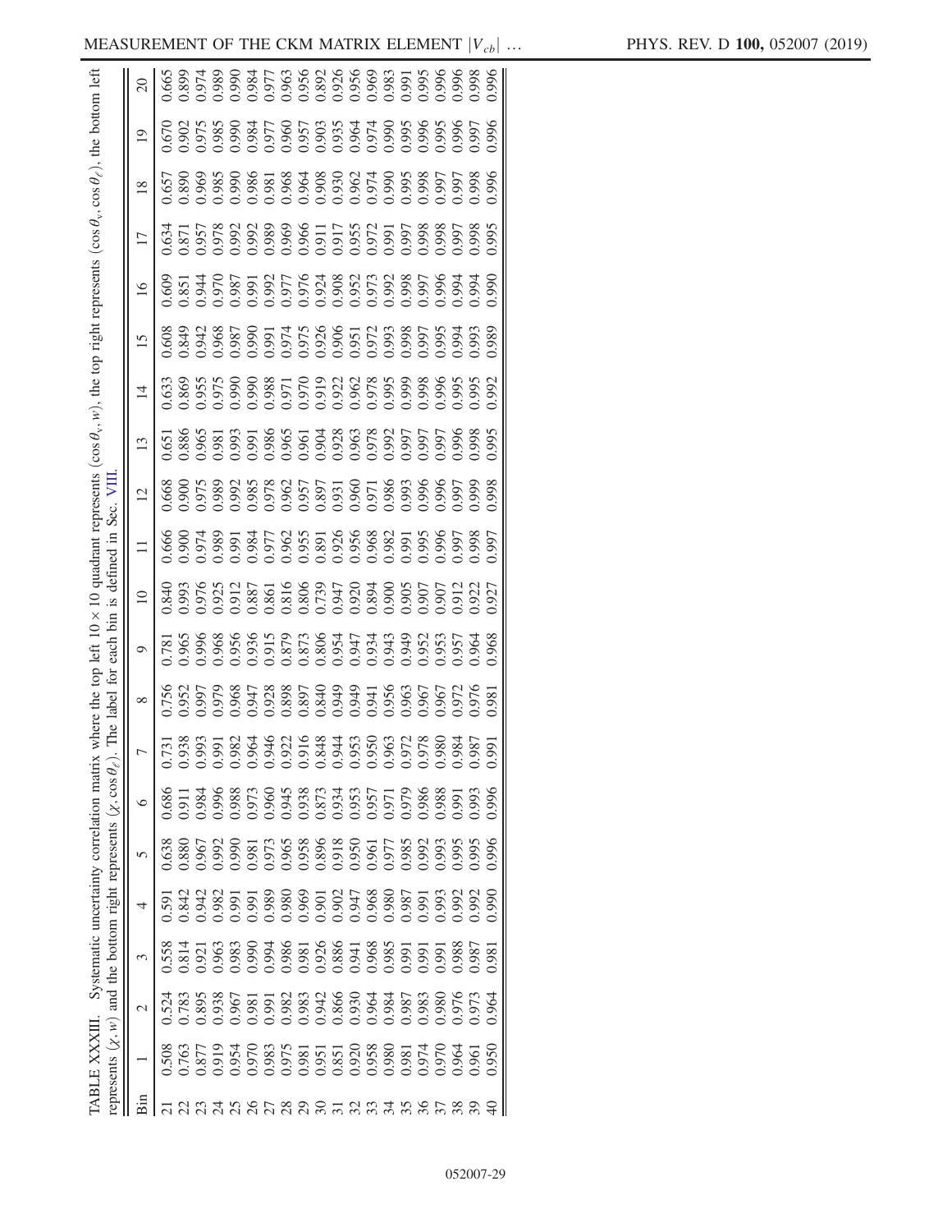TABLE XXXIII. Systematic uncertainty correlation matrix where the top left $10 \times 10$ quadrant represents $(\cos\theta_v, w)$, the top right represents $(\cos\theta_v, \cos\theta_\ell)$, the bottom left represents $(\chi, w)$ and the bottom right represents $(\chi, \cos\theta_\ell)$. The label for each bin is defined in Sec. VIII.

| Bin | 1 | 2 | 3 | 4 | 5 | 6 | 7 | 8 | 9 | 10 | 11 | 12 | 13 | 14 | 15 | 16 | 17 | 18 | 19 | 20 |
|---|---|---|---|---|---|---|---|---|---|---|---|---|---|---|---|---|---|---|---|---|
| 21 | 0.508 | 0.524 | 0.558 | 0.591 | 0.638 | 0.686 | 0.731 | 0.756 | 0.781 | 0.840 | 0.666 | 0.668 | 0.651 | 0.633 | 0.608 | 0.609 | 0.634 | 0.657 | 0.670 | 0.665 |
| 22 | 0.763 | 0.783 | 0.814 | 0.842 | 0.880 | 0.911 | 0.938 | 0.952 | 0.965 | 0.993 | 0.900 | 0.900 | 0.886 | 0.869 | 0.849 | 0.851 | 0.871 | 0.890 | 0.902 | 0.899 |
| 23 | 0.877 | 0.895 | 0.921 | 0.942 | 0.967 | 0.984 | 0.993 | 0.997 | 0.996 | 0.976 | 0.974 | 0.975 | 0.965 | 0.955 | 0.942 | 0.944 | 0.957 | 0.969 | 0.975 | 0.974 |
| 24 | 0.919 | 0.938 | 0.963 | 0.982 | 0.992 | 0.996 | 0.991 | 0.979 | 0.968 | 0.925 | 0.989 | 0.989 | 0.981 | 0.975 | 0.968 | 0.970 | 0.978 | 0.985 | 0.985 | 0.989 |
| 25 | 0.954 | 0.967 | 0.983 | 0.991 | 0.990 | 0.988 | 0.982 | 0.968 | 0.956 | 0.912 | 0.991 | 0.992 | 0.993 | 0.990 | 0.987 | 0.987 | 0.992 | 0.990 | 0.990 | 0.990 |
| 26 | 0.970 | 0.981 | 0.990 | 0.991 | 0.981 | 0.973 | 0.964 | 0.947 | 0.936 | 0.887 | 0.984 | 0.985 | 0.991 | 0.990 | 0.990 | 0.991 | 0.992 | 0.986 | 0.984 | 0.984 |
| 27 | 0.983 | 0.991 | 0.994 | 0.989 | 0.973 | 0.960 | 0.946 | 0.928 | 0.915 | 0.861 | 0.977 | 0.978 | 0.986 | 0.988 | 0.991 | 0.992 | 0.989 | 0.981 | 0.977 | 0.977 |
| 28 | 0.975 | 0.982 | 0.986 | 0.980 | 0.965 | 0.945 | 0.922 | 0.898 | 0.879 | 0.816 | 0.962 | 0.962 | 0.965 | 0.971 | 0.974 | 0.977 | 0.969 | 0.968 | 0.960 | 0.963 |
| 29 | 0.981 | 0.983 | 0.981 | 0.969 | 0.958 | 0.938 | 0.916 | 0.897 | 0.873 | 0.806 | 0.955 | 0.957 | 0.961 | 0.970 | 0.975 | 0.976 | 0.966 | 0.964 | 0.957 | 0.956 |
| 30 | 0.951 | 0.942 | 0.926 | 0.901 | 0.896 | 0.873 | 0.848 | 0.840 | 0.806 | 0.739 | 0.891 | 0.897 | 0.904 | 0.919 | 0.926 | 0.924 | 0.911 | 0.908 | 0.903 | 0.892 |
| 31 | 0.851 | 0.866 | 0.886 | 0.902 | 0.918 | 0.934 | 0.944 | 0.949 | 0.954 | 0.947 | 0.926 | 0.931 | 0.928 | 0.922 | 0.906 | 0.908 | 0.917 | 0.930 | 0.935 | 0.926 |
| 32 | 0.920 | 0.930 | 0.941 | 0.947 | 0.950 | 0.953 | 0.953 | 0.949 | 0.947 | 0.920 | 0.956 | 0.960 | 0.963 | 0.962 | 0.951 | 0.952 | 0.955 | 0.962 | 0.964 | 0.956 |
| 33 | 0.958 | 0.964 | 0.968 | 0.968 | 0.961 | 0.957 | 0.950 | 0.941 | 0.934 | 0.894 | 0.968 | 0.971 | 0.978 | 0.978 | 0.972 | 0.973 | 0.972 | 0.974 | 0.974 | 0.969 |
| 34 | 0.980 | 0.984 | 0.985 | 0.980 | 0.977 | 0.971 | 0.963 | 0.956 | 0.943 | 0.900 | 0.982 | 0.986 | 0.992 | 0.995 | 0.993 | 0.992 | 0.991 | 0.990 | 0.990 | 0.983 |
| 35 | 0.981 | 0.987 | 0.991 | 0.987 | 0.985 | 0.979 | 0.972 | 0.963 | 0.949 | 0.905 | 0.991 | 0.993 | 0.997 | 0.999 | 0.998 | 0.998 | 0.997 | 0.995 | 0.995 | 0.991 |
| 36 | 0.974 | 0.983 | 0.991 | 0.991 | 0.992 | 0.986 | 0.978 | 0.967 | 0.952 | 0.907 | 0.995 | 0.996 | 0.997 | 0.998 | 0.997 | 0.997 | 0.998 | 0.998 | 0.996 | 0.995 |
| 37 | 0.970 | 0.980 | 0.991 | 0.993 | 0.993 | 0.988 | 0.980 | 0.967 | 0.953 | 0.907 | 0.996 | 0.996 | 0.997 | 0.996 | 0.995 | 0.996 | 0.998 | 0.997 | 0.995 | 0.996 |
| 38 | 0.964 | 0.976 | 0.988 | 0.992 | 0.995 | 0.991 | 0.984 | 0.972 | 0.957 | 0.912 | 0.997 | 0.997 | 0.996 | 0.995 | 0.994 | 0.994 | 0.997 | 0.997 | 0.996 | 0.996 |
| 39 | 0.961 | 0.973 | 0.987 | 0.992 | 0.995 | 0.993 | 0.987 | 0.976 | 0.964 | 0.922 | 0.998 | 0.999 | 0.998 | 0.995 | 0.993 | 0.994 | 0.998 | 0.998 | 0.997 | 0.998 |
| 40 | 0.950 | 0.964 | 0.981 | 0.990 | 0.996 | 0.996 | 0.991 | 0.981 | 0.968 | 0.927 | 0.997 | 0.998 | 0.995 | 0.992 | 0.989 | 0.990 | 0.995 | 0.996 | 0.996 | 0.996 |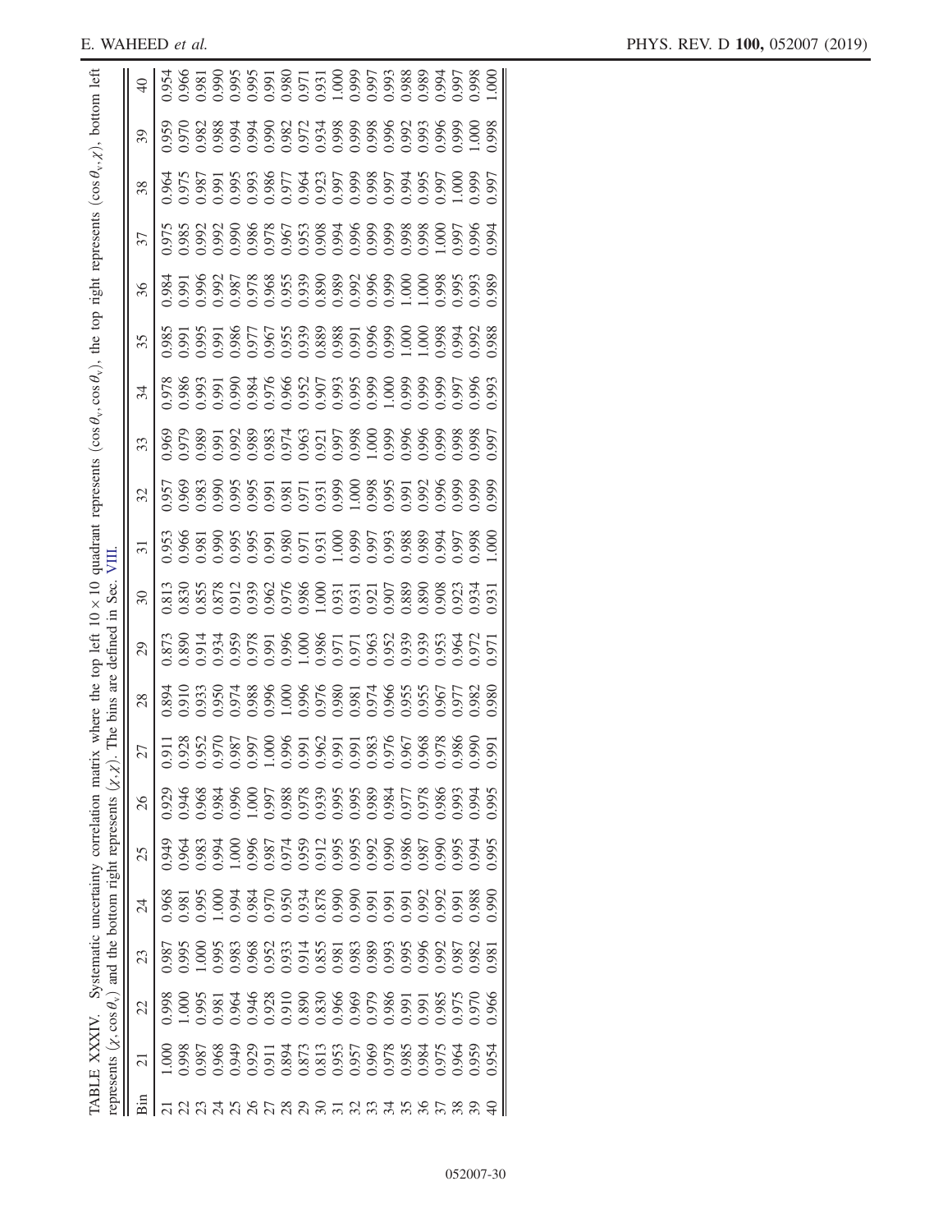TABLE XXXIV. Systematic uncertainty correlation matrix where the top left $10 \times 10$ quadrant represents $(\cos\theta_v, \cos\theta_v)$, the top right represents $(\cos\theta_v, \chi)$, bottom left represents $(\chi, \cos\theta_v)$ and the bottom right represents $(\chi, \chi)$. The bins are defined in Sec. VIII.

| Bin | 21 | 22 | 23 | 24 | 25 | 26 | 27 | 28 | 29 | 30 | 31 | 32 | 33 | 34 | 35 | 36 | 37 | 38 | 39 | 40 |
|---|---|---|---|---|---|---|---|---|---|---|---|---|---|---|---|---|---|---|---|---|
| 21 | 1.000 | 0.998 | 0.987 | 0.968 | 0.949 | 0.929 | 0.911 | 0.894 | 0.873 | 0.813 | 0.953 | 0.957 | 0.969 | 0.978 | 0.985 | 0.984 | 0.975 | 0.964 | 0.959 | 0.954 |
| 22 | 0.998 | 1.000 | 0.995 | 0.981 | 0.964 | 0.946 | 0.928 | 0.910 | 0.890 | 0.830 | 0.966 | 0.969 | 0.979 | 0.986 | 0.991 | 0.991 | 0.985 | 0.975 | 0.970 | 0.966 |
| 23 | 0.987 | 0.995 | 1.000 | 0.995 | 0.983 | 0.968 | 0.952 | 0.933 | 0.914 | 0.855 | 0.981 | 0.983 | 0.989 | 0.993 | 0.995 | 0.996 | 0.992 | 0.987 | 0.982 | 0.981 |
| 24 | 0.968 | 0.981 | 0.995 | 1.000 | 0.994 | 0.984 | 0.970 | 0.950 | 0.934 | 0.878 | 0.990 | 0.990 | 0.991 | 0.991 | 0.991 | 0.992 | 0.992 | 0.991 | 0.988 | 0.990 |
| 25 | 0.949 | 0.964 | 0.983 | 0.994 | 1.000 | 0.996 | 0.987 | 0.974 | 0.959 | 0.912 | 0.995 | 0.995 | 0.992 | 0.990 | 0.986 | 0.987 | 0.990 | 0.995 | 0.994 | 0.995 |
| 26 | 0.929 | 0.946 | 0.968 | 0.984 | 0.996 | 1.000 | 0.997 | 0.988 | 0.978 | 0.939 | 0.995 | 0.995 | 0.989 | 0.984 | 0.977 | 0.978 | 0.986 | 0.993 | 0.994 | 0.995 |
| 27 | 0.911 | 0.928 | 0.952 | 0.970 | 0.987 | 0.997 | 1.000 | 0.996 | 0.991 | 0.962 | 0.991 | 0.991 | 0.983 | 0.976 | 0.967 | 0.968 | 0.978 | 0.986 | 0.990 | 0.991 |
| 28 | 0.894 | 0.910 | 0.933 | 0.950 | 0.974 | 0.988 | 0.996 | 1.000 | 0.996 | 0.976 | 0.980 | 0.981 | 0.974 | 0.966 | 0.955 | 0.955 | 0.967 | 0.977 | 0.982 | 0.980 |
| 29 | 0.873 | 0.890 | 0.914 | 0.934 | 0.959 | 0.978 | 0.991 | 0.996 | 1.000 | 0.986 | 0.971 | 0.971 | 0.963 | 0.952 | 0.939 | 0.939 | 0.953 | 0.964 | 0.972 | 0.971 |
| 30 | 0.813 | 0.830 | 0.855 | 0.878 | 0.912 | 0.939 | 0.962 | 0.976 | 0.986 | 1.000 | 0.931 | 0.931 | 0.921 | 0.907 | 0.889 | 0.890 | 0.908 | 0.923 | 0.934 | 0.931 |
| 31 | 0.953 | 0.966 | 0.981 | 0.990 | 0.995 | 0.995 | 0.991 | 0.980 | 0.971 | 0.931 | 1.000 | 0.999 | 0.997 | 0.993 | 0.988 | 0.989 | 0.994 | 0.997 | 0.998 | 1.000 |
| 32 | 0.957 | 0.969 | 0.983 | 0.990 | 0.995 | 0.995 | 0.991 | 0.981 | 0.971 | 0.931 | 0.999 | 1.000 | 0.998 | 0.995 | 0.991 | 0.992 | 0.996 | 0.999 | 0.999 | 0.999 |
| 33 | 0.969 | 0.979 | 0.989 | 0.991 | 0.992 | 0.989 | 0.983 | 0.974 | 0.963 | 0.921 | 0.997 | 0.998 | 1.000 | 0.999 | 0.996 | 0.996 | 0.999 | 0.998 | 0.998 | 0.997 |
| 34 | 0.978 | 0.986 | 0.993 | 0.991 | 0.990 | 0.984 | 0.976 | 0.966 | 0.952 | 0.907 | 0.993 | 0.995 | 0.999 | 1.000 | 0.999 | 0.999 | 0.999 | 0.997 | 0.996 | 0.993 |
| 35 | 0.985 | 0.991 | 0.995 | 0.991 | 0.986 | 0.977 | 0.967 | 0.955 | 0.939 | 0.889 | 0.988 | 0.991 | 0.996 | 0.999 | 1.000 | 1.000 | 0.998 | 0.994 | 0.992 | 0.988 |
| 36 | 0.984 | 0.991 | 0.996 | 0.992 | 0.987 | 0.978 | 0.968 | 0.955 | 0.939 | 0.890 | 0.989 | 0.992 | 0.996 | 0.999 | 1.000 | 1.000 | 0.998 | 0.995 | 0.993 | 0.989 |
| 37 | 0.975 | 0.985 | 0.992 | 0.992 | 0.990 | 0.986 | 0.978 | 0.967 | 0.953 | 0.908 | 0.994 | 0.996 | 0.999 | 0.999 | 0.998 | 0.998 | 1.000 | 0.997 | 0.996 | 0.994 |
| 38 | 0.964 | 0.975 | 0.987 | 0.991 | 0.995 | 0.993 | 0.986 | 0.977 | 0.964 | 0.923 | 0.997 | 0.999 | 0.998 | 0.997 | 0.994 | 0.995 | 0.997 | 1.000 | 0.999 | 0.997 |
| 39 | 0.959 | 0.970 | 0.982 | 0.988 | 0.994 | 0.994 | 0.990 | 0.982 | 0.972 | 0.934 | 0.998 | 0.999 | 0.998 | 0.996 | 0.992 | 0.993 | 0.996 | 0.999 | 1.000 | 0.998 |
| 40 | 0.954 | 0.966 | 0.981 | 0.990 | 0.995 | 0.995 | 0.991 | 0.980 | 0.971 | 0.931 | 1.000 | 0.999 | 0.997 | 0.993 | 0.988 | 0.989 | 0.994 | 0.997 | 0.998 | 1.000 |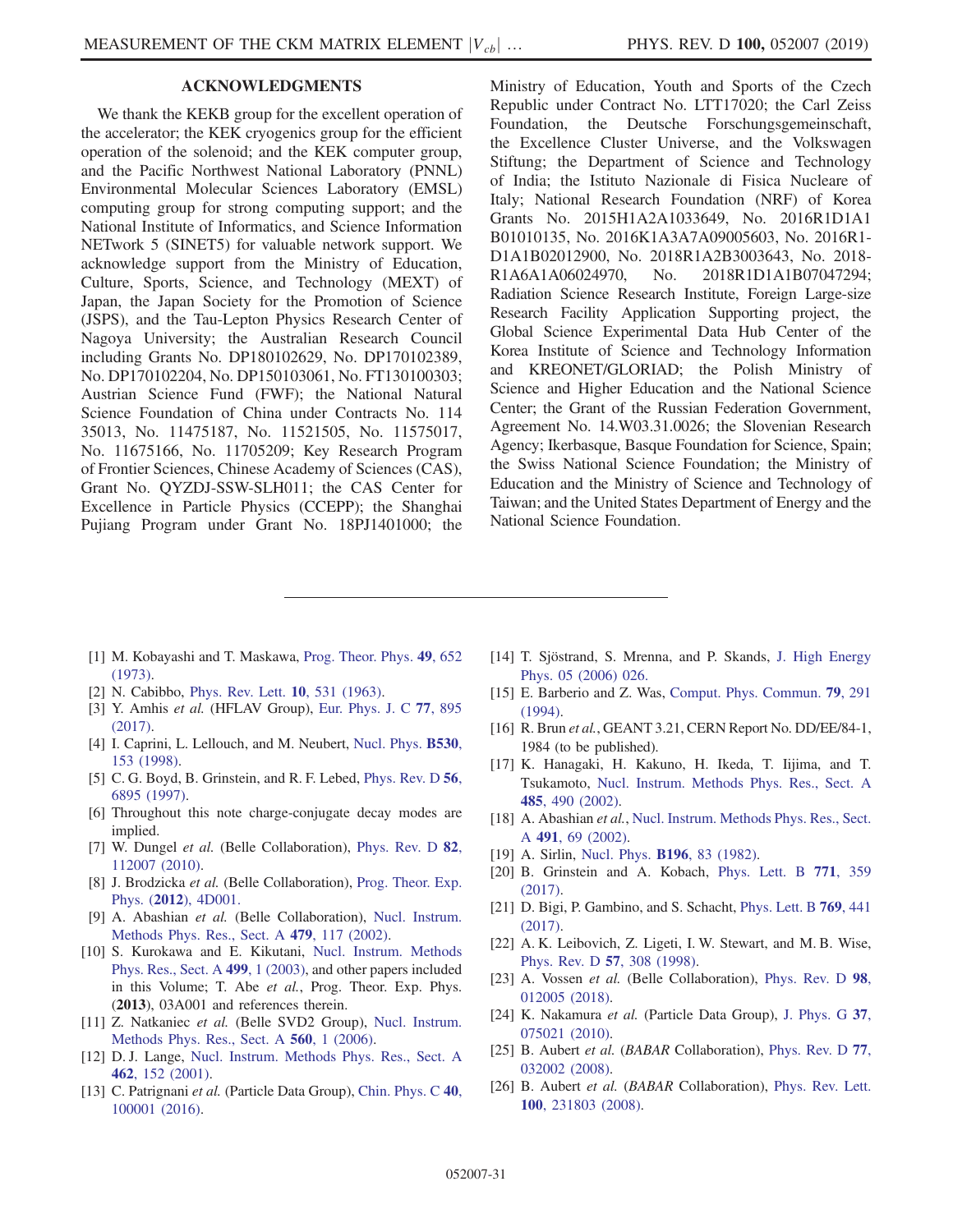## ACKNOWLEDGMENTS

We thank the KEKB group for the excellent operation of the accelerator; the KEK cryogenics group for the efficient operation of the solenoid; and the KEK computer group, and the Pacific Northwest National Laboratory (PNNL) Environmental Molecular Sciences Laboratory (EMSL) computing group for strong computing support; and the National Institute of Informatics, and Science Information NETwork 5 (SINET5) for valuable network support. We acknowledge support from the Ministry of Education, Culture, Sports, Science, and Technology (MEXT) of Japan, the Japan Society for the Promotion of Science (JSPS), and the Tau-Lepton Physics Research Center of Nagoya University; the Australian Research Council including Grants No. DP180102629, No. DP170102389, No. DP170102204, No. DP150103061, No. FT130100303; Austrian Science Fund (FWF); the National Natural Science Foundation of China under Contracts No. 114 35013, No. 11475187, No. 11521505, No. 11575017, No. 11675166, No. 11705209; Key Research Program of Frontier Sciences, Chinese Academy of Sciences (CAS), Grant No. QYZDJ-SSW-SLH011; the CAS Center for Excellence in Particle Physics (CCEPP); the Shanghai Pujiang Program under Grant No. 18PJ1401000; the Ministry of Education, Youth and Sports of the Czech Republic under Contract No. LTT17020; the Carl Zeiss Foundation, the Deutsche Forschungsgemeinschaft, the Excellence Cluster Universe, and the Volkswagen Stiftung; the Department of Science and Technology of India; the Istituto Nazionale di Fisica Nucleare of Italy; National Research Foundation (NRF) of Korea Grants No. 2015H1A2A1033649, No. 2016R1D1A1 B01010135, No. 2016K1A3A7A09005603, No. 2016R1-D1A1B02012900, No. 2018R1A2B3003643, No. 2018-R1A6A1A06024970, No. 2018R1D1A1B07047294; Radiation Science Research Institute, Foreign Large-size Research Facility Application Supporting project, the Global Science Experimental Data Hub Center of the Korea Institute of Science and Technology Information and KREONET/GLORIAD; the Polish Ministry of Science and Higher Education and the National Science Center; the Grant of the Russian Federation Government, Agreement No. 14.W03.31.0026; the Slovenian Research Agency; Ikerbasque, Basque Foundation for Science, Spain; the Swiss National Science Foundation; the Ministry of Education and the Ministry of Science and Technology of Taiwan; and the United States Department of Energy and the National Science Foundation.

---

[1] M. Kobayashi and T. Maskawa, Prog. Theor. Phys. **49**, 652 (1973).

[2] N. Cabibbo, Phys. Rev. Lett. **10**, 531 (1963).

[3] Y. Amhis *et al.* (HFLAV Group), Eur. Phys. J. C **77**, 895 (2017).

[4] I. Caprini, L. Lellouch, and M. Neubert, Nucl. Phys. **B530**, 153 (1998).

[5] C. G. Boyd, B. Grinstein, and R. F. Lebed, Phys. Rev. D **56**, 6895 (1997).

[6] Throughout this note charge-conjugate decay modes are implied.

[7] W. Dungel *et al.* (Belle Collaboration), Phys. Rev. D **82**, 112007 (2010).

[8] J. Brodzicka *et al.* (Belle Collaboration), Prog. Theor. Exp. Phys. (**2012**), 4D001.

[9] A. Abashian *et al.* (Belle Collaboration), Nucl. Instrum. Methods Phys. Res., Sect. A **479**, 117 (2002).

[10] S. Kurokawa and E. Kikutani, Nucl. Instrum. Methods Phys. Res., Sect. A **499**, 1 (2003), and other papers included in this Volume; T. Abe *et al.*, Prog. Theor. Exp. Phys. (**2013**), 03A001 and references therein.

[11] Z. Natkaniec *et al.* (Belle SVD2 Group), Nucl. Instrum. Methods Phys. Res., Sect. A **560**, 1 (2006).

[12] D. J. Lange, Nucl. Instrum. Methods Phys. Res., Sect. A **462**, 152 (2001).

[13] C. Patrignani *et al.* (Particle Data Group), Chin. Phys. C **40**, 100001 (2016).

[14] T. Sjöstrand, S. Mrenna, and P. Skands, J. High Energy Phys. 05 (2006) 026.

[15] E. Barberio and Z. Was, Comput. Phys. Commun. **79**, 291 (1994).

[16] R. Brun *et al.*, GEANT 3.21, CERN Report No. DD/EE/84-1, 1984 (to be published).

[17] K. Hanagaki, H. Kakuno, H. Ikeda, T. Iijima, and T. Tsukamoto, Nucl. Instrum. Methods Phys. Res., Sect. A **485**, 490 (2002).

[18] A. Abashian *et al.*, Nucl. Instrum. Methods Phys. Res., Sect. A **491**, 69 (2002).

[19] A. Sirlin, Nucl. Phys. **B196**, 83 (1982).

[20] B. Grinstein and A. Kobach, Phys. Lett. B **771**, 359 (2017).

[21] D. Bigi, P. Gambino, and S. Schacht, Phys. Lett. B **769**, 441 (2017).

[22] A. K. Leibovich, Z. Ligeti, I. W. Stewart, and M. B. Wise, Phys. Rev. D **57**, 308 (1998).

[23] A. Vossen *et al.* (Belle Collaboration), Phys. Rev. D **98**, 012005 (2018).

[24] K. Nakamura *et al.* (Particle Data Group), J. Phys. G **37**, 075021 (2010).

[25] B. Aubert *et al.* (*BABAR* Collaboration), Phys. Rev. D **77**, 032002 (2008).

[26] B. Aubert *et al.* (*BABAR* Collaboration), Phys. Rev. Lett. **100**, 231803 (2008).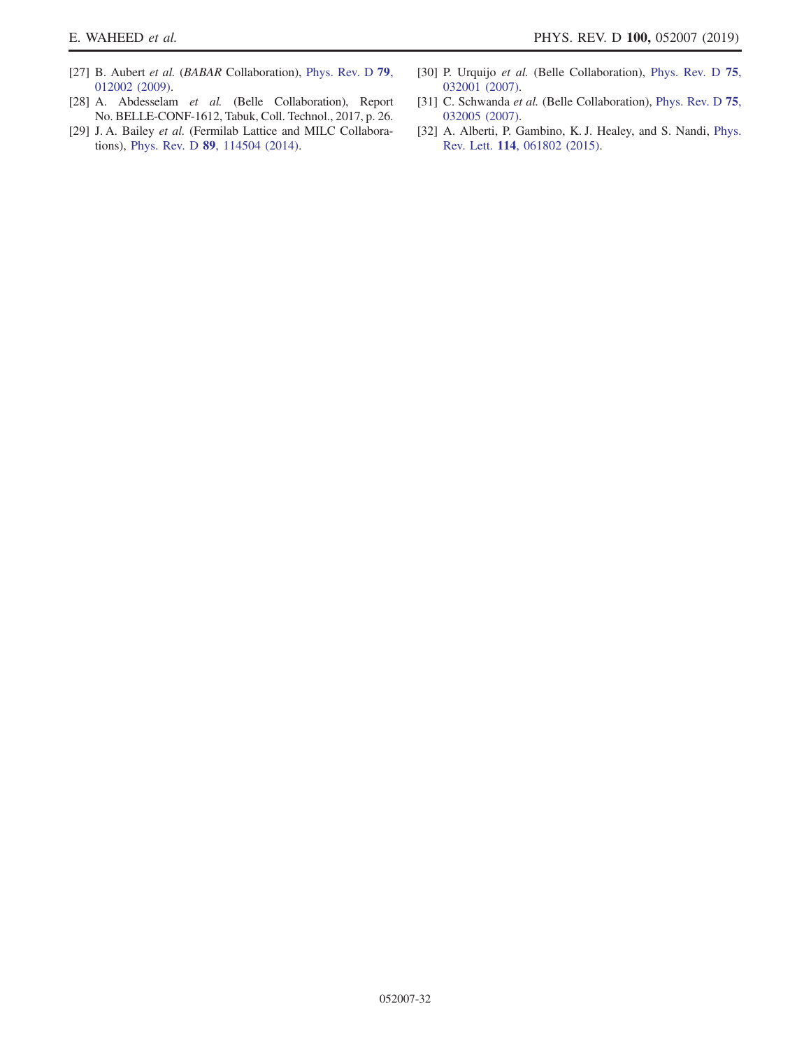[27] B. Aubert *et al.* (*BABAR* Collaboration), Phys. Rev. D **79**, 012002 (2009).

[28] A. Abdesselam *et al.* (Belle Collaboration), Report No. BELLE-CONF-1612, Tabuk, Coll. Technol., 2017, p. 26.

[29] J. A. Bailey *et al.* (Fermilab Lattice and MILC Collaborations), Phys. Rev. D **89**, 114504 (2014).

[30] P. Urquijo *et al.* (Belle Collaboration), Phys. Rev. D **75**, 032001 (2007).

[31] C. Schwanda *et al.* (Belle Collaboration), Phys. Rev. D **75**, 032005 (2007).

[32] A. Alberti, P. Gambino, K. J. Healey, and S. Nandi, Phys. Rev. Lett. **114**, 061802 (2015).